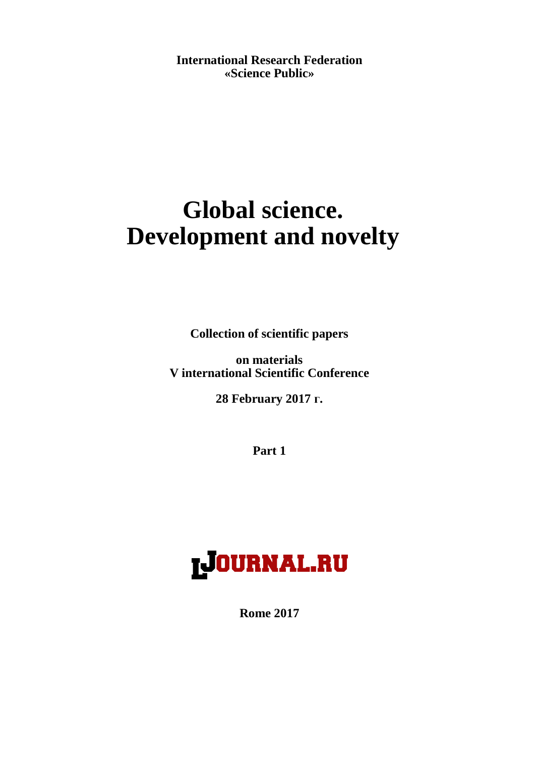**International Research Federation**
**«Science Public»**

# Global science. Development and novelty

**Collection of scientific papers**

**on materials**
**V international Scientific Conference**

**28 February 2017 г.**

**Part 1**

IJOURNAL.RU

**Rome 2017**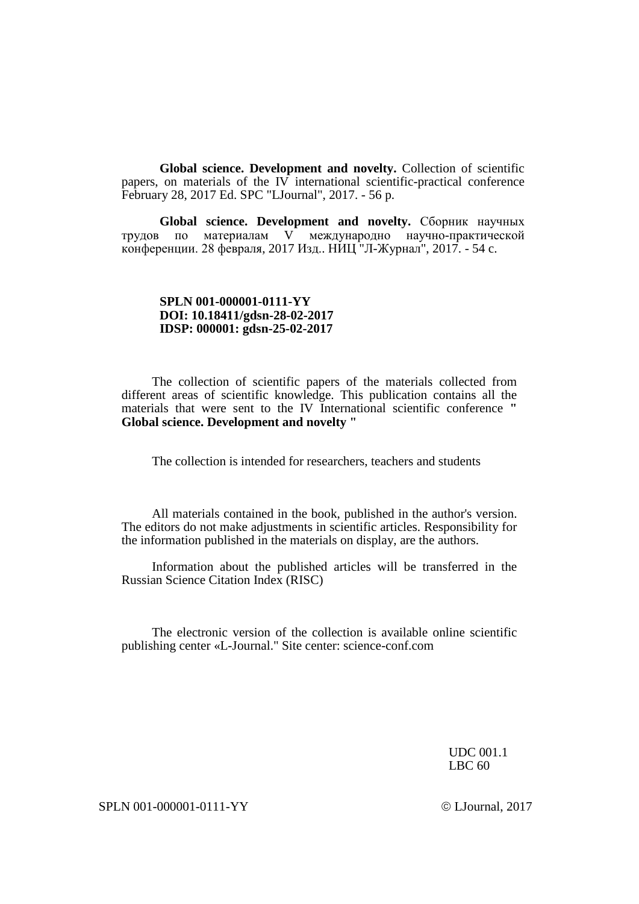**Global science. Development and novelty.** Collection of scientific papers, on materials of the IV international scientific-practical conference February 28, 2017 Ed. SPC "LJournal", 2017. - 56 p.

**Global science. Development and novelty.** Сборник научных трудов по материалам V международно научно-практической конференции. 28 февраля, 2017 Изд.. НИЦ "Л-Журнал", 2017. - 54 с.

**SPLN 001-000001-0111-YY**
**DOI: 10.18411/gdsn-28-02-2017**
**IDSP: 000001: gdsn-25-02-2017**

The collection of scientific papers of the materials collected from different areas of scientific knowledge. This publication contains all the materials that were sent to the IV International scientific conference **" Global science. Development and novelty "**

The collection is intended for researchers, teachers and students

All materials contained in the book, published in the author's version. The editors do not make adjustments in scientific articles. Responsibility for the information published in the materials on display, are the authors.

Information about the published articles will be transferred in the Russian Science Citation Index (RISC)

The electronic version of the collection is available online scientific publishing center «L-Journal." Site center: science-conf.com

UDC 001.1
LBC 60

SPLN 001-000001-0111-YY © LJournal, 2017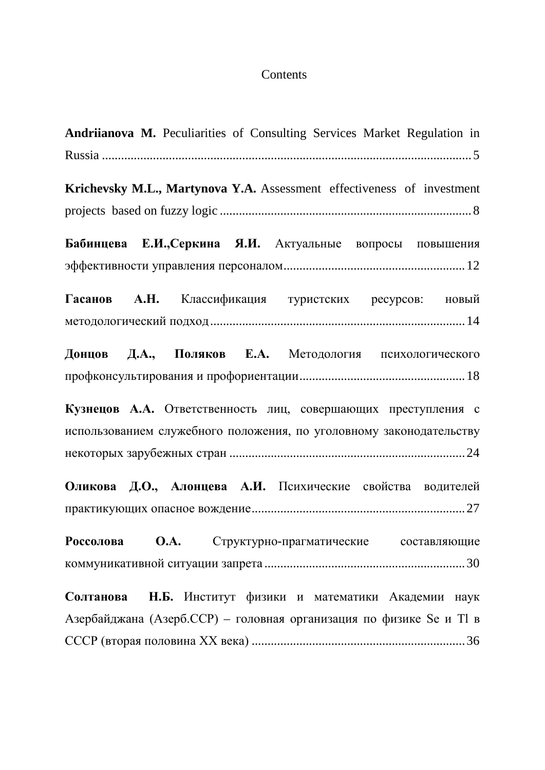Contents

**Andriianova M.** Peculiarities of Consulting Services Market Regulation in Russia ..................................................................................................................5

**Krichevsky M.L., Martynova Y.A.** Assessment effectiveness of investment projects based on fuzzy logic ..............................................................................8

**Бабинцева Е.И.,Серкина Я.И.** Актуальные вопросы повышения эффективности управления персоналом........................................................12

**Гасанов А.Н.** Классификация туристских ресурсов: новый методологический подход...............................................................................14

**Донцов Д.А., Поляков Е.А.** Методология психологического профконсультирования и профориентации...................................................18

**Кузнецов А.А.** Ответственность лиц, совершающих преступления с использованием служебного положения, по уголовному законодательству некоторых зарубежных стран .........................................................................24

**Оликова Д.О., Алонцева А.И.** Психические свойства водителей практикующих опасное вождение..................................................................27

**Россолова О.А.** Структурно-прагматические составляющие коммуникативной ситуации запрета..............................................................30

**Солтанова Н.Б.** Институт физики и математики Академии наук Азербайджана (Азерб.ССР) – головная организация по физике Se и Tl в СССР (вторая половина XX века) ..................................................................36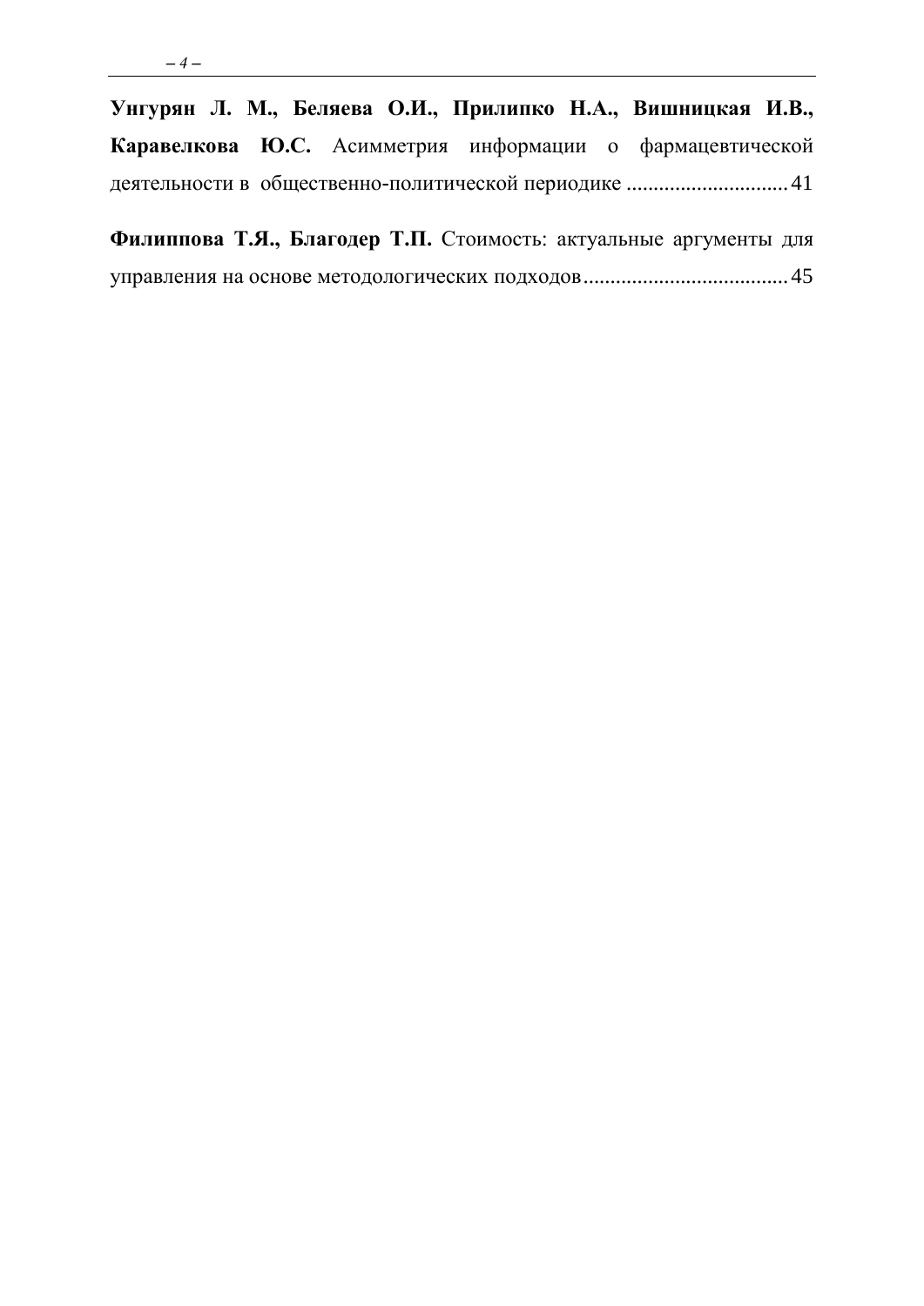**Унгурян Л. М., Беляева О.И., Прилипко Н.А., Вишницкая И.В., Каравелкова Ю.С.** Асимметрия информации о фармацевтической деятельности в общественно-политической периодике .............................. 41

**Филиппова Т.Я., Благодер Т.П.** Стоимость: актуальные аргументы для управления на основе методологических подходов ...................................... 45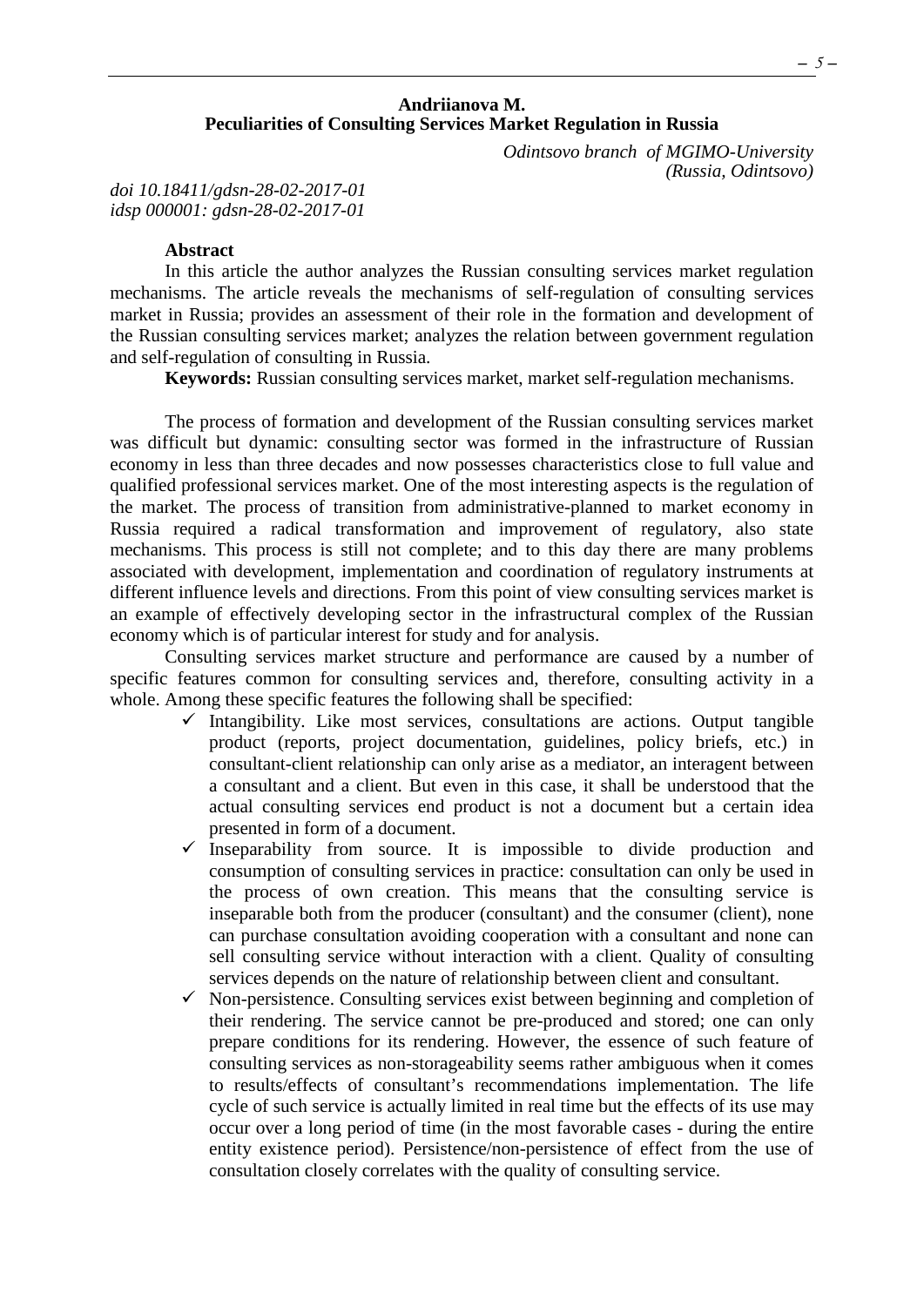**Andriianova M.**
**Peculiarities of Consulting Services Market Regulation in Russia**

*Odintsovo branch of MGIMO-University (Russia, Odintsovo)*

*doi 10.18411/gdsn-28-02-2017-01*
*idsp 000001: gdsn-28-02-2017-01*

**Abstract**

In this article the author analyzes the Russian consulting services market regulation mechanisms. The article reveals the mechanisms of self-regulation of consulting services market in Russia; provides an assessment of their role in the formation and development of the Russian consulting services market; analyzes the relation between government regulation and self-regulation of consulting in Russia.

**Keywords:** Russian consulting services market, market self-regulation mechanisms.

The process of formation and development of the Russian consulting services market was difficult but dynamic: consulting sector was formed in the infrastructure of Russian economy in less than three decades and now possesses characteristics close to full value and qualified professional services market. One of the most interesting aspects is the regulation of the market. The process of transition from administrative-planned to market economy in Russia required a radical transformation and improvement of regulatory, also state mechanisms. This process is still not complete; and to this day there are many problems associated with development, implementation and coordination of regulatory instruments at different influence levels and directions. From this point of view consulting services market is an example of effectively developing sector in the infrastructural complex of the Russian economy which is of particular interest for study and for analysis.

Consulting services market structure and performance are caused by a number of specific features common for consulting services and, therefore, consulting activity in a whole. Among these specific features the following shall be specified:

- ✓ Intangibility. Like most services, consultations are actions. Output tangible product (reports, project documentation, guidelines, policy briefs, etc.) in consultant-client relationship can only arise as a mediator, an interagent between a consultant and a client. But even in this case, it shall be understood that the actual consulting services end product is not a document but a certain idea presented in form of a document.
- ✓ Inseparability from source. It is impossible to divide production and consumption of consulting services in practice: consultation can only be used in the process of own creation. This means that the consulting service is inseparable both from the producer (consultant) and the consumer (client), none can purchase consultation avoiding cooperation with a consultant and none can sell consulting service without interaction with a client. Quality of consulting services depends on the nature of relationship between client and consultant.
- ✓ Non-persistence. Consulting services exist between beginning and completion of their rendering. The service cannot be pre-produced and stored; one can only prepare conditions for its rendering. However, the essence of such feature of consulting services as non-storageability seems rather ambiguous when it comes to results/effects of consultant's recommendations implementation. The life cycle of such service is actually limited in real time but the effects of its use may occur over a long period of time (in the most favorable cases - during the entire entity existence period). Persistence/non-persistence of effect from the use of consultation closely correlates with the quality of consulting service.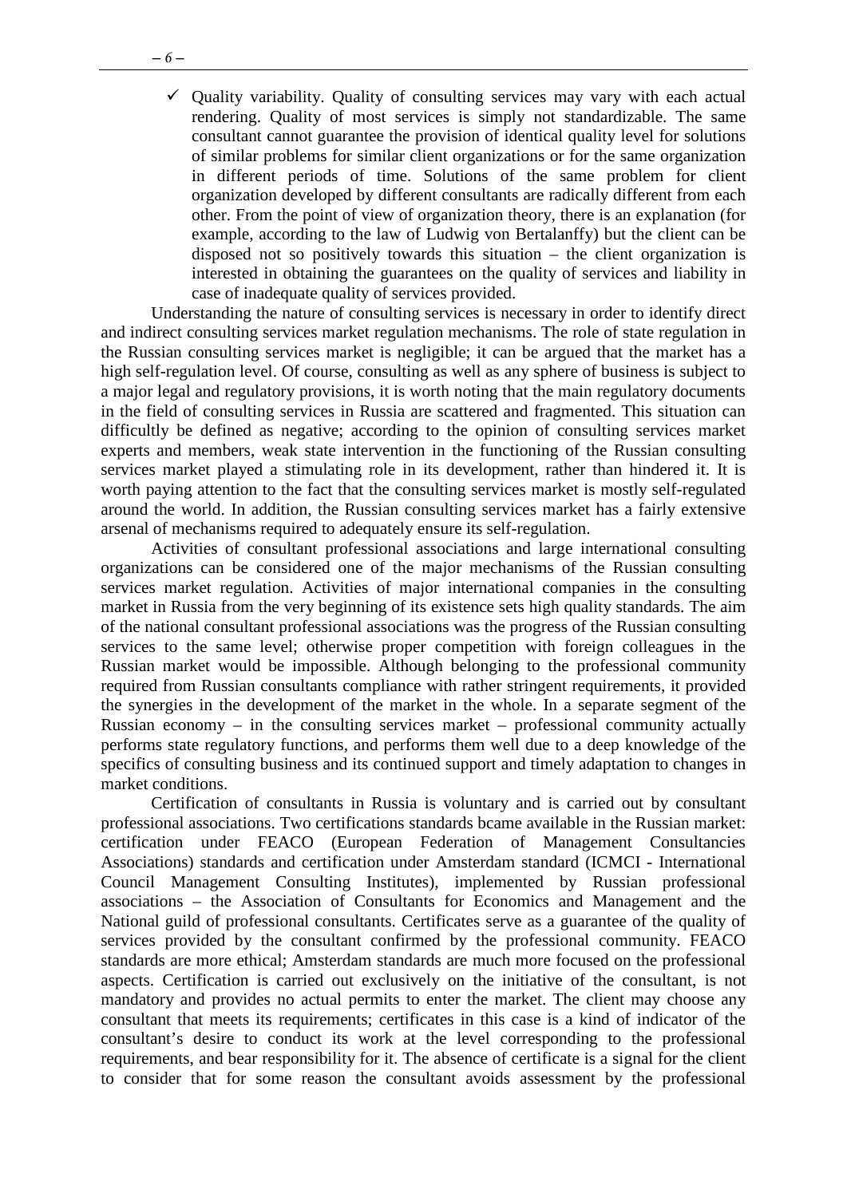- ✓ Quality variability. Quality of consulting services may vary with each actual rendering. Quality of most services is simply not standardizable. The same consultant cannot guarantee the provision of identical quality level for solutions of similar problems for similar client organizations or for the same organization in different periods of time. Solutions of the same problem for client organization developed by different consultants are radically different from each other. From the point of view of organization theory, there is an explanation (for example, according to the law of Ludwig von Bertalanffy) but the client can be disposed not so positively towards this situation – the client organization is interested in obtaining the guarantees on the quality of services and liability in case of inadequate quality of services provided.

Understanding the nature of consulting services is necessary in order to identify direct and indirect consulting services market regulation mechanisms. The role of state regulation in the Russian consulting services market is negligible; it can be argued that the market has a high self-regulation level. Of course, consulting as well as any sphere of business is subject to a major legal and regulatory provisions, it is worth noting that the main regulatory documents in the field of consulting services in Russia are scattered and fragmented. This situation can difficultly be defined as negative; according to the opinion of consulting services market experts and members, weak state intervention in the functioning of the Russian consulting services market played a stimulating role in its development, rather than hindered it. It is worth paying attention to the fact that the consulting services market is mostly self-regulated around the world. In addition, the Russian consulting services market has a fairly extensive arsenal of mechanisms required to adequately ensure its self-regulation.

Activities of consultant professional associations and large international consulting organizations can be considered one of the major mechanisms of the Russian consulting services market regulation. Activities of major international companies in the consulting market in Russia from the very beginning of its existence sets high quality standards. The aim of the national consultant professional associations was the progress of the Russian consulting services to the same level; otherwise proper competition with foreign colleagues in the Russian market would be impossible. Although belonging to the professional community required from Russian consultants compliance with rather stringent requirements, it provided the synergies in the development of the market in the whole. In a separate segment of the Russian economy – in the consulting services market – professional community actually performs state regulatory functions, and performs them well due to a deep knowledge of the specifics of consulting business and its continued support and timely adaptation to changes in market conditions.

Certification of consultants in Russia is voluntary and is carried out by consultant professional associations. Two certifications standards bcame available in the Russian market: certification under FEACO (European Federation of Management Consultancies Associations) standards and certification under Amsterdam standard (ICMCI - International Council Management Consulting Institutes), implemented by Russian professional associations – the Association of Consultants for Economics and Management and the National guild of professional consultants. Certificates serve as a guarantee of the quality of services provided by the consultant confirmed by the professional community. FEACO standards are more ethical; Amsterdam standards are much more focused on the professional aspects. Certification is carried out exclusively on the initiative of the consultant, is not mandatory and provides no actual permits to enter the market. The client may choose any consultant that meets its requirements; certificates in this case is a kind of indicator of the consultant's desire to conduct its work at the level corresponding to the professional requirements, and bear responsibility for it. The absence of certificate is a signal for the client to consider that for some reason the consultant avoids assessment by the professional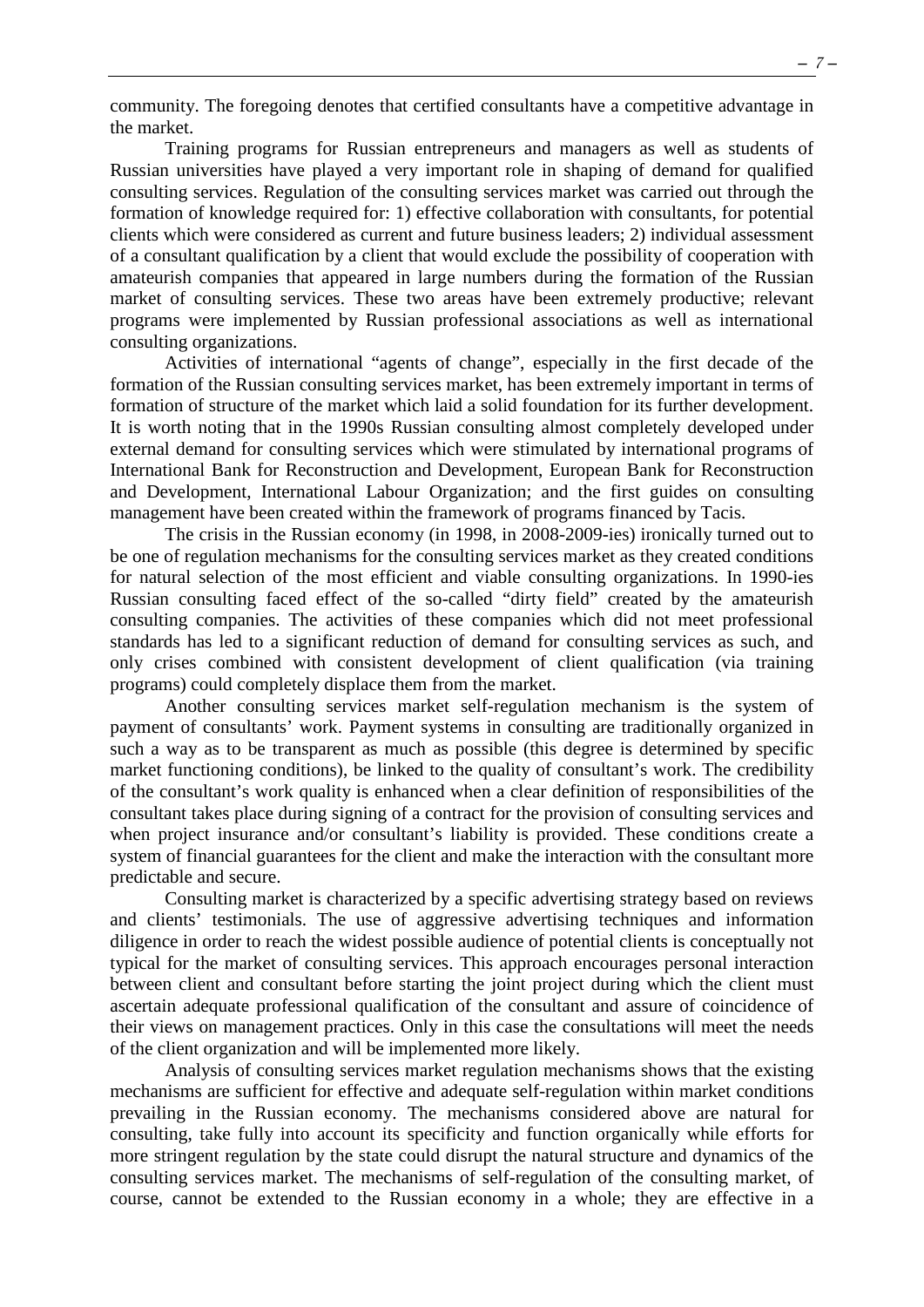community. The foregoing denotes that certified consultants have a competitive advantage in the market.

Training programs for Russian entrepreneurs and managers as well as students of Russian universities have played a very important role in shaping of demand for qualified consulting services. Regulation of the consulting services market was carried out through the formation of knowledge required for: 1) effective collaboration with consultants, for potential clients which were considered as current and future business leaders; 2) individual assessment of a consultant qualification by a client that would exclude the possibility of cooperation with amateurish companies that appeared in large numbers during the formation of the Russian market of consulting services. These two areas have been extremely productive; relevant programs were implemented by Russian professional associations as well as international consulting organizations.

Activities of international "agents of change", especially in the first decade of the formation of the Russian consulting services market, has been extremely important in terms of formation of structure of the market which laid a solid foundation for its further development. It is worth noting that in the 1990s Russian consulting almost completely developed under external demand for consulting services which were stimulated by international programs of International Bank for Reconstruction and Development, European Bank for Reconstruction and Development, International Labour Organization; and the first guides on consulting management have been created within the framework of programs financed by Tacis.

The crisis in the Russian economy (in 1998, in 2008-2009-ies) ironically turned out to be one of regulation mechanisms for the consulting services market as they created conditions for natural selection of the most efficient and viable consulting organizations. In 1990-ies Russian consulting faced effect of the so-called "dirty field" created by the amateurish consulting companies. The activities of these companies which did not meet professional standards has led to a significant reduction of demand for consulting services as such, and only crises combined with consistent development of client qualification (via training programs) could completely displace them from the market.

Another consulting services market self-regulation mechanism is the system of payment of consultants' work. Payment systems in consulting are traditionally organized in such a way as to be transparent as much as possible (this degree is determined by specific market functioning conditions), be linked to the quality of consultant's work. The credibility of the consultant's work quality is enhanced when a clear definition of responsibilities of the consultant takes place during signing of a contract for the provision of consulting services and when project insurance and/or consultant's liability is provided. These conditions create a system of financial guarantees for the client and make the interaction with the consultant more predictable and secure.

Consulting market is characterized by a specific advertising strategy based on reviews and clients' testimonials. The use of aggressive advertising techniques and information diligence in order to reach the widest possible audience of potential clients is conceptually not typical for the market of consulting services. This approach encourages personal interaction between client and consultant before starting the joint project during which the client must ascertain adequate professional qualification of the consultant and assure of coincidence of their views on management practices. Only in this case the consultations will meet the needs of the client organization and will be implemented more likely.

Analysis of consulting services market regulation mechanisms shows that the existing mechanisms are sufficient for effective and adequate self-regulation within market conditions prevailing in the Russian economy. The mechanisms considered above are natural for consulting, take fully into account its specificity and function organically while efforts for more stringent regulation by the state could disrupt the natural structure and dynamics of the consulting services market. The mechanisms of self-regulation of the consulting market, of course, cannot be extended to the Russian economy in a whole; they are effective in a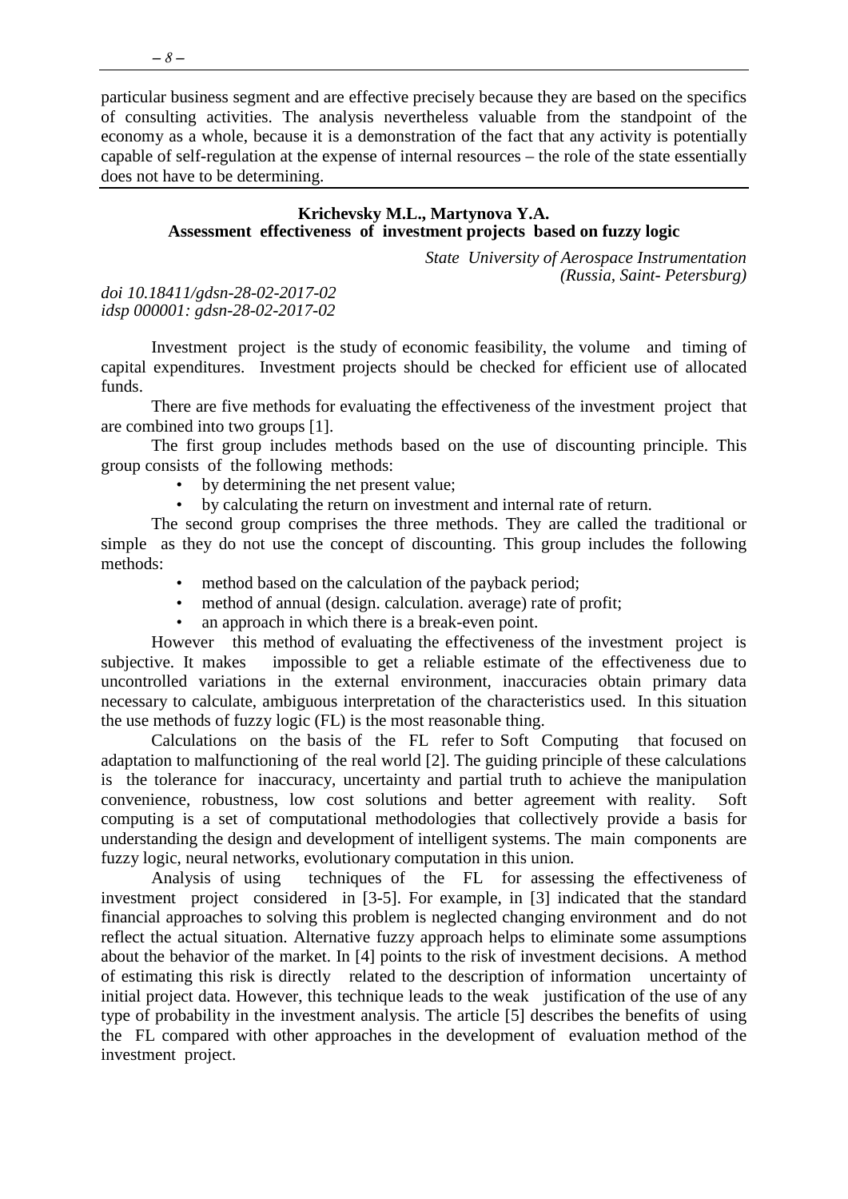particular business segment and are effective precisely because they are based on the specifics of consulting activities. The analysis nevertheless valuable from the standpoint of the economy as a whole, because it is a demonstration of the fact that any activity is potentially capable of self-regulation at the expense of internal resources – the role of the state essentially does not have to be determining.

---

**Krichevsky M.L., Martynova Y.A.**

## Assessment effectiveness of investment projects based on fuzzy logic

*State University of Aerospace Instrumentation (Russia, Saint- Petersburg)*

*doi 10.18411/gdsn-28-02-2017-02*
*idsp 000001: gdsn-28-02-2017-02*

Investment project is the study of economic feasibility, the volume and timing of capital expenditures. Investment projects should be checked for efficient use of allocated funds.

There are five methods for evaluating the effectiveness of the investment project that are combined into two groups [1].

The first group includes methods based on the use of discounting principle. This group consists of the following methods:

- by determining the net present value;
- by calculating the return on investment and internal rate of return.

The second group comprises the three methods. They are called the traditional or simple as they do not use the concept of discounting. This group includes the following methods:

- method based on the calculation of the payback period;
- method of annual (design. calculation. average) rate of profit;
- an approach in which there is a break-even point.

However this method of evaluating the effectiveness of the investment project is subjective. It makes impossible to get a reliable estimate of the effectiveness due to uncontrolled variations in the external environment, inaccuracies obtain primary data necessary to calculate, ambiguous interpretation of the characteristics used. In this situation the use methods of fuzzy logic (FL) is the most reasonable thing.

Calculations on the basis of the FL refer to Soft Computing that focused on adaptation to malfunctioning of the real world [2]. The guiding principle of these calculations is the tolerance for inaccuracy, uncertainty and partial truth to achieve the manipulation convenience, robustness, low cost solutions and better agreement with reality. Soft computing is a set of computational methodologies that collectively provide a basis for understanding the design and development of intelligent systems. The main components are fuzzy logic, neural networks, evolutionary computation in this union.

Analysis of using techniques of the FL for assessing the effectiveness of investment project considered in [3-5]. For example, in [3] indicated that the standard financial approaches to solving this problem is neglected changing environment and do not reflect the actual situation. Alternative fuzzy approach helps to eliminate some assumptions about the behavior of the market. In [4] points to the risk of investment decisions. A method of estimating this risk is directly related to the description of information uncertainty of initial project data. However, this technique leads to the weak justification of the use of any type of probability in the investment analysis. The article [5] describes the benefits of using the FL compared with other approaches in the development of evaluation method of the investment project.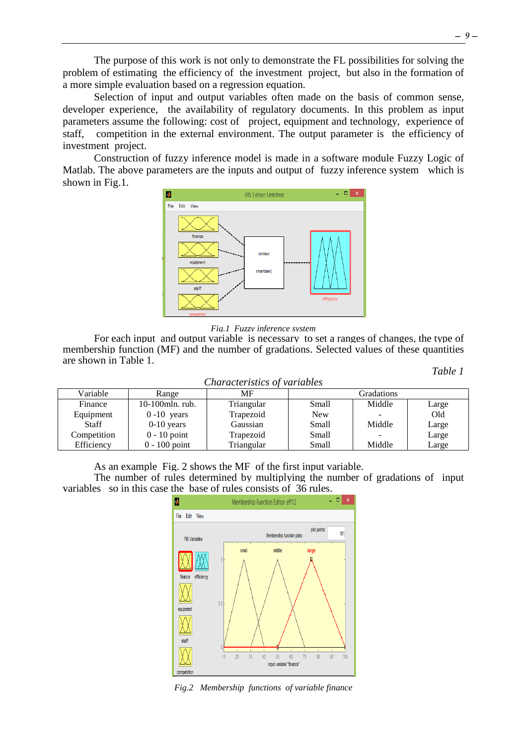The purpose of this work is not only to demonstrate the FL possibilities for solving the problem of estimating the efficiency of the investment project, but also in the formation of a more simple evaluation based on a regression equation.

Selection of input and output variables often made on the basis of common sense, developer experience, the availability of regulatory documents. In this problem as input parameters assume the following: cost of project, equipment and technology, experience of staff, competition in the external environment. The output parameter is the efficiency of investment project.

Construction of fuzzy inference model is made in a software module Fuzzy Logic of Matlab. The above parameters are the inputs and output of fuzzy inference system which is shown in Fig.1.

*Fig.1 Fuzzy inference system*

For each input and output variable is necessary to set a ranges of changes, the type of membership function (MF) and the number of gradations. Selected values of these quantities are shown in Table 1.

*Table 1*

*Characteristics of variables*

| Variable | Range | MF | Gradations | | |
|---|---|---|---|---|---|
| Finance | 10-100mln. rub. | Triangular | Small | Middle | Large |
| Equipment | 0 -10 years | Trapezoid | New | - | Old |
| Staff | 0-10 years | Gaussian | Small | Middle | Large |
| Competition | 0 - 10 point | Trapezoid | Small | - | Large |
| Efficiency | 0 - 100 point | Triangular | Small | Middle | Large |

As an example Fig. 2 shows the MF of the first input variable.

The number of rules determined by multiplying the number of gradations of input variables so in this case the base of rules consists of 36 rules.

*Fig.2 Membership functions of variable finance*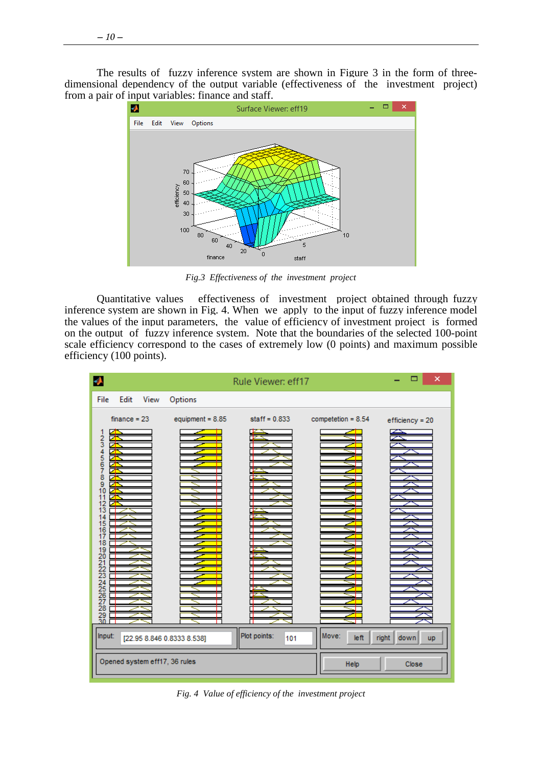The results of fuzzy inference system are shown in Figure 3 in the form of three-dimensional dependency of the output variable (effectiveness of the investment project) from a pair of input variables: finance and staff.

*Fig.3 Effectiveness of the investment project*

Quantitative values effectiveness of investment project obtained through fuzzy inference system are shown in Fig. 4. When we apply to the input of fuzzy inference model the values of the input parameters, the value of efficiency of investment project is formed on the output of fuzzy inference system. Note that the boundaries of the selected 100-point scale efficiency correspond to the cases of extremely low (0 points) and maximum possible efficiency (100 points).

*Fig. 4 Value of efficiency of the investment project*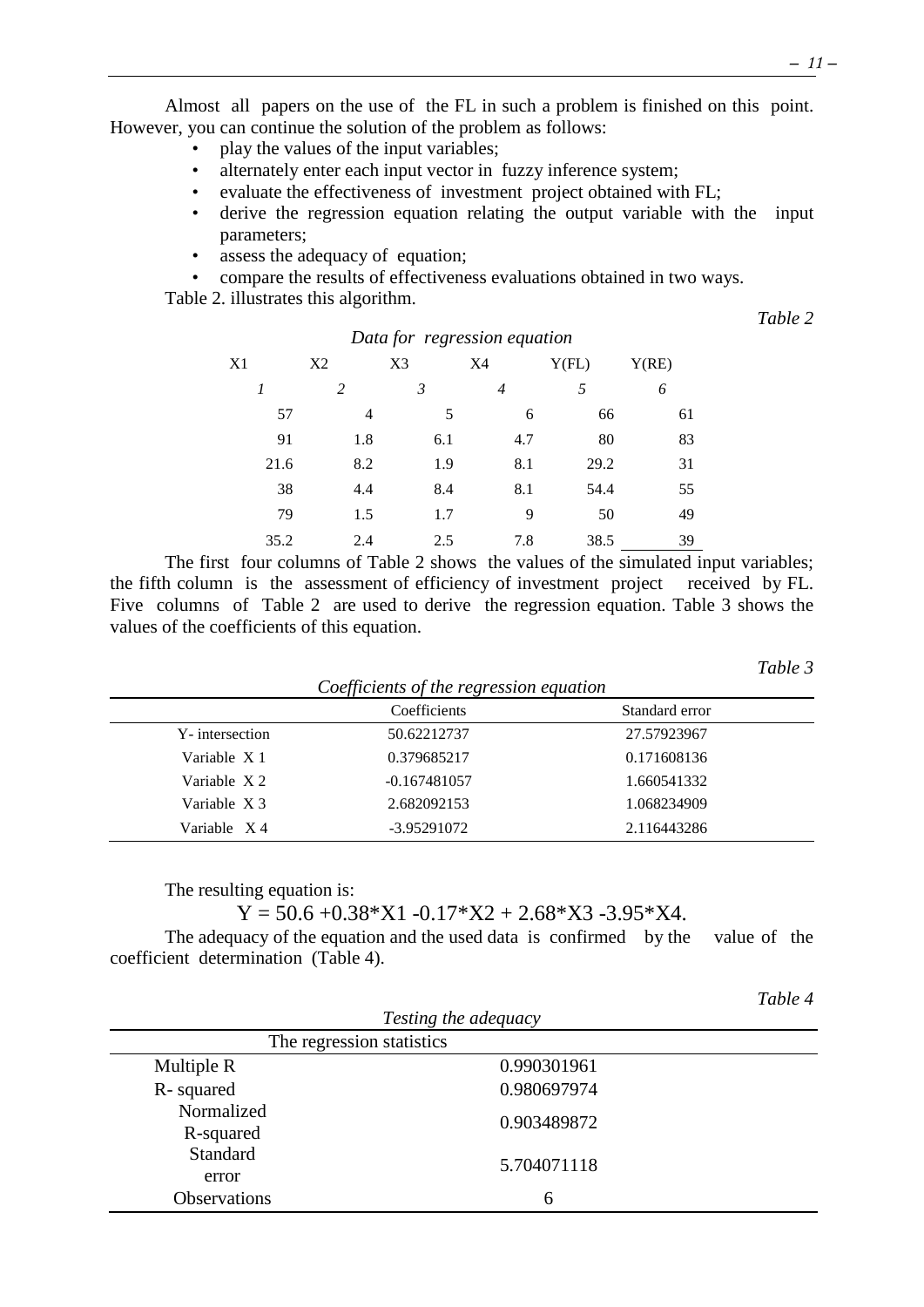Almost all papers on the use of the FL in such a problem is finished on this point. However, you can continue the solution of the problem as follows:

- play the values of the input variables;
- alternately enter each input vector in fuzzy inference system;
- evaluate the effectiveness of investment project obtained with FL;
- derive the regression equation relating the output variable with the input parameters;
- assess the adequacy of equation;
- compare the results of effectiveness evaluations obtained in two ways.

Table 2. illustrates this algorithm.

*Table 2*

*Data for regression equation*

| X1 | X2 | X3 | X4 | Y(FL) | Y(RE) |
|---|---|---|---|---|---|
| *1* | *2* | *3* | *4* | *5* | *6* |
| 57 | 4 | 5 | 6 | 66 | 61 |
| 91 | 1.8 | 6.1 | 4.7 | 80 | 83 |
| 21.6 | 8.2 | 1.9 | 8.1 | 29.2 | 31 |
| 38 | 4.4 | 8.4 | 8.1 | 54.4 | 55 |
| 79 | 1.5 | 1.7 | 9 | 50 | 49 |
| 35.2 | 2.4 | 2.5 | 7.8 | 38.5 | 39 |

The first four columns of Table 2 shows the values of the simulated input variables; the fifth column is the assessment of efficiency of investment project received by FL. Five columns of Table 2 are used to derive the regression equation. Table 3 shows the values of the coefficients of this equation.

*Table 3*

*Coefficients of the regression equation*

| | Coefficients | Standard error |
|---|---|---|
| Y- intersection | 50.62212737 | 27.57923967 |
| Variable X 1 | 0.379685217 | 0.171608136 |
| Variable X 2 | -0.167481057 | 1.660541332 |
| Variable X 3 | 2.682092153 | 1.068234909 |
| Variable X 4 | -3.95291072 | 2.116443286 |

The resulting equation is:

$$Y = 50.6 + 0.38 \cdot X1 - 0.17 \cdot X2 + 2.68 \cdot X3 - 3.95 \cdot X4.$$

The adequacy of the equation and the used data is confirmed by the value of the coefficient determination (Table 4).

*Table 4*

*Testing the adequacy*

| The regression statistics | |
|---|---|
| Multiple R | 0.990301961 |
| R- squared | 0.980697974 |
| Normalized R-squared | 0.903489872 |
| Standard error | 5.704071118 |
| Observations | 6 |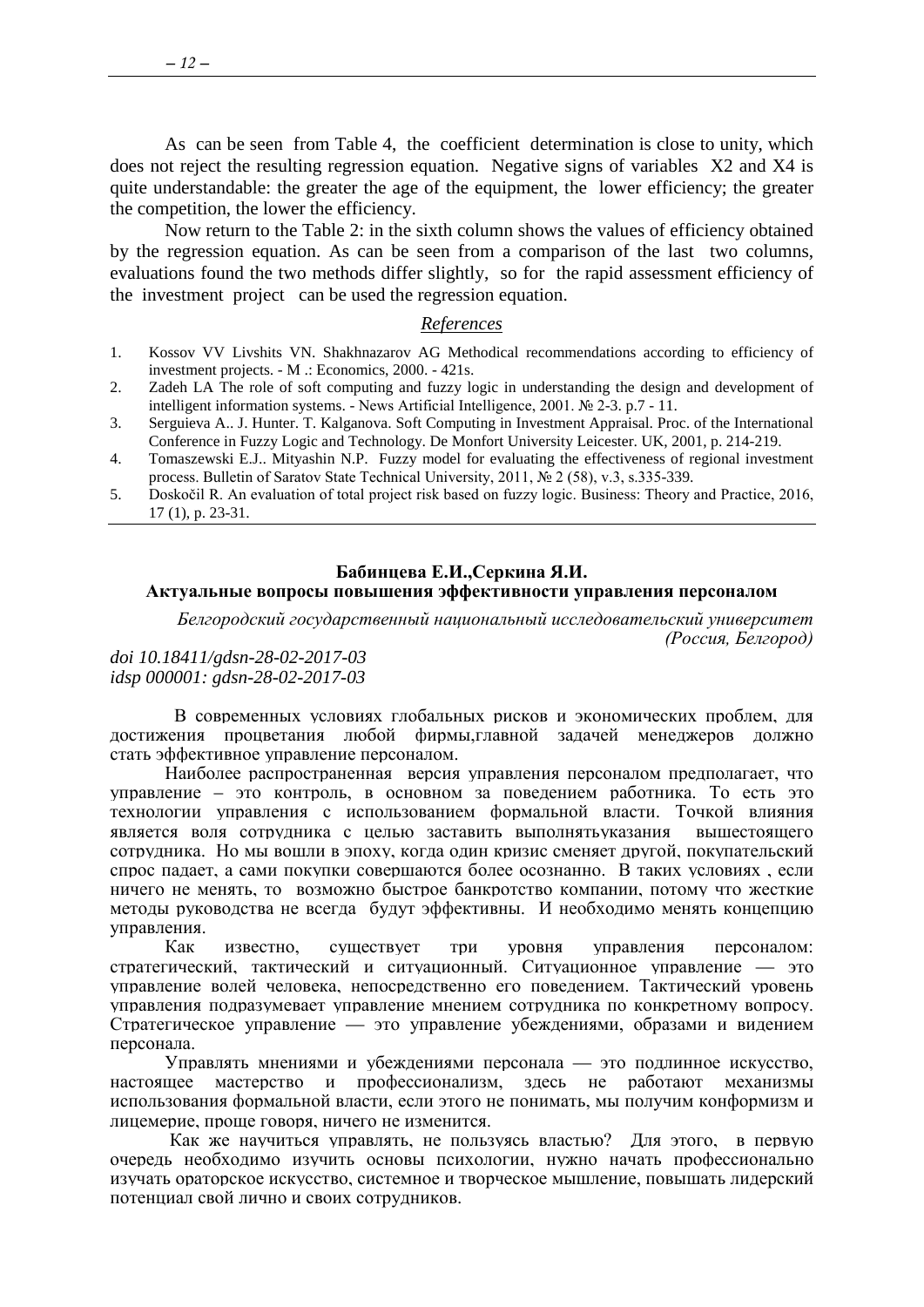As can be seen from Table 4, the coefficient determination is close to unity, which does not reject the resulting regression equation. Negative signs of variables X2 and X4 is quite understandable: the greater the age of the equipment, the lower efficiency; the greater the competition, the lower the efficiency.

Now return to the Table 2: in the sixth column shows the values of efficiency obtained by the regression equation. As can be seen from a comparison of the last two columns, evaluations found the two methods differ slightly, so for the rapid assessment efficiency of the investment project can be used the regression equation.

*References*

1. Kossov VV Livshits VN. Shakhnazarov AG Methodical recommendations according to efficiency of investment projects. - M .: Economics, 2000. - 421s.
2. Zadeh LA The role of soft computing and fuzzy logic in understanding the design and development of intelligent information systems. - News Artificial Intelligence, 2001. № 2-3. p.7 - 11.
3. Serguieva A.. J. Hunter. T. Kalganova. Soft Computing in Investment Appraisal. Proc. of the International Conference in Fuzzy Logic and Technology. De Monfort University Leicester. UK, 2001, p. 214-219.
4. Tomaszewski E.J.. Mityashin N.P. Fuzzy model for evaluating the effectiveness of regional investment process. Bulletin of Saratov State Technical University, 2011, № 2 (58), v.3, s.335-339.
5. Doskočil R. An evaluation of total project risk based on fuzzy logic. Business: Theory and Practice, 2016, 17 (1), p. 23-31.

**Бабинцева Е.И.,Серкина Я.И.**

## Актуальные вопросы повышения эффективности управления персоналом

*Белгородский государственный национальный исследовательский университет (Россия, Белгород)*

*doi 10.18411/gdsn-28-02-2017-03*
*idsp 000001: gdsn-28-02-2017-03*

В современных условиях глобальных рисков и экономических проблем, для достижения процветания любой фирмы,главной задачей менеджеров должно стать эффективное управление персоналом.

Наиболее распространенная версия управления персоналом предполагает, что управление – это контроль, в основном за поведением работника. То есть это технологии управления с использованием формальной власти. Точкой влияния является воля сотрудника с целью заставить выполнятьуказания вышестоящего сотрудника. Но мы вошли в эпоху, когда один кризис сменяет другой, покупательский спрос падает, а сами покупки совершаются более осознанно. В таких условиях , если ничего не менять, то возможно быстрое банкротство компании, потому что жесткие методы руководства не всегда будут эффективны. И необходимо менять концепцию управления.

Как известно, существует три уровня управления персоналом: стратегический, тактический и ситуационный. Ситуационное управление — это управление волей человека, непосредственно его поведением. Тактический уровень управления подразумевает управление мнением сотрудника по конкретному вопросу. Стратегическое управление — это управление убеждениями, образами и видением персонала.

Управлять мнениями и убеждениями персонала — это подлинное искусство, настоящее мастерство и профессионализм, здесь не работают механизмы использования формальной власти, если этого не понимать, мы получим конформизм и лицемерие, проще говоря, ничего не изменится.

Как же научиться управлять, не пользуясь властью? Для этого, в первую очередь необходимо изучить основы психологии, нужно начать профессионально изучать ораторское искусство, системное и творческое мышление, повышать лидерский потенциал свой лично и своих сотрудников.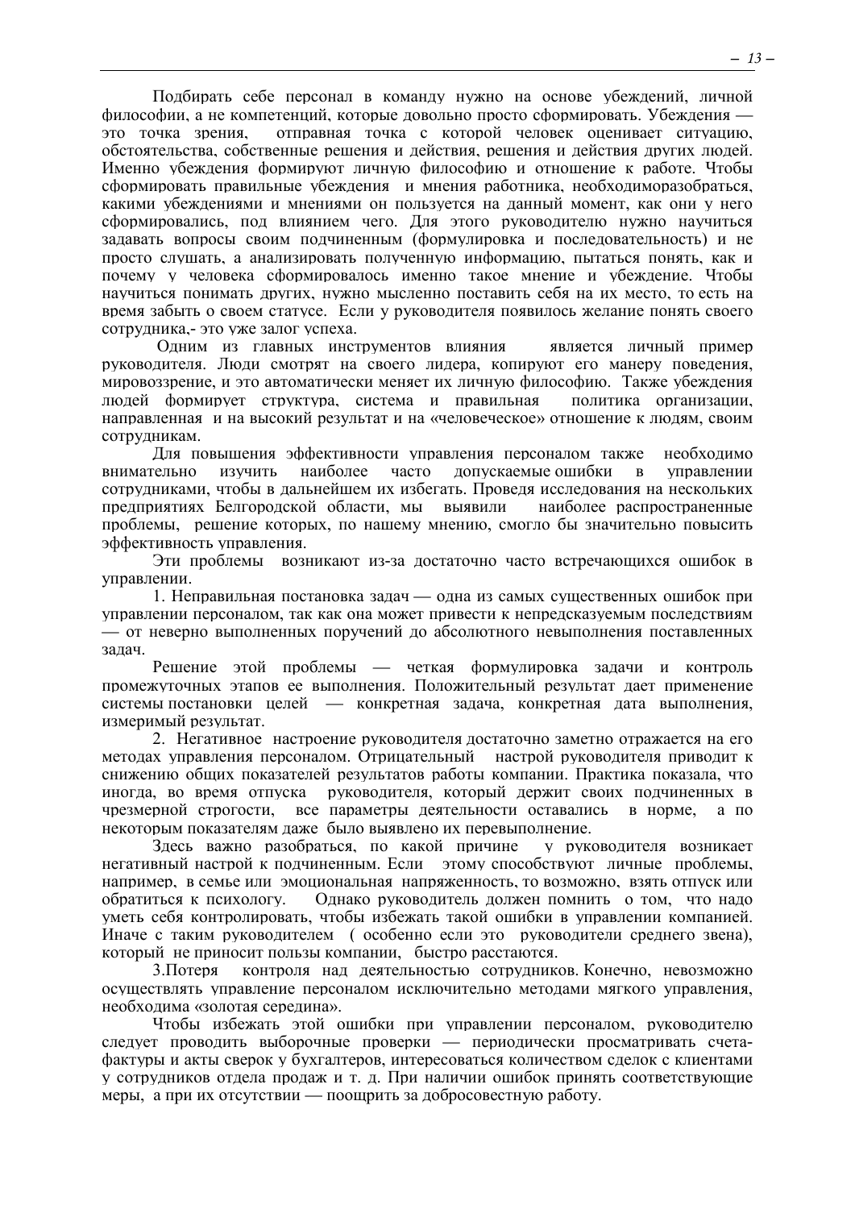Подбирать себе персонал в команду нужно на основе убеждений, личной философии, а не компетенций, которые довольно просто сформировать. Убеждения — это точка зрения, отправная точка с которой человек оценивает ситуацию, обстоятельства, собственные решения и действия, решения и действия других людей. Именно убеждения формируют личную философию и отношение к работе. Чтобы сформировать правильные убеждения и мнения работника, необходиморазобраться, какими убеждениями и мнениями он пользуется на данный момент, как они у него сформировались, под влиянием чего. Для этого руководителю нужно научиться задавать вопросы своим подчиненным (формулировка и последовательность) и не просто слушать, а анализировать полученную информацию, пытаться понять, как и почему у человека сформировалось именно такое мнение и убеждение. Чтобы научиться понимать других, нужно мысленно поставить себя на их место, то есть на время забыть о своем статусе. Если у руководителя появилось желание понять своего сотрудника,- это уже залог успеха.

Одним из главных инструментов влияния является личный пример руководителя. Люди смотрят на своего лидера, копируют его манеру поведения, мировоззрение, и это автоматически меняет их личную философию. Также убеждения людей формирует структура, система и правильная политика организации, направленная и на высокий результат и на «человеческое» отношение к людям, своим сотрудникам.

Для повышения эффективности управления персоналом также необходимо внимательно изучить наиболее часто допускаемые ошибки в управлении сотрудниками, чтобы в дальнейшем их избегать. Проведя исследования на нескольких предприятиях Белгородской области, мы выявили наиболее распространенные проблемы, решение которых, по нашему мнению, смогло бы значительно повысить эффективность управления.

Эти проблемы возникают из-за достаточно часто встречающихся ошибок в управлении.

1. Неправильная постановка задач — одна из самых существенных ошибок при управлении персоналом, так как она может привести к непредсказуемым последствиям — от неверно выполненных поручений до абсолютного невыполнения поставленных задач.

Решение этой проблемы — четкая формулировка задачи и контроль промежуточных этапов ее выполнения. Положительный результат дает применение системы постановки целей — конкретная задача, конкретная дата выполнения, измеримый результат.

2. Негативное настроение руководителя достаточно заметно отражается на его методах управления персоналом. Отрицательный настрой руководителя приводит к снижению общих показателей результатов работы компании. Практика показала, что иногда, во время отпуска руководителя, который держит своих подчиненных в чрезмерной строгости, все параметры деятельности оставались в норме, а по некоторым показателям даже было выявлено их перевыполнение.

Здесь важно разобраться, по какой причине у руководителя возникает негативный настрой к подчиненным. Если этому способствуют личные проблемы, например, в семье или эмоциональная напряженность, то возможно, взять отпуск или обратиться к психологу. Однако руководитель должен помнить о том, что надо уметь себя контролировать, чтобы избежать такой ошибки в управлении компанией. Иначе с таким руководителем ( особенно если это руководители среднего звена), который не приносит пользы компании, быстро расстаются.

3.Потеря контроля над деятельностью сотрудников. Конечно, невозможно осуществлять управление персоналом исключительно методами мягкого управления, необходима «золотая середина».

Чтобы избежать этой ошибки при управлении персоналом, руководителю следует проводить выборочные проверки — периодически просматривать счета-фактуры и акты сверок у бухгалтеров, интересоваться количеством сделок с клиентами у сотрудников отдела продаж и т. д. При наличии ошибок принять соответствующие меры, а при их отсутствии — поощрить за добросовестную работу.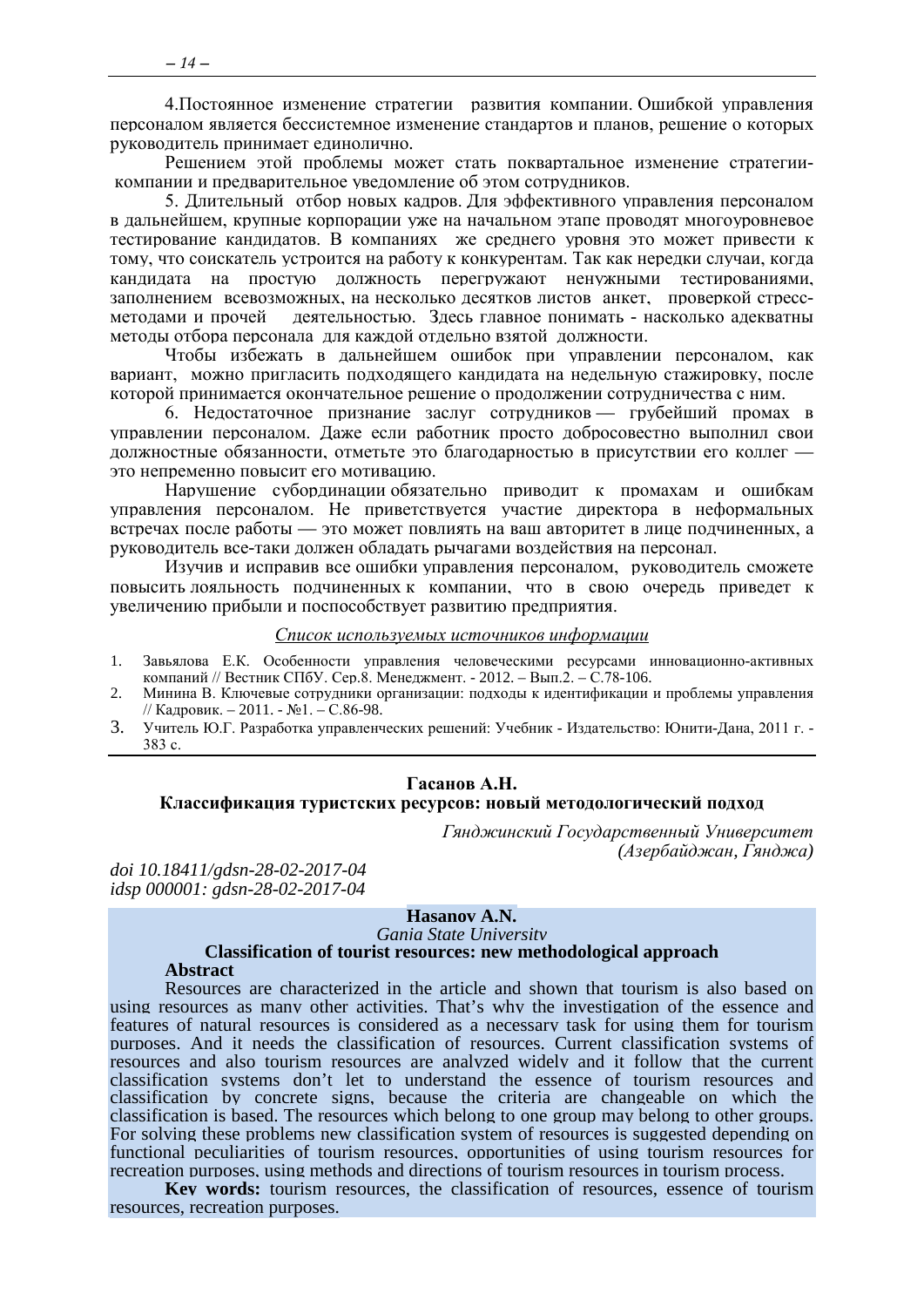4.Постоянное изменение стратегии развития компании. Ошибкой управления персоналом является бессистемное изменение стандартов и планов, решение о которых руководитель принимает единолично.

Решением этой проблемы может стать поквартальное изменение стратегии компании и предварительное уведомление об этом сотрудников.

5. Длительный отбор новых кадров. Для эффективного управления персоналом в дальнейшем, крупные корпорации уже на начальном этапе проводят многоуровневое тестирование кандидатов. В компаниях же среднего уровня это может привести к тому, что соискатель устроится на работу к конкурентам. Так как нередки случаи, когда кандидата на простую должность перегружают ненужными тестированиями, заполнением всевозможных, на несколько десятков листов анкет, проверкой стресс-методами и прочей деятельностью. Здесь главное понимать - насколько адекватны методы отбора персонала для каждой отдельно взятой должности.

Чтобы избежать в дальнейшем ошибок при управлении персоналом, как вариант, можно пригласить подходящего кандидата на недельную стажировку, после которой принимается окончательное решение о продолжении сотрудничества с ним.

6. Недостаточное признание заслуг сотрудников — грубейший промах в управлении персоналом. Даже если работник просто добросовестно выполнил свои должностные обязанности, отметьте это благодарностью в присутствии его коллег — это непременно повысит его мотивацию.

Нарушение субординации обязательно приводит к промахам и ошибкам управления персоналом. Не приветствуется участие директора в неформальных встречах после работы — это может повлиять на ваш авторитет в лице подчиненных, а руководитель все-таки должен обладать рычагами воздействия на персонал.

Изучив и исправив все ошибки управления персоналом, руководитель сможете повысить лояльность подчиненных к компании, что в свою очередь приведет к увеличению прибыли и поспособствует развитию предприятия.

*Список используемых источников информации*

1. Завьялова Е.К. Особенности управления человеческими ресурсами инновационно-активных компаний // Вестник СПбУ. Сер.8. Менеджмент. - 2012. – Вып.2. – С.78-106.
2. Минина В. Ключевые сотрудники организации: подходы к идентификации и проблемы управления // Кадровик. – 2011. - №1. – С.86-98.
3. Учитель Ю.Г. Разработка управленческих решений: Учебник - Издательство: Юнити-Дана, 2011 г. - 383 с.

## Гасанов А.Н.
## Классификация туристских ресурсов: новый методологический подход

*Гянджинский Государственный Университет (Азербайджан, Гянджа)*

*doi 10.18411/gdsn-28-02-2017-04*
*idsp 000001: gdsn-28-02-2017-04*

**Hasanov A.N.**
*Ganja State University*
**Classification of tourist resources: new methodological approach**

**Abstract**

Resources are characterized in the article and shown that tourism is also based on using resources as many other activities. That's why the investigation of the essence and features of natural resources is considered as a necessary task for using them for tourism purposes. And it needs the classification of resources. Current classification systems of resources and also tourism resources are analyzed widely and it follow that the current classification systems don't let to understand the essence of tourism resources and classification by concrete signs, because the criteria are changeable on which the classification is based. The resources which belong to one group may belong to other groups. For solving these problems new classification system of resources is suggested depending on functional peculiarities of tourism resources, opportunities of using tourism resources for recreation purposes, using methods and directions of tourism resources in tourism process.

**Key words:** tourism resources, the classification of resources, essence of tourism resources, recreation purposes.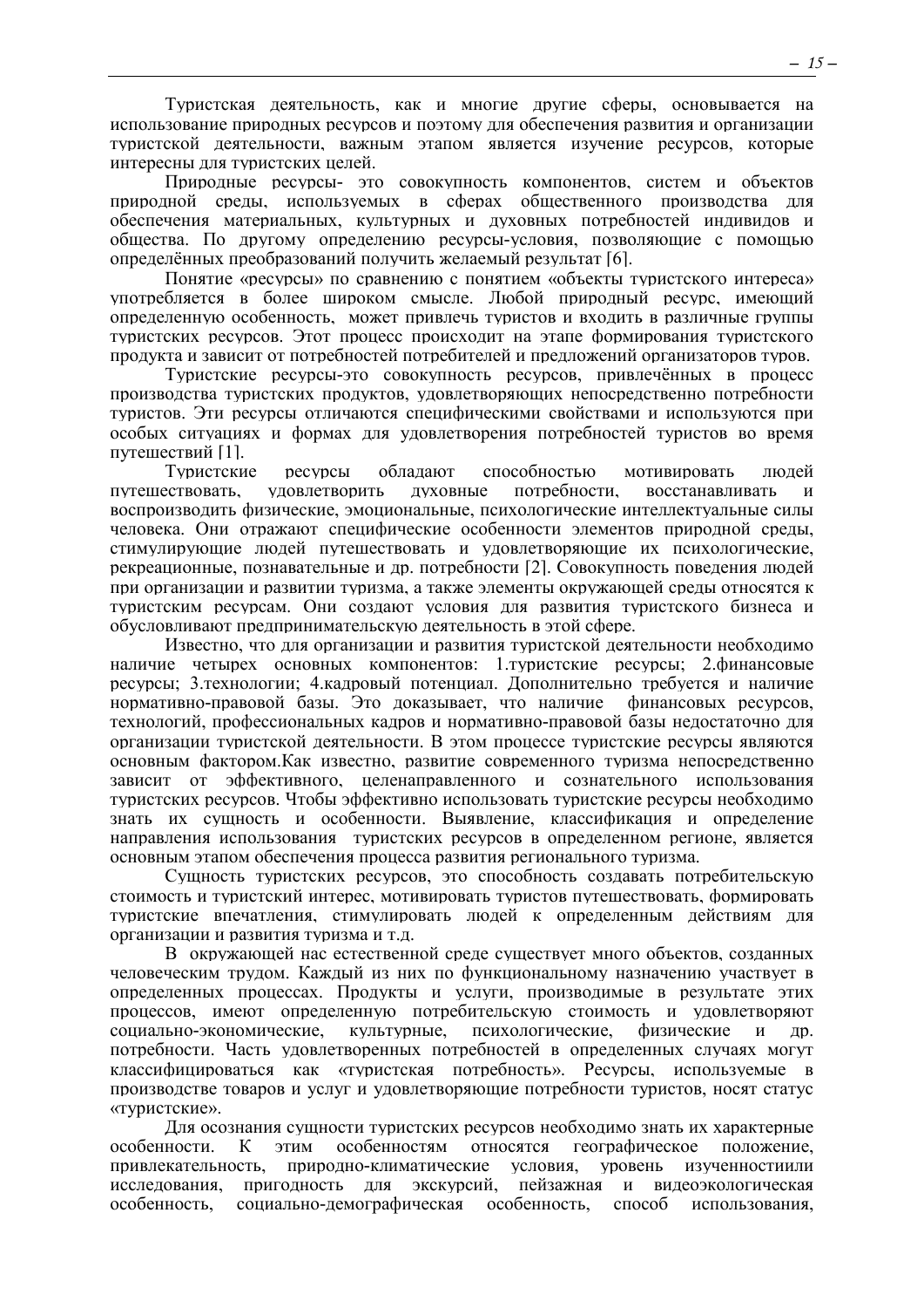Туристская деятельность, как и многие другие сферы, основывается на использование природных ресурсов и поэтому для обеспечения развития и организации туристской деятельности, важным этапом является изучение ресурсов, которые интересны для туристских целей.

Природные ресурсы- это совокупность компонентов, систем и объектов природной среды, используемых в сферах общественного производства для обеспечения материальных, культурных и духовных потребностей индивидов и общества. По другому определению ресурсы-условия, позволяющие с помощью определённых преобразований получить желаемый результат [6].

Понятие «ресурсы» по сравнению с понятием «объекты туристского интереса» употребляется в более широком смысле. Любой природный ресурс, имеющий определенную особенность, может привлечь туристов и входить в различные группы туристских ресурсов. Этот процесс происходит на этапе формирования туристского продукта и зависит от потребностей потребителей и предложений организаторов туров.

Туристские ресурсы-это совокупность ресурсов, привлечённых в процесс производства туристских продуктов, удовлетворяющих непосредственно потребности туристов. Эти ресурсы отличаются специфическими свойствами и используются при особых ситуациях и формах для удовлетворения потребностей туристов во время путешествий [1].

Туристские ресурсы обладают способностью мотивировать людей путешествовать, удовлетворить духовные потребности, восстанавливать и воспроизводить физические, эмоциональные, психологические интеллектуальные силы человека. Они отражают специфические особенности элементов природной среды, стимулирующие людей путешествовать и удовлетворяющие их психологические, рекреационные, познавательные и др. потребности [2]. Совокупность поведения людей при организации и развитии туризма, а также элементы окружающей среды относятся к туристским ресурсам. Они создают условия для развития туристского бизнеса и обусловливают предпринимательскую деятельность в этой сфере.

Известно, что для организации и развития туристской деятельности необходимо наличие четырех основных компонентов: 1.туристские ресурсы; 2.финансовые ресурсы; 3.технологии; 4.кадровый потенциал. Дополнительно требуется и наличие нормативно-правовой базы. Это доказывает, что наличие финансовых ресурсов, технологий, профессиональных кадров и нормативно-правовой базы недостаточно для организации туристской деятельности. В этом процессе туристские ресурсы являются основным фактором.Как известно, развитие современного туризма непосредственно зависит от эффективного, целенаправленного и сознательного использования туристских ресурсов. Чтобы эффективно использовать туристские ресурсы необходимо знать их сущность и особенности. Выявление, классификация и определение направления использования туристских ресурсов в определенном регионе, является основным этапом обеспечения процесса развития регионального туризма.

Сущность туристских ресурсов, это способность создавать потребительскую стоимость и туристский интерес, мотивировать туристов путешествовать, формировать туристские впечатления, стимулировать людей к определенным действиям для организации и развития туризма и т.д.

В окружающей нас естественной среде существует много объектов, созданных человеческим трудом. Каждый из них по функциональному назначению участвует в определенных процессах. Продукты и услуги, производимые в результате этих процессов, имеют определенную потребительскую стоимость и удовлетворяют социально-экономические, культурные, психологические, физические и др. потребности. Часть удовлетворенных потребностей в определенных случаях могут классифицироваться как «туристская потребность». Ресурсы, используемые в производстве товаров и услуг и удовлетворяющие потребности туристов, носят статус «туристские».

Для осознания сущности туристских ресурсов необходимо знать их характерные особенности. К этим особенностям относятся географическое положение, привлекательность, природно-климатические условия, уровень изученностиили исследования, пригодность для экскурсий, пейзажная и видеоэкологическая особенность, социально-демографическая особенность, способ использования,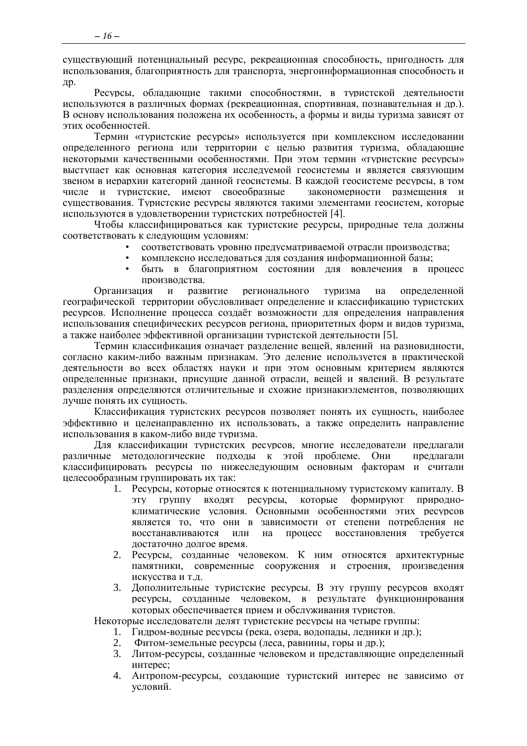существующий потенциальный ресурс, рекреационная способность, пригодность для использования, благоприятность для транспорта, энергоинформационная способность и др.

Ресурсы, обладающие такими способностями, в туристской деятельности используются в различных формах (рекреационная, спортивная, познавательная и др.). В основу использования положена их особенность, а формы и виды туризма зависят от этих особенностей.

Термин «туристские ресурсы» используется при комплексном исследовании определенного региона или территории с целью развития туризма, обладающие некоторыми качественными особенностями. При этом термин «туристские ресурсы» выступает как основная категория исследуемой геосистемы и является связующим звеном в иерархии категорий данной геосистемы. В каждой геосистеме ресурсы, в том числе и туристские, имеют своеобразные закономерности размещения и существования. Туристские ресурсы являются такими элементами геосистем, которые используются в удовлетворении туристских потребностей [4].

Чтобы классифицироваться как туристские ресурсы, природные тела должны соответствовать к следующим условиям:

- соответствовать уровню предусматриваемой отрасли производства;
- комплексно исследоваться для создания информационной базы;
- быть в благоприятном состоянии для вовлечения в процесс производства.

Организация и развитие регионального туризма на определенной географической территории обусловливает определение и классификацию туристских ресурсов. Исполнение процесса создаёт возможности для определения направления использования специфических ресурсов региона, приоритетных форм и видов туризма, а также наиболее эффективной организации туристской деятельности [5].

Термин классификация означает разделение вещей, явлений на разновидности, согласно каким-либо важным признакам. Это деление используется в практической деятельности во всех областях науки и при этом основным критерием являются определенные признаки, присущие данной отрасли, вещей и явлений. В результате разделения определяются отличительные и схожие признакиэлементов, позволяющих лучше понять их сущность.

Классификация туристских ресурсов позволяет понять их сущность, наиболее эффективно и целенаправленно их использовать, а также определить направление использования в каком-либо виде туризма.

Для классификации туристских ресурсов, многие исследователи предлагали различные методологические подходы к этой проблеме. Они предлагали классифицировать ресурсы по нижеследующим основным факторам и считали целесообразным группировать их так:

1. Ресурсы, которые относятся к потенциальному туристскому капиталу. В эту группу входят ресурсы, которые формируют природно-климатические условия. Основными особенностями этих ресурсов является то, что они в зависимости от степени потребления не восстанавливаются или на процесс восстановления требуется достаточно долгое время.
2. Ресурсы, созданные человеком. К ним относятся архитектурные памятники, современные сооружения и строения, произведения искусства и т.д.
3. Дополнительные туристские ресурсы. В эту группу ресурсов входят ресурсы, созданные человеком, в результате функционирования которых обеспечивается прием и обслуживания туристов.

Некоторые исследователи делят туристские ресурсы на четыре группы:

1. Гидром-водные ресурсы (река, озера, водопады, ледники и др.);
2. Фитом-земельные ресурсы (леса, равнины, горы и др.);
3. Литом-ресурсы, созданные человеком и представляющие определенный интерес;
4. Антропом-ресурсы, создающие туристский интерес не зависимо от условий.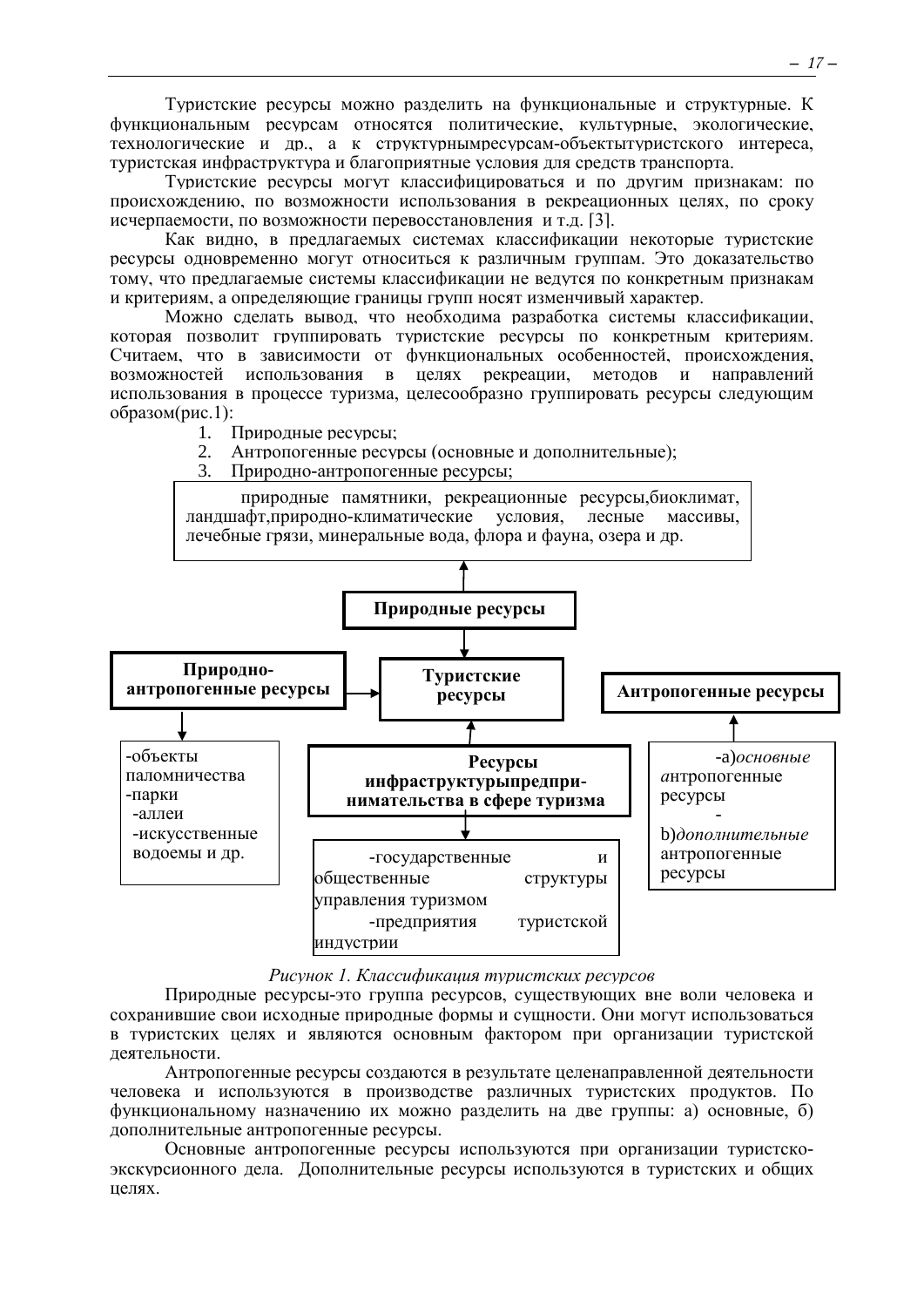Туристские ресурсы можно разделить на функциональные и структурные. К функциональным ресурсам относятся политические, культурные, экологические, технологические и др., а к структурнымресурсам-объектытуристского интереса, туристская инфраструктура и благоприятные условия для средств транспорта.

Туристские ресурсы могут классифицироваться и по другим признакам: по происхождению, по возможности использования в рекреационных целях, по сроку исчерпаемости, по возможности перевосстановления и т.д. [3].

Как видно, в предлагаемых системах классификации некоторые туристские ресурсы одновременно могут относиться к различным группам. Это доказательство тому, что предлагаемые системы классификации не ведутся по конкретным признакам и критериям, а определяющие границы групп носят изменчивый характер.

Можно сделать вывод, что необходима разработка системы классификации, которая позволит группировать туристские ресурсы по конкретным критериям. Считаем, что в зависимости от функциональных особенностей, происхождения, возможностей использования в целях рекреации, методов и направлений использования в процессе туризма, целесообразно группировать ресурсы следующим образом(рис.1):

1. Природные ресурсы;
2. Антропогенные ресурсы (основные и дополнительные);
3. Природно-антропогенные ресурсы;

природные памятники, рекреационные ресурсы,биоклимат, ландшафт,природно-климатические условия, лесные массивы, лечебные грязи, минеральные вода, флора и фауна, озера и др.

**Природные ресурсы**

**Природно-антропогенные ресурсы**

**Туристские ресурсы**

**Антропогенные ресурсы**

-объекты паломничества
-парки
-аллеи
-искусственные водоемы и др.

**Ресурсы инфраструктурыпредпри-нимательства в сфере туризма**

-а)*основные антропогенные* ресурсы
-b)*дополнительные* антропогенные ресурсы

-государственные и общественные структуры управления туризмом
-предприятия туристской индустрии

*Рисунок 1. Классификация туристских ресурсов*

Природные ресурсы-это группа ресурсов, существующих вне воли человека и сохранившие свои исходные природные формы и сущности. Они могут использоваться в туристских целях и являются основным фактором при организации туристской деятельности.

Антропогенные ресурсы создаются в результате целенаправленной деятельности человека и используются в производстве различных туристских продуктов. По функциональному назначению их можно разделить на две группы: а) основные, б) дополнительные антропогенные ресурсы.

Основные антропогенные ресурсы используются при организации туристско-экскурсионного дела. Дополнительные ресурсы используются в туристских и общих целях.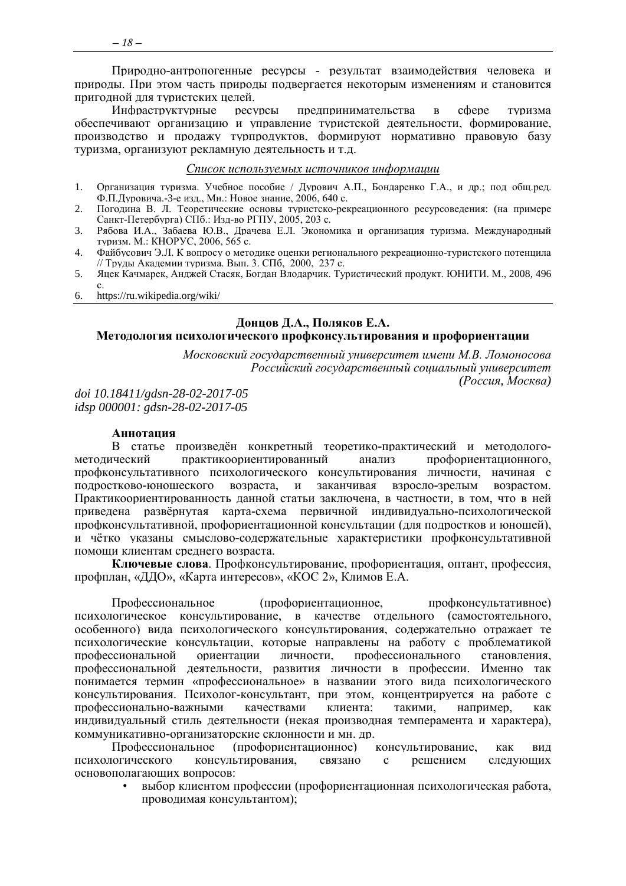Природно-антропогенные ресурсы - результат взаимодействия человека и природы. При этом часть природы подвергается некоторым изменениям и становится пригодной для туристских целей.

Инфраструктурные ресурсы предпринимательства в сфере туризма обеспечивают организацию и управление туристской деятельности, формирование, производство и продажу турпродуктов, формируют нормативно правовую базу туризма, организуют рекламную деятельность и т.д.

*Список используемых источников информации*

1. Организация туризма. Учебное пособие / Дурович А.П., Бондаренко Г.А., и др.; под общ.ред. Ф.П.Дуровича.-3-е изд., Мн.: Новое знание, 2006, 640 с.
2. Погодина В. Л. Теоретические основы туристско-рекреационного ресурсоведения: (на примере Санкт-Петербурга) СПб.: Изд-во РГПУ, 2005, 203 с.
3. Рябова И.А., Забаева Ю.В., Драчева Е.Л. Экономика и организация туризма. Международный туризм. М.: КНОРУС, 2006, 565 с.
4. Файбусович Э.Л. К вопросу о методике оценки регионального рекреационно-туристского потенцила // Труды Академии туризма. Вып. 3. СПб, 2000, 237 с.
5. Яцек Качмарек, Анджей Стасяк, Богдан Влодарчик. Туристический продукт. ЮНИТИ. М., 2008, 496 с.
6. https://ru.wikipedia.org/wiki/

## Донцов Д.А., Поляков Е.А.
## Методология психологического профконсультирования и профориентации

*Московский государственный университет имени М.В. Ломоносова*
*Российский государственный социальный университет*
*(Россия, Москва)*

*doi 10.18411/gdsn-28-02-2017-05*
*idsp 000001: gdsn-28-02-2017-05*

**Аннотация**

В статье произведён конкретный теоретико-практический и методолого-методический практикоориентированный анализ профориентационного, профконсультативного психологического консультирования личности, начиная с подростково-юношеского возраста, и заканчивая взросло-зрелым возрастом. Практикоориентированность данной статьи заключена, в частности, в том, что в ней приведена развёрнутая карта-схема первичной индивидуально-психологической профконсультативной, профориентационной консультации (для подростков и юношей), и чётко указаны смыслово-содержательные характеристики профконсультативной помощи клиентам среднего возраста.

**Ключевые слова**. Профконсультирование, профориентация, оптант, профессия, профплан, «ДДО», «Карта интересов», «КОС 2», Климов Е.А.

Профессиональное (профориентационное, профконсультативное) психологическое консультирование, в качестве отдельного (самостоятельного, особенного) вида психологического консультирования, содержательно отражает те психологические консультации, которые направлены на работу с проблематикой профессиональной ориентации личности, профессионального становления, профессиональной деятельности, развития личности в профессии. Именно так понимается термин «профессиональное» в названии этого вида психологического консультирования. Психолог-консультант, при этом, концентрируется на работе с профессионально-важными качествами клиента: такими, например, как индивидуальный стиль деятельности (некая производная темперамента и характера), коммуникативно-организаторские склонности и мн. др.

Профессиональное (профориентационное) консультирование, как вид психологического консультирования, связано с решением следующих основополагающих вопросов:

- выбор клиентом профессии (профориентационная психологическая работа, проводимая консультантом);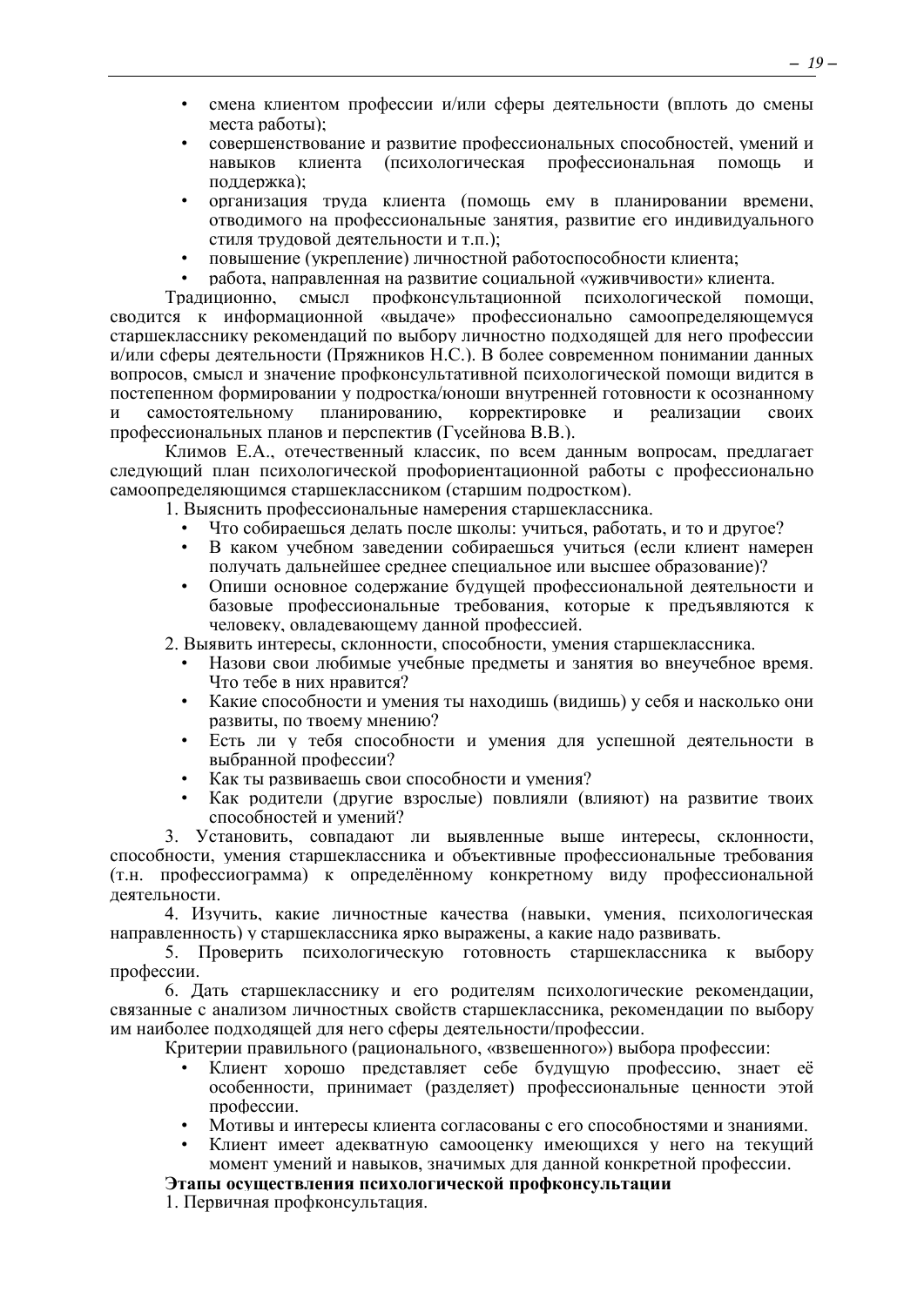- смена клиентом профессии и/или сферы деятельности (вплоть до смены места работы);
- совершенствование и развитие профессиональных способностей, умений и навыков клиента (психологическая профессиональная помощь и поддержка);
- организация труда клиента (помощь ему в планировании времени, отводимого на профессиональные занятия, развитие его индивидуального стиля трудовой деятельности и т.п.);
- повышение (укрепление) личностной работоспособности клиента;
- работа, направленная на развитие социальной «уживчивости» клиента.

Традиционно, смысл профконсультационной психологической помощи, сводится к информационной «выдаче» профессионально самоопределяющемуся старшекласснику рекомендаций по выбору личностно подходящей для него профессии и/или сферы деятельности (Пряжников Н.С.). В более современном понимании данных вопросов, смысл и значение профконсультативной психологической помощи видится в постепенном формировании у подростка/юноши внутренней готовности к осознанному и самостоятельному планированию, корректировке и реализации своих профессиональных планов и перспектив (Гусейнова В.В.).

Климов Е.А., отечественный классик, по всем данным вопросам, предлагает следующий план психологической профориентационной работы с профессионально самоопределяющимся старшеклассником (старшим подростком).

1. Выяснить профессиональные намерения старшеклассника.
   - Что собираешься делать после школы: учиться, работать, и то и другое?
   - В каком учебном заведении собираешься учиться (если клиент намерен получать дальнейшее среднее специальное или высшее образование)?
   - Опиши основное содержание будущей профессиональной деятельности и базовые профессиональные требования, которые к предъявляются к человеку, овладевающему данной профессией.
2. Выявить интересы, склонности, способности, умения старшеклассника.
   - Назови свои любимые учебные предметы и занятия во внеучебное время. Что тебе в них нравится?
   - Какие способности и умения ты находишь (видишь) у себя и насколько они развиты, по твоему мнению?
   - Есть ли у тебя способности и умения для успешной деятельности в выбранной профессии?
   - Как ты развиваешь свои способности и умения?
   - Как родители (другие взрослые) повлияли (влияют) на развитие твоих способностей и умений?
3. Установить, совпадают ли выявленные выше интересы, склонности, способности, умения старшеклассника и объективные профессиональные требования (т.н. профессиограмма) к определённому конкретному виду профессиональной деятельности.
4. Изучить, какие личностные качества (навыки, умения, психологическая направленность) у старшеклассника ярко выражены, а какие надо развивать.
5. Проверить психологическую готовность старшеклассника к выбору профессии.
6. Дать старшекласснику и его родителям психологические рекомендации, связанные с анализом личностных свойств старшеклассника, рекомендации по выбору им наиболее подходящей для него сферы деятельности/профессии.

Критерии правильного (рационального, «взвешенного») выбора профессии:

- Клиент хорошо представляет себе будущую профессию, знает её особенности, принимает (разделяет) профессиональные ценности этой профессии.
- Мотивы и интересы клиента согласованы с его способностями и знаниями.
- Клиент имеет адекватную самооценку имеющихся у него на текущий момент умений и навыков, значимых для данной конкретной профессии.

**Этапы осуществления психологической профконсультации**

1. Первичная профконсультация.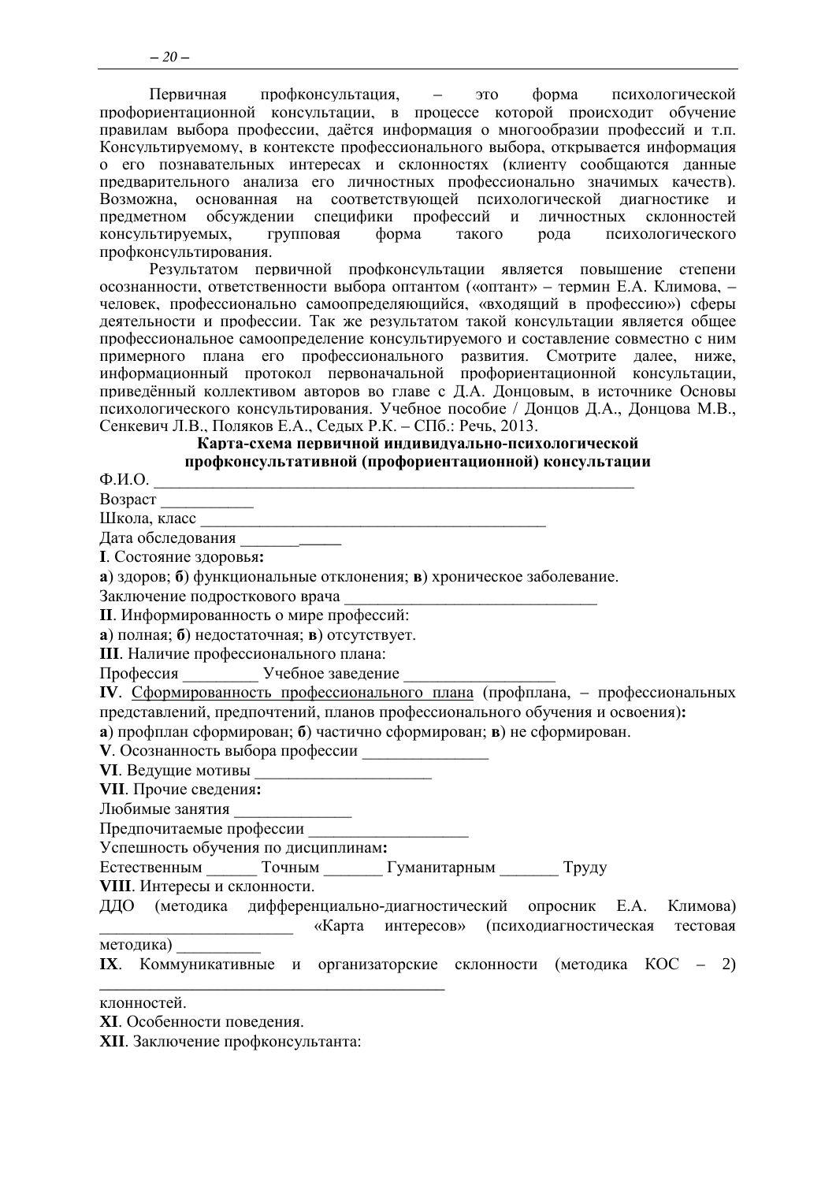Первичная профконсультация, – это форма психологической профориентационной консультации, в процессе которой происходит обучение правилам выбора профессии, даётся информация о многообразии профессий и т.п. Консультируемому, в контексте профессионального выбора, открывается информация о его познавательных интересах и склонностях (клиенту сообщаются данные предварительного анализа его личностных профессионально значимых качеств). Возможна, основанная на соответствующей психологической диагностике и предметном обсуждении специфики профессий и личностных склонностей консультируемых, групповая форма такого рода психологического профконсультирования.

Результатом первичной профконсультации является повышение степени осознанности, ответственности выбора оптантом («оптант» – термин Е.А. Климова, – человек, профессионально самоопределяющийся, «входящий в профессию») сферы деятельности и профессии. Так же результатом такой консультации является общее профессиональное самоопределение консультируемого и составление совместно с ним примерного плана его профессионального развития. Смотрите далее, ниже, информационный протокол первоначальной профориентационной консультации, приведённый коллективом авторов во главе с Д.А. Донцовым, в источнике Основы психологического консультирования. Учебное пособие / Донцов Д.А., Донцова М.В., Сенкевич Л.В., Поляков Е.А., Седых Р.К. – СПб.: Речь, 2013.

**Карта-схема первичной индивидуально-психологической профконсультативной (профориентационной) консультации**

Ф.И.О. ____________________________________________________________

Возраст ___________

Школа, класс ___________________________________________

Дата обследования ____________

**I**. Состояние здоровья**:**

**а**) здоров; **б**) функциональные отклонения; **в**) хроническое заболевание.

Заключение подросткового врача ______________________________

**II**. Информированность о мире профессий:

**а**) полная; **б**) недостаточная; **в**) отсутствует.

**III**. Наличие профессионального плана:

Профессия _________ Учебное заведение __________________

**IV**. Сформированность профессионального плана (профплана, – профессиональных представлений, предпочтений, планов профессионального обучения и освоения)**:**

**а**) профплан сформирован; **б**) частично сформирован; **в**) не сформирован.

**V**. Осознанность выбора профессии _______________

**VI**. Ведущие мотивы _____________________

**VII**. Прочие сведения**:**

Любимые занятия ______________

Предпочитаемые профессии ___________________

Успешность обучения по дисциплинам**:**

Естественным ______ Точным _______ Гуманитарным _______ Труду

**VIII**. Интересы и склонности.

ДДО (методика дифференциально-диагностический опросник Е.А. Климова) _______________________ «Карта интересов» (психодиагностическая тестовая методика) __________

**IX**. Коммуникативные и организаторские склонности (методика КОС – 2) ___________________________________________

клонностей.

**XI**. Особенности поведения.

**XII**. Заключение профконсультанта: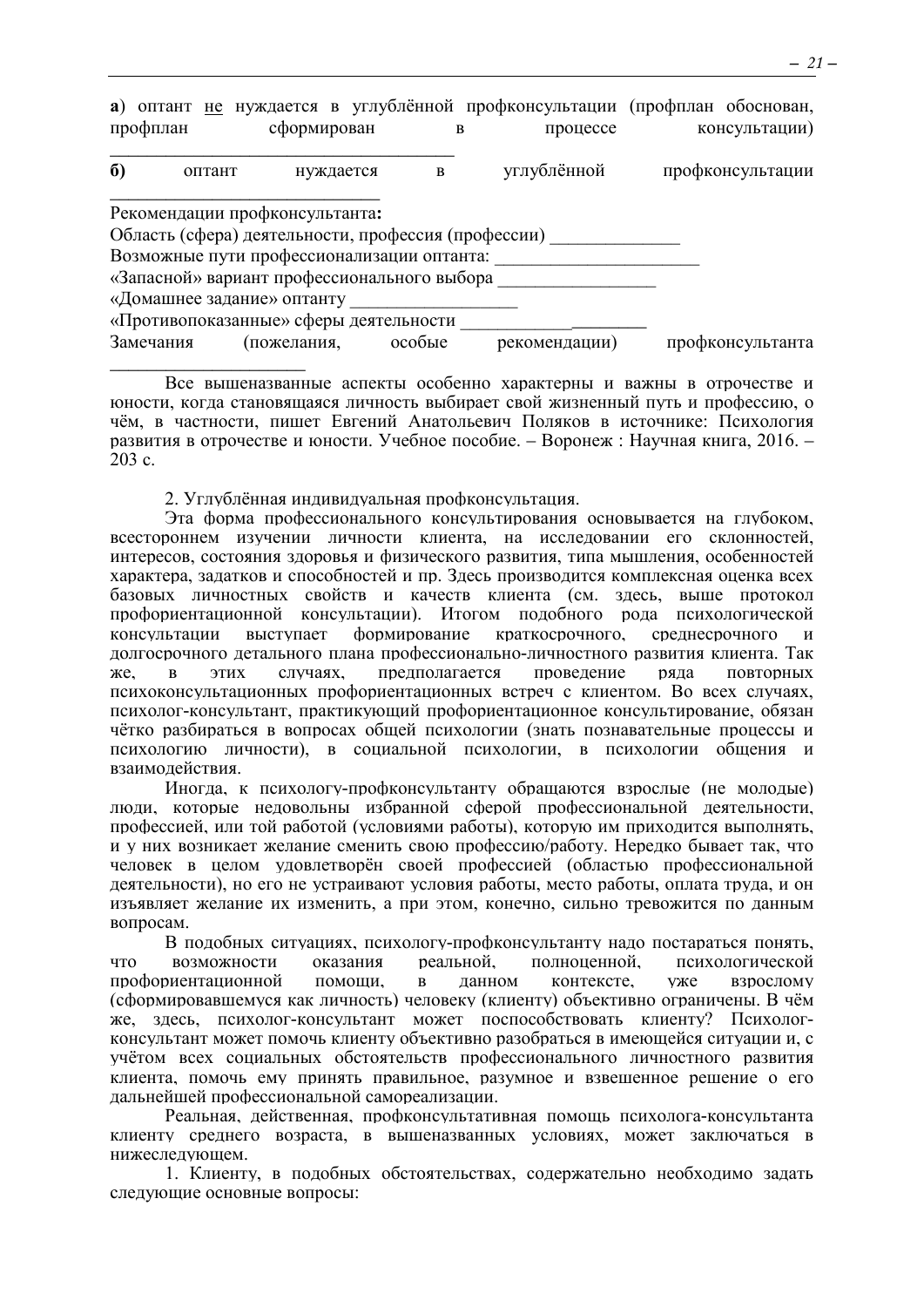**а**) оптант <u>не</u> нуждается в углублённой профконсультации (профплан обоснован, профплан сформирован в процессе консультации) ______________________________

**б)** оптант нуждается в углублённой профконсультации ______________________________

Рекомендации профконсультанта**:**
Область (сфера) деятельности, профессия (профессии) ______________
Возможные пути профессионализации оптанта: ______________________
«Запасной» вариант профессионального выбора _________________
«Домашнее задание» оптанту __________________
«Противопоказанные» сферы деятельности ____________________
Замечания (пожелания, особые рекомендации) профконсультанта ____________________

Все вышеназванные аспекты особенно характерны и важны в отрочестве и юности, когда становящаяся личность выбирает свой жизненный путь и профессию, о чём, в частности, пишет Евгений Анатольевич Поляков в источнике: Психология развития в отрочестве и юности. Учебное пособие. – Воронеж : Научная книга, 2016. – 203 с.

2. Углублённая индивидуальная профконсультация.

Эта форма профессионального консультирования основывается на глубоком, всестороннем изучении личности клиента, на исследовании его склонностей, интересов, состояния здоровья и физического развития, типа мышления, особенностей характера, задатков и способностей и пр. Здесь производится комплексная оценка всех базовых личностных свойств и качеств клиента (см. здесь, выше протокол профориентационной консультации). Итогом подобного рода психологической консультации выступает формирование краткосрочного, среднесрочного и долгосрочного детального плана профессионально-личностного развития клиента. Так же, в этих случаях, предполагается проведение ряда повторных психоконсультационных профориентационных встреч с клиентом. Во всех случаях, психолог-консультант, практикующий профориентационное консультирование, обязан чётко разбираться в вопросах общей психологии (знать познавательные процессы и психологию личности), в социальной психологии, в психологии общения и взаимодействия.

Иногда, к психологу-профконсультанту обращаются взрослые (не молодые) люди, которые недовольны избранной сферой профессиональной деятельности, профессией, или той работой (условиями работы), которую им приходится выполнять, и у них возникает желание сменить свою профессию/работу. Нередко бывает так, что человек в целом удовлетворён своей профессией (областью профессиональной деятельности), но его не устраивают условия работы, место работы, оплата труда, и он изъявляет желание их изменить, а при этом, конечно, сильно тревожится по данным вопросам.

В подобных ситуациях, психологу-профконсультанту надо постараться понять, что возможности оказания реальной, полноценной, психологической профориентационной помощи, в данном контексте, уже взрослому (сформировавшемуся как личность) человеку (клиенту) объективно ограничены. В чём же, здесь, психолог-консультант может поспособствовать клиенту? Психолог-консультант может помочь клиенту объективно разобраться в имеющейся ситуации и, с учётом всех социальных обстоятельств профессионального личностного развития клиента, помочь ему принять правильное, разумное и взвешенное решение о его дальнейшей профессиональной самореализации.

Реальная, действенная, профконсультативная помощь психолога-консультанта клиенту среднего возраста, в вышеназванных условиях, может заключаться в нижеследующем.

1. Клиенту, в подобных обстоятельствах, содержательно необходимо задать следующие основные вопросы: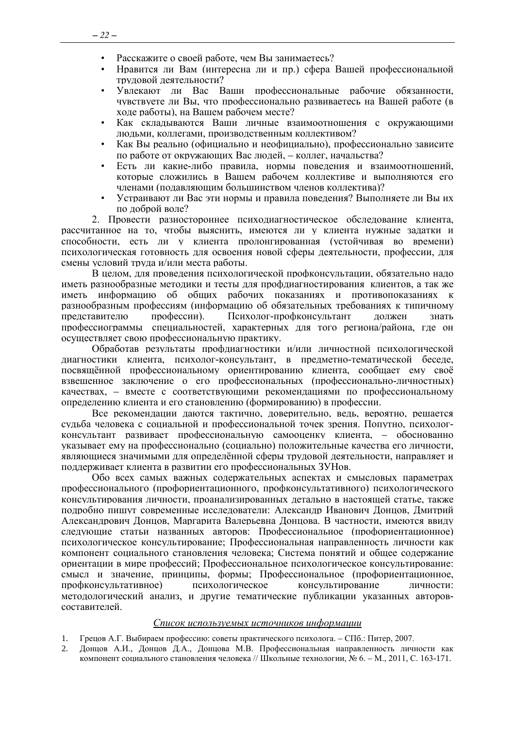- Расскажите о своей работе, чем Вы занимаетесь?
- Нравится ли Вам (интересна ли и пр.) сфера Вашей профессиональной трудовой деятельности?
- Увлекают ли Вас Ваши профессиональные рабочие обязанности, чувствуете ли Вы, что профессионально развиваетесь на Вашей работе (в ходе работы), на Вашем рабочем месте?
- Как складываются Ваши личные взаимоотношения с окружающими людьми, коллегами, производственным коллективом?
- Как Вы реально (официально и неофициально), профессионально зависите по работе от окружающих Вас людей, – коллег, начальства?
- Есть ли какие-либо правила, нормы поведения и взаимоотношений, которые сложились в Вашем рабочем коллективе и выполняются его членами (подавляющим большинством членов коллектива)?
- Устраивают ли Вас эти нормы и правила поведения? Выполняете ли Вы их по доброй воле?

2. Провести разностороннее психодиагностическое обследование клиента, рассчитанное на то, чтобы выяснить, имеются ли у клиента нужные задатки и способности, есть ли у клиента пролонгированная (устойчивая во времени) психологическая готовность для освоения новой сферы деятельности, профессии, для смены условий труда и/или места работы.

В целом, для проведения психологической профконсультации, обязательно надо иметь разнообразные методики и тесты для профдиагностирования клиентов, а так же иметь информацию об общих рабочих показаниях и противопоказаниях к разнообразным профессиям (информацию об обязательных требованиях к типичному представителю профессии). Психолог-профконсультант должен знать профессиограммы специальностей, характерных для того региона/района, где он осуществляет свою профессиональную практику.

Обработав результаты профдиагностики и/или личностной психологической диагностики клиента, психолог-консультант, в предметно-тематической беседе, посвящённой профессиональному ориентированию клиента, сообщает ему своё взвешенное заключение о его профессиональных (профессионально-личностных) качествах, – вместе с соответствующими рекомендациями по профессиональному определению клиента и его становлению (формированию) в профессии.

Все рекомендации даются тактично, доверительно, ведь, вероятно, решается судьба человека с социальной и профессиональной точек зрения. Попутно, психолог-консультант развивает профессиональную самооценку клиента, – обоснованно указывает ему на профессионально (социально) положительные качества его личности, являющиеся значимыми для определённой сферы трудовой деятельности, направляет и поддерживает клиента в развитии его профессиональных ЗУНов.

Обо всех самых важных содержательных аспектах и смысловых параметрах профессионального (профориентационного, профконсультативного) психологического консультирования личности, проанализированных детально в настоящей статье, также подробно пишут современные исследователи: Александр Иванович Донцов, Дмитрий Александрович Донцов, Маргарита Валерьевна Донцова. В частности, имеются ввиду следующие статьи названных авторов: Профессиональное (профориентационное) психологическое консультирование; Профессиональная направленность личности как компонент социального становления человека; Система понятий и общее содержание ориентации в мире профессий; Профессиональное психологическое консультирование: смысл и значение, принципы, формы; Профессиональное (профориентационное, профконсультативное) психологическое консультирование личности: методологический анализ, и другие тематические публикации указанных авторов-составителей.

*Список используемых источников информации*

1. Грецов А.Г. Выбираем профессию: советы практического психолога. – СПб.: Питер, 2007.
2. Донцов А.И., Донцов Д.А., Донцова М.В. Профессиональная направленность личности как компонент социального становления человека // Школьные технологии, № 6. – М., 2011, С. 163-171.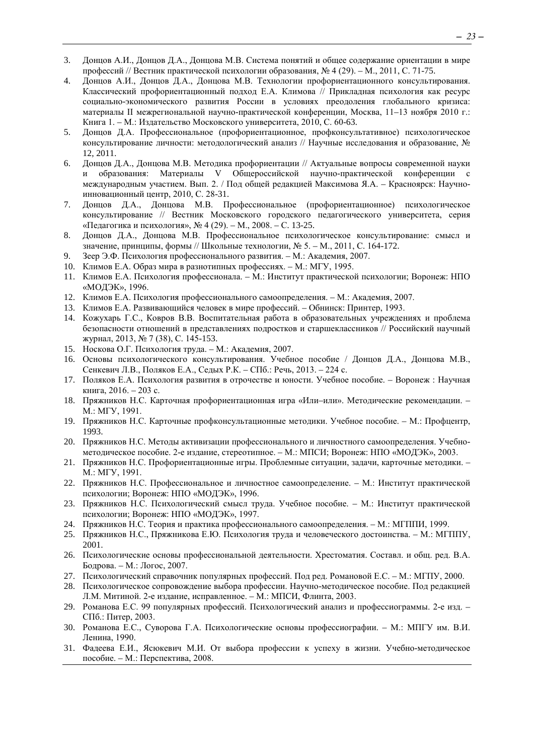3. Донцов А.И., Донцов Д.А., Донцова М.В. Система понятий и общее содержание ориентации в мире профессий // Вестник практической психологии образования, № 4 (29). – М., 2011, С. 71-75.
4. Донцов А.И., Донцов Д.А., Донцова М.В. Технологии профориентационного консультирования. Классический профориентационный подход Е.А. Климова // Прикладная психология как ресурс социально-экономического развития России в условиях преодоления глобального кризиса: материалы II межрегиональной научно-практической конференции, Москва, 11–13 ноября 2010 г.: Книга 1. – М.: Издательство Московского университета, 2010, С. 60-63.
5. Донцов Д.А. Профессиональное (профориентационное, профконсультативное) психологическое консультирование личности: методологический анализ // Научные исследования и образование, № 12, 2011.
6. Донцов Д.А., Донцова М.В. Методика профориентации // Актуальные вопросы современной науки и образования: Материалы V Общероссийской научно-практической конференции с международным участием. Вып. 2. / Под общей редакцией Максимова Я.А. – Красноярск: Научно-инновационный центр, 2010, С. 28-31.
7. Донцов Д.А., Донцова М.В. Профессиональное (профориентационное) психологическое консультирование // Вестник Московского городского педагогического университета, серия «Педагогика и психология», № 4 (29). – М., 2008. – С. 13-25.
8. Донцов Д.А., Донцова М.В. Профессиональное психологическое консультирование: смысл и значение, принципы, формы // Школьные технологии, № 5. – М., 2011, С. 164-172.
9. Зеер Э.Ф. Психология профессионального развития. – М.: Академия, 2007.
10. Климов Е.А. Образ мира в разнотипных профессиях. – М.: МГУ, 1995.
11. Климов Е.А. Психология профессионала. – М.: Институт практической психологии; Воронеж: НПО «МОДЭК», 1996.
12. Климов Е.А. Психология профессионального самоопределения. – М.: Академия, 2007.
13. Климов Е.А. Развивающийся человек в мире профессий. – Обнинск: Принтер, 1993.
14. Кожухарь Г.С., Ковров В.В. Воспитательная работа в образовательных учреждениях и проблема безопасности отношений в представлениях подростков и старшеклассников // Российский научный журнал, 2013, № 7 (38), С. 145-153.
15. Носкова О.Г. Психология труда. – М.: Академия, 2007.
16. Основы психологического консультирования. Учебное пособие / Донцов Д.А., Донцова М.В., Сенкевич Л.В., Поляков Е.А., Седых Р.К. – СПб.: Речь, 2013. – 224 с.
17. Поляков Е.А. Психология развития в отрочестве и юности. Учебное пособие. – Воронеж : Научная книга, 2016. – 203 с.
18. Пряжников Н.С. Карточная профориентационная игра «Или–или». Методические рекомендации. – М.: МГУ, 1991.
19. Пряжников Н.С. Карточные профконсультационные методики. Учебное пособие. – М.: Профцентр, 1993.
20. Пряжников Н.С. Методы активизации профессионального и личностного самоопределения. Учебно-методическое пособие. 2-е издание, стереотипное. – М.: МПСИ; Воронеж: НПО «МОДЭК», 2003.
21. Пряжников Н.С. Профориентационные игры. Проблемные ситуации, задачи, карточные методики. – М.: МГУ, 1991.
22. Пряжников Н.С. Профессиональное и личностное самоопределение. – М.: Институт практической психологии; Воронеж: НПО «МОДЭК», 1996.
23. Пряжников Н.С. Психологический смысл труда. Учебное пособие. – М.: Институт практической психологии; Воронеж: НПО «МОДЭК», 1997.
24. Пряжников Н.С. Теория и практика профессионального самоопределения. – М.: МГППИ, 1999.
25. Пряжников Н.С., Пряжникова Е.Ю. Психология труда и человеческого достоинства. – М.: МГППУ, 2001.
26. Психологические основы профессиональной деятельности. Хрестоматия. Составл. и общ. ред. В.А. Бодрова. – М.: Логос, 2007.
27. Психологический справочник популярных профессий. Под ред. Романовой Е.С. – М.: МГПУ, 2000.
28. Психологическое сопровождение выбора профессии. Научно-методическое пособие. Под редакцией Л.М. Митиной. 2-е издание, исправленное. – М.: МПСИ, Флинта, 2003.
29. Романова Е.С. 99 популярных профессий. Психологический анализ и профессиограммы. 2-е изд. – СПб.: Питер, 2003.
30. Романова Е.С., Суворова Г.А. Психологические основы профессиографии. – М.: МПГУ им. В.И. Ленина, 1990.
31. Фадеева Е.И., Ясюкевич М.И. От выбора профессии к успеху в жизни. Учебно-методическое пособие. – М.: Перспектива, 2008.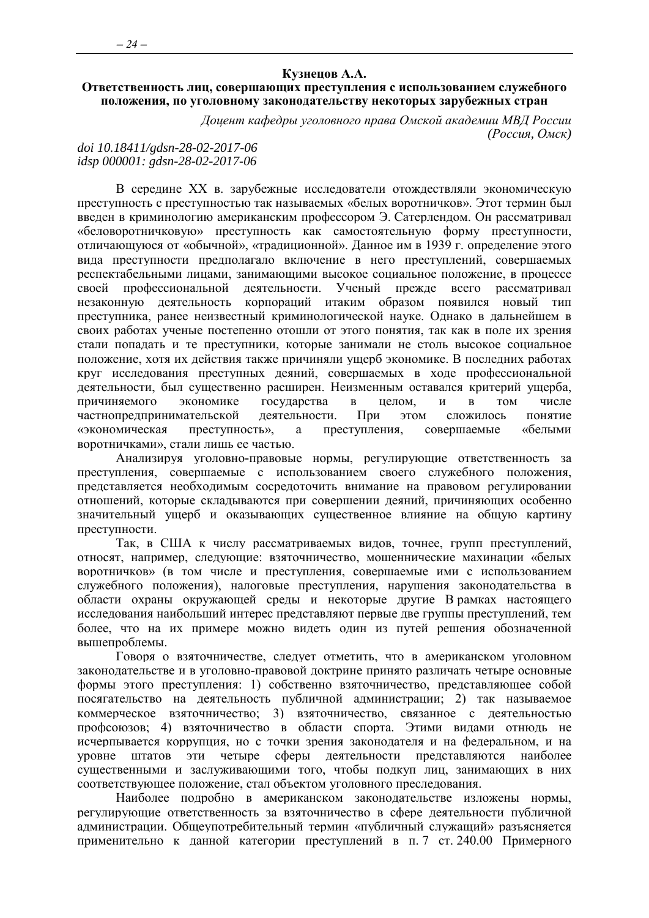**Кузнецов А.А.**

**Ответственность лиц, совершающих преступления с использованием служебного положения, по уголовному законодательству некоторых зарубежных стран**

*Доцент кафедры уголовного права Омской академии МВД России (Россия, Омск)*

*doi 10.18411/gdsn-28-02-2017-06*
*idsp 000001: gdsn-28-02-2017-06*

В середине XX в. зарубежные исследователи отождествляли экономическую преступность с преступностью так называемых «белых воротничков». Этот термин был введен в криминологию американским профессором Э. Сатерлендом. Он рассматривал «беловоротничковую» преступность как самостоятельную форму преступности, отличающуюся от «обычной», «традиционной». Данное им в 1939 г. определение этого вида преступности предполагало включение в него преступлений, совершаемых респектабельными лицами, занимающими высокое социальное положение, в процессе своей профессиональной деятельности. Ученый прежде всего рассматривал незаконную деятельность корпораций итаким образом появился новый тип преступника, ранее неизвестный криминологической науке. Однако в дальнейшем в своих работах ученые постепенно отошли от этого понятия, так как в поле их зрения стали попадать и те преступники, которые занимали не столь высокое социальное положение, хотя их действия также причиняли ущерб экономике. В последних работах круг исследования преступных деяний, совершаемых в ходе профессиональной деятельности, был существенно расширен. Неизменным оставался критерий ущерба, причиняемого экономике государства в целом, и в том числе частнопредпринимательской деятельности. При этом сложилось понятие «экономическая преступность», а преступления, совершаемые «белыми воротничками», стали лишь ее частью.

Анализируя уголовно-правовые нормы, регулирующие ответственность за преступления, совершаемые с использованием своего служебного положения, представляется необходимым сосредоточить внимание на правовом регулировании отношений, которые складываются при совершении деяний, причиняющих особенно значительный ущерб и оказывающих существенное влияние на общую картину преступности.

Так, в США к числу рассматриваемых видов, точнее, групп преступлений, относят, например, следующие: взяточничество, мошеннические махинации «белых воротничков» (в том числе и преступления, совершаемые ими с использованием служебного положения), налоговые преступления, нарушения законодательства в области охраны окружающей среды и некоторые другие В рамках настоящего исследования наибольший интерес представляют первые две группы преступлений, тем более, что на их примере можно видеть один из путей решения обозначенной вышепроблемы.

Говоря о взяточничестве, следует отметить, что в американском уголовном законодательстве и в уголовно-правовой доктрине принято различать четыре основные формы этого преступления: 1) собственно взяточничество, представляющее собой посягательство на деятельность публичной администрации; 2) так называемое коммерческое взяточничество; 3) взяточничество, связанное с деятельностью профсоюзов; 4) взяточничество в области спорта. Этими видами отнюдь не исчерпывается коррупция, но с точки зрения законодателя и на федеральном, и на уровне штатов эти четыре сферы деятельности представляются наиболее существенными и заслуживающими того, чтобы подкуп лиц, занимающих в них соответствующее положение, стал объектом уголовного преследования.

Наиболее подробно в американском законодательстве изложены нормы, регулирующие ответственность за взяточничество в сфере деятельности публичной администрации. Общеупотребительный термин «публичный служащий» разъясняется применительно к данной категории преступлений в п. 7 ст. 240.00 Примерного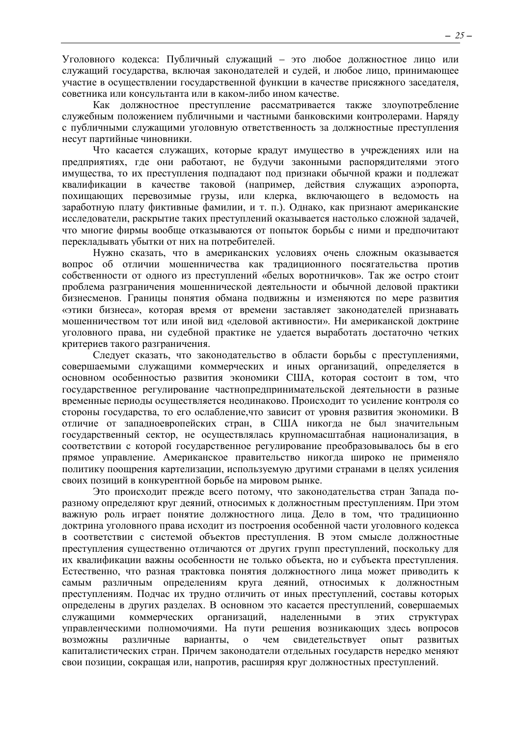Уголовного кодекса: Публичный служащий – это любое должностное лицо или служащий государства, включая законодателей и судей, и любое лицо, принимающее участие в осуществлении государственной функции в качестве присяжного заседателя, советника или консультанта или в каком-либо ином качестве.

Как должностное преступление рассматривается также злоупотребление служебным положением публичными и частными банковскими контролерами. Наряду с публичными служащими уголовную ответственность за должностные преступления несут партийные чиновники.

Что касается служащих, которые крадут имущество в учреждениях или на предприятиях, где они работают, не будучи законными распорядителями этого имущества, то их преступления подпадают под признаки обычной кражи и подлежат квалификации в качестве таковой (например, действия служащих аэропорта, похищающих перевозимые грузы, или клерка, включающего в ведомость на заработную плату фиктивные фамилии, и т. п.). Однако, как признают американские исследователи, раскрытие таких преступлений оказывается настолько сложной задачей, что многие фирмы вообще отказываются от попыток борьбы с ними и предпочитают перекладывать убытки от них на потребителей.

Нужно сказать, что в американских условиях очень сложным оказывается вопрос об отличии мошенничества как традиционного посягательства против собственности от одного из преступлений «белых воротничков». Так же остро стоит проблема разграничения мошеннической деятельности и обычной деловой практики бизнесменов. Границы понятия обмана подвижны и изменяются по мере развития «этики бизнеса», которая время от времени заставляет законодателей признавать мошенничеством тот или иной вид «деловой активности». Ни американской доктрине уголовного права, ни судебной практике не удается выработать достаточно четких критериев такого разграничения.

Следует сказать, что законодательство в области борьбы с преступлениями, совершаемыми служащими коммерческих и иных организаций, определяется в основном особенностью развития экономики США, которая состоит в том, что государственное регулирование частнопредпринимательской деятельности в разные временные периоды осуществляется неодинаково. Происходит то усиление контроля со стороны государства, то его ослабление,что зависит от уровня развития экономики. В отличие от западноевропейских стран, в США никогда не был значительным государственный сектор, не осуществлялась крупномасштабная национализация, в соответствии с которой государственное регулирование преобразовывалось бы в его прямое управление. Американское правительство никогда широко не применяло политику поощрения картелизации, используемую другими странами в целях усиления своих позиций в конкурентной борьбе на мировом рынке.

Это происходит прежде всего потому, что законодательства стран Запада по-разному определяют круг деяний, относимых к должностным преступлениям. При этом важную роль играет понятие должностного лица. Дело в том, что традиционно доктрина уголовного права исходит из построения особенной части уголовного кодекса в соответствии с системой объектов преступления. В этом смысле должностные преступления существенно отличаются от других групп преступлений, поскольку для их квалификации важны особенности не только объекта, но и субъекта преступления. Естественно, что разная трактовка понятия должностного лица может приводить к самым различным определениям круга деяний, относимых к должностным преступлениям. Подчас их трудно отличить от иных преступлений, составы которых определены в других разделах. В основном это касается преступлений, совершаемых служащими коммерческих организаций, наделенными в этих структурах управленческими полномочиями. На пути решения возникающих здесь вопросов возможны различные варианты, о чем свидетельствует опыт развитых капиталистических стран. Причем законодатели отдельных государств нередко меняют свои позиции, сокращая или, напротив, расширяя круг должностных преступлений.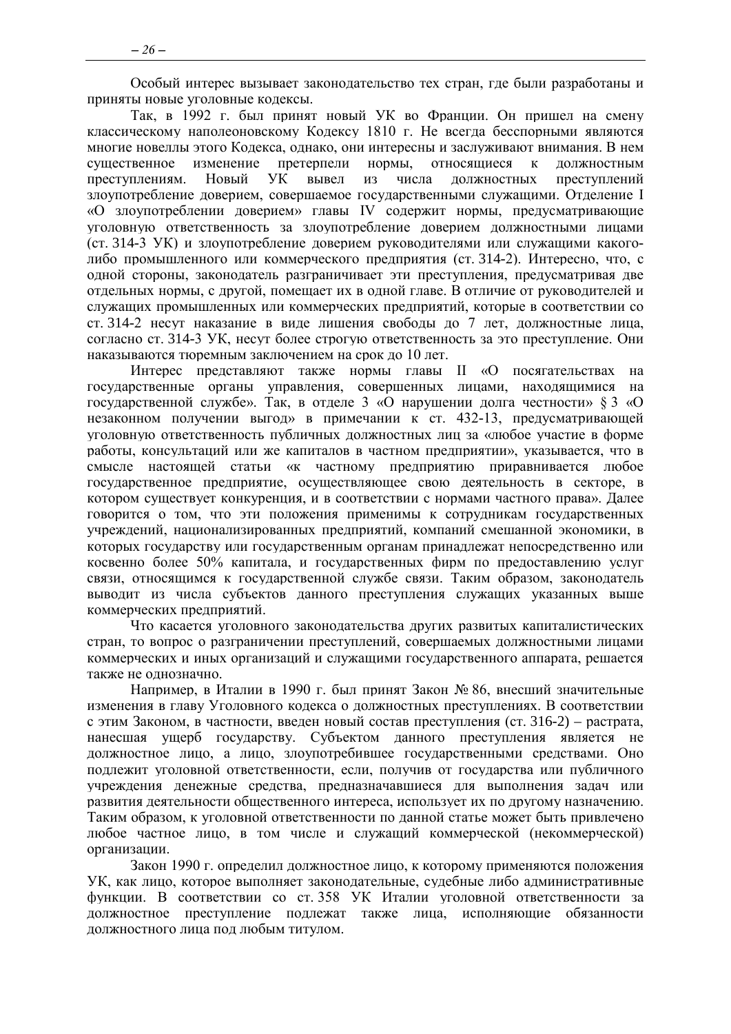Особый интерес вызывает законодательство тех стран, где были разработаны и приняты новые уголовные кодексы.

Так, в 1992 г. был принят новый УК во Франции. Он пришел на смену классическому наполеоновскому Кодексу 1810 г. Не всегда бесспорными являются многие новеллы этого Кодекса, однако, они интересны и заслуживают внимания. В нем существенное изменение претерпели нормы, относящиеся к должностным преступлениям. Новый УК вывел из числа должностных преступлений злоупотребление доверием, совершаемое государственными служащими. Отделение I «О злоупотреблении доверием» главы IV содержит нормы, предусматривающие уголовную ответственность за злоупотребление доверием должностными лицами (ст. 314-3 УК) и злоупотребление доверием руководителями или служащими какого-либо промышленного или коммерческого предприятия (ст. 314-2). Интересно, что, с одной стороны, законодатель разграничивает эти преступления, предусматривая две отдельные нормы, с другой, помещает их в одной главе. В отличие от руководителей и служащих промышленных или коммерческих предприятий, которые в соответствии со ст. 314-2 несут наказание в виде лишения свободы до 7 лет, должностные лица, согласно ст. 314-3 УК, несут более строгую ответственность за это преступление. Они наказываются тюремным заключением на срок до 10 лет.

Интерес представляют также нормы главы II «О посягательствах на государственные органы управления, совершенных лицами, находящимися на государственной службе». Так, в отделе 3 «О нарушении долга честности» § 3 «О незаконном получении выгод» в примечании к ст. 432-13, предусматривающей уголовную ответственность публичных должностных лиц за «любое участие в форме работы, консультаций или же капиталов в частном предприятии», указывается, что в смысле настоящей статьи «к частному предприятию приравнивается любое государственное предприятие, осуществляющее свою деятельность в секторе, в котором существует конкуренция, и в соответствии с нормами частного права». Далее говорится о том, что эти положения применимы к сотрудникам государственных учреждений, национализированных предприятий, компаний смешанной экономики, в которых государству или государственным органам принадлежат непосредственно или косвенно более 50% капитала, и государственных фирм по предоставлению услуг связи, относящимся к государственной службе связи. Таким образом, законодатель выводит из числа субъектов данного преступления служащих указанных выше коммерческих предприятий.

Что касается уголовного законодательства других развитых капиталистических стран, то вопрос о разграничении преступлений, совершаемых должностными лицами коммерческих и иных организаций и служащими государственного аппарата, решается также не однозначно.

Например, в Италии в 1990 г. был принят Закон № 86, внесший значительные изменения в главу Уголовного кодекса о должностных преступлениях. В соответствии с этим Законом, в частности, введен новый состав преступления (ст. 316-2) – растрата, нанесшая ущерб государству. Субъектом данного преступления является не должностное лицо, а лицо, злоупотребившее государственными средствами. Оно подлежит уголовной ответственности, если, получив от государства или публичного учреждения денежные средства, предназначавшиеся для выполнения задач или развития деятельности общественного интереса, использует их по другому назначению. Таким образом, к уголовной ответственности по данной статье может быть привлечено любое частное лицо, в том числе и служащий коммерческой (некоммерческой) организации.

Закон 1990 г. определил должностное лицо, к которому применяются положения УК, как лицо, которое выполняет законодательные, судебные либо административные функции. В соответствии со ст. 358 УК Италии уголовной ответственности за должностное преступление подлежат также лица, исполняющие обязанности должностного лица под любым титулом.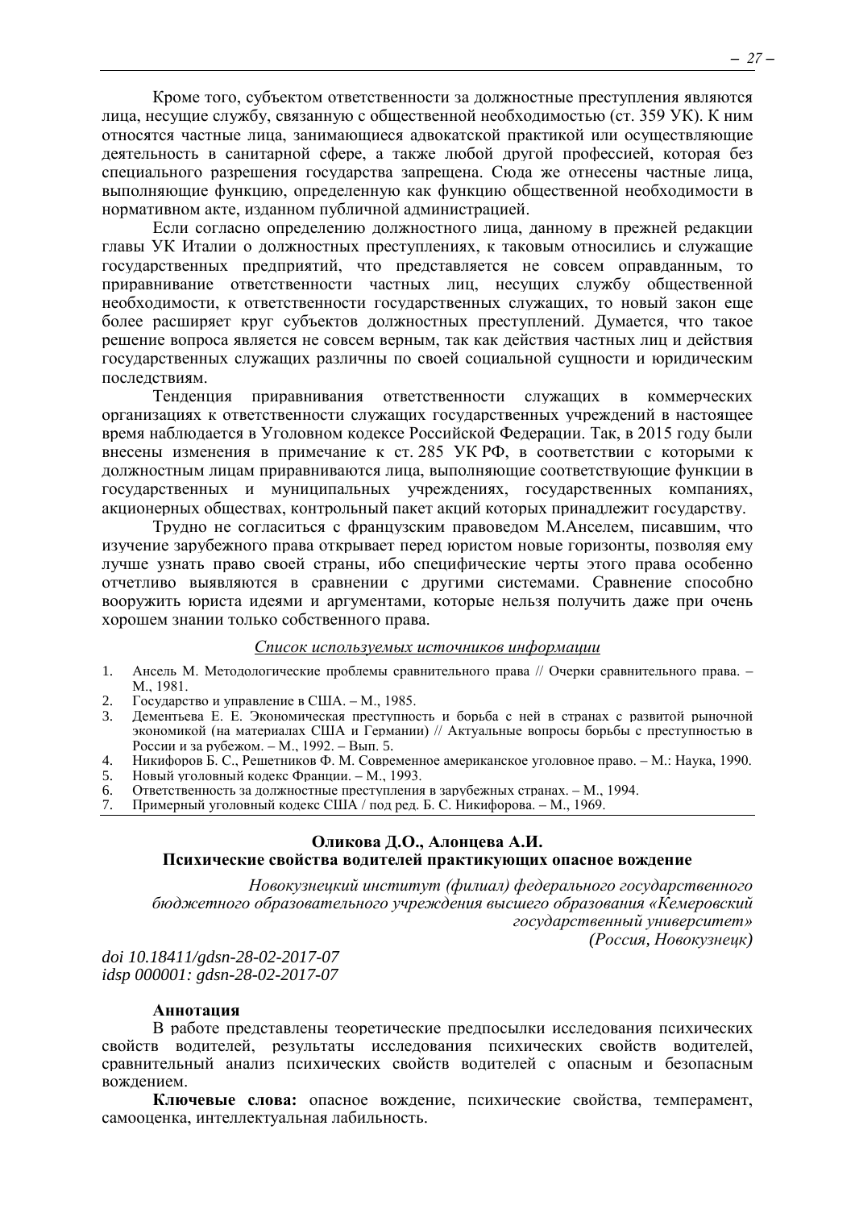Кроме того, субъектом ответственности за должностные преступления являются лица, несущие службу, связанную с общественной необходимостью (ст. 359 УК). К ним относятся частные лица, занимающиеся адвокатской практикой или осуществляющие деятельность в санитарной сфере, а также любой другой профессией, которая без специального разрешения государства запрещена. Сюда же отнесены частные лица, выполняющие функцию, определенную как функцию общественной необходимости в нормативном акте, изданном публичной администрацией.

Если согласно определению должностного лица, данному в прежней редакции главы УК Италии о должностных преступлениях, к таковым относились и служащие государственных предприятий, что представляется не совсем оправданным, то приравнивание ответственности частных лиц, несущих службу общественной необходимости, к ответственности государственных служащих, то новый закон еще более расширяет круг субъектов должностных преступлений. Думается, что такое решение вопроса является не совсем верным, так как действия частных лиц и действия государственных служащих различны по своей социальной сущности и юридическим последствиям.

Тенденция приравнивания ответственности служащих в коммерческих организациях к ответственности служащих государственных учреждений в настоящее время наблюдается в Уголовном кодексе Российской Федерации. Так, в 2015 году были внесены изменения в примечание к ст. 285 УК РФ, в соответствии с которыми к должностным лицам приравниваются лица, выполняющие соответствующие функции в государственных и муниципальных учреждениях, государственных компаниях, акционерных обществах, контрольный пакет акций которых принадлежит государству.

Трудно не согласиться с французским правоведом М.Анселем, писавшим, что изучение зарубежного права открывает перед юристом новые горизонты, позволяя ему лучше узнать право своей страны, ибо специфические черты этого права особенно отчетливо выявляются в сравнении с другими системами. Сравнение способно вооружить юриста идеями и аргументами, которые нельзя получить даже при очень хорошем знании только собственного права.

*Список используемых источников информации*

1. Ансель М. Методологические проблемы сравнительного права // Очерки сравнительного права. – М., 1981.
2. Государство и управление в США. – М., 1985.
3. Дементьева Е. Е. Экономическая преступность и борьба с ней в странах с развитой рыночной экономикой (на материалах США и Германии) // Актуальные вопросы борьбы с преступностью в России и за рубежом. – М., 1992. – Вып. 5.
4. Никифоров Б. С., Решетников Ф. М. Современное американское уголовное право. – М.: Наука, 1990.
5. Новый уголовный кодекс Франции. – М., 1993.
6. Ответственность за должностные преступления в зарубежных странах. – М., 1994.
7. Примерный уголовный кодекс США / под ред. Б. С. Никифорова. – М., 1969.

---

**Оликова Д.О., Алонцева А.И.**

## Психические свойства водителей практикующих опасное вождение

*Новокузнецкий институт (филиал) федерального государственного бюджетного образовательного учреждения высшего образования «Кемеровский государственный университет» (Россия, Новокузнецк)*

*doi 10.18411/gdsn-28-02-2017-07*
*idsp 000001: gdsn-28-02-2017-07*

**Аннотация**

В работе представлены теоретические предпосылки исследования психических свойств водителей, результаты исследования психических свойств водителей, сравнительный анализ психических свойств водителей с опасным и безопасным вождением.

**Ключевые слова:** опасное вождение, психические свойства, темперамент, самооценка, интеллектуальная лабильность.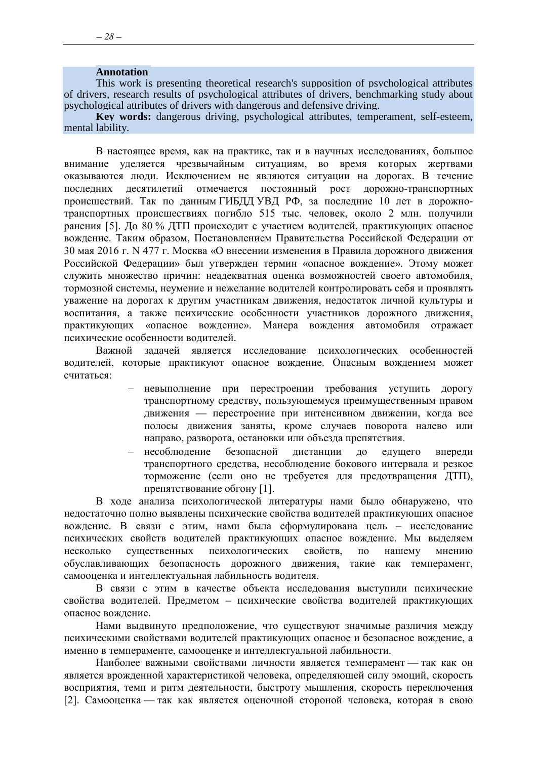**Annotation**

This work is presenting theoretical research's supposition of psychological attributes of drivers, research results of psychological attributes of drivers, benchmarking study about psychological attributes of drivers with dangerous and defensive driving.

**Key words:** dangerous driving, psychological attributes, temperament, self-esteem, mental lability.

В настоящее время, как на практике, так и в научных исследованиях, большое внимание уделяется чрезвычайным ситуациям, во время которых жертвами оказываются люди. Исключением не являются ситуации на дорогах. В течение последних десятилетий отмечается постоянный рост дорожно-транспортных происшествий. Так по данным ГИБДД УВД РФ, за последние 10 лет в дорожно-транспортных происшествиях погибло 515 тыс. человек, около 2 млн. получили ранения [5]. До 80 % ДТП происходит с участием водителей, практикующих опасное вождение. Таким образом, Постановлением Правительства Российской Федерации от 30 мая 2016 г. N 477 г. Москва «О внесении изменения в Правила дорожного движения Российской Федерации» был утвержден термин «опасное вождение». Этому может служить множество причин: неадекватная оценка возможностей своего автомобиля, тормозной системы, неумение и нежелание водителей контролировать себя и проявлять уважение на дорогах к другим участникам движения, недостаток личной культуры и воспитания, а также психические особенности участников дорожного движения, практикующих «опасное вождение». Манера вождения автомобиля отражает психические особенности водителей.

Важной задачей является исследование психологических особенностей водителей, которые практикуют опасное вождение. Опасным вождением может считаться:

- невыполнение при перестроении требования уступить дорогу транспортному средству, пользующемуся преимущественным правом движения — перестроение при интенсивном движении, когда все полосы движения заняты, кроме случаев поворота налево или направо, разворота, остановки или объезда препятствия.
- несоблюдение безопасной дистанции до едущего впереди транспортного средства, несоблюдение бокового интервала и резкое торможение (если оно не требуется для предотвращения ДТП), препятствование обгону [1].

В ходе анализа психологической литературы нами было обнаружено, что недостаточно полно выявлены психические свойства водителей практикующих опасное вождение. В связи с этим, нами была сформулирована цель – исследование психических свойств водителей практикующих опасное вождение. Мы выделяем несколько существенных психологических свойств, по нашему мнению обуславливающих безопасность дорожного движения, такие как темперамент, самооценка и интеллектуальная лабильность водителя.

В связи с этим в качестве объекта исследования выступили психические свойства водителей. Предметом – психические свойства водителей практикующих опасное вождение.

Нами выдвинуто предположение, что существуют значимые различия между психическими свойствами водителей практикующих опасное и безопасное вождение, а именно в темпераменте, самооценке и интеллектуальной лабильности.

Наиболее важными свойствами личности является темперамент — так как он является врожденной характеристикой человека, определяющей силу эмоций, скорость восприятия, темп и ритм деятельности, быстроту мышления, скорость переключения [2]. Самооценка — так как является оценочной стороной человека, которая в свою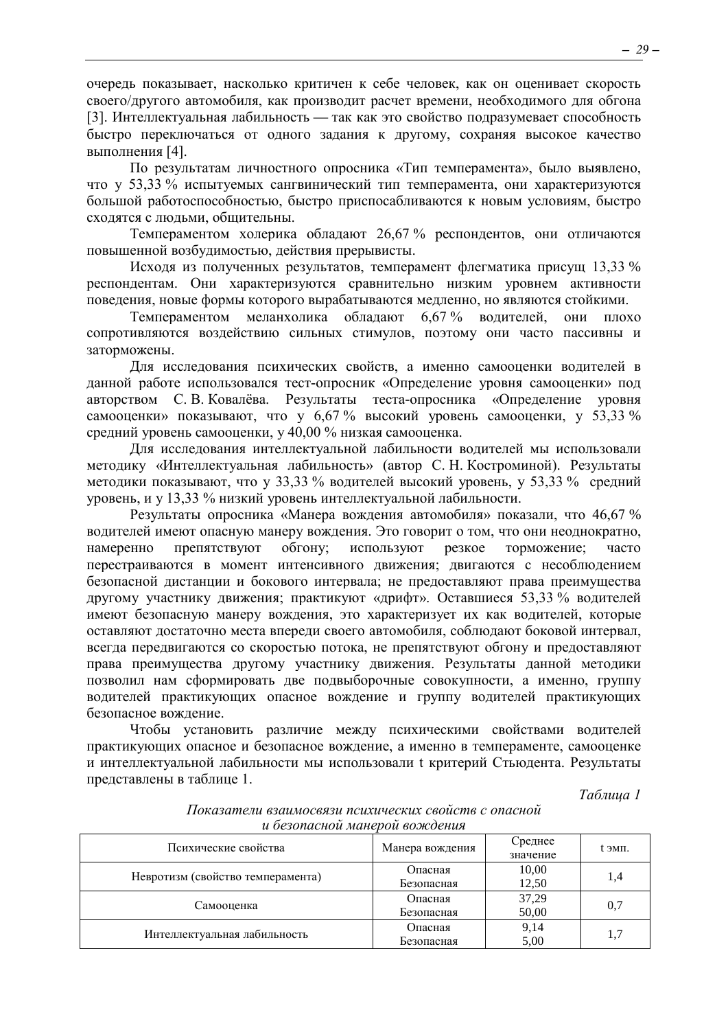очередь показывает, насколько критичен к себе человек, как он оценивает скорость своего/другого автомобиля, как производит расчет времени, необходимого для обгона [3]. Интеллектуальная лабильность — так как это свойство подразумевает способность быстро переключаться от одного задания к другому, сохраняя высокое качество выполнения [4].

По результатам личностного опросника «Тип темперамента», было выявлено, что у 53,33 % испытуемых сангвинический тип темперамента, они характеризуются большой работоспособностью, быстро приспосабливаются к новым условиям, быстро сходятся с людьми, общительны.

Темпераментом холерика обладают 26,67 % респондентов, они отличаются повышенной возбудимостью, действия прерывисты.

Исходя из полученных результатов, темперамент флегматика присущ 13,33 % респондентам. Они характеризуются сравнительно низким уровнем активности поведения, новые формы которого вырабатываются медленно, но являются стойкими.

Темпераментом меланхолика обладают 6,67 % водителей, они плохо сопротивляются воздействию сильных стимулов, поэтому они часто пассивны и заторможены.

Для исследования психических свойств, а именно самооценки водителей в данной работе использовался тест-опросник «Определение уровня самооценки» под авторством С. В. Ковалёва. Результаты теста-опросника «Определение уровня самооценки» показывают, что у 6,67 % высокий уровень самооценки, у 53,33 % средний уровень самооценки, у 40,00 % низкая самооценка.

Для исследования интеллектуальной лабильности водителей мы использовали методику «Интеллектуальная лабильность» (автор С. Н. Костроминой). Результаты методики показывают, что у 33,33 % водителей высокий уровень, у 53,33 % средний уровень, и у 13,33 % низкий уровень интеллектуальной лабильности.

Результаты опросника «Манера вождения автомобиля» показали, что 46,67 % водителей имеют опасную манеру вождения. Это говорит о том, что они неоднократно, намеренно препятствуют обгону; используют резкое торможение; часто перестраиваются в момент интенсивного движения; двигаются с несоблюдением безопасной дистанции и бокового интервала; не предоставляют права преимущества другому участнику движения; практикуют «дрифт». Оставшиеся 53,33 % водителей имеют безопасную манеру вождения, это характеризует их как водителей, которые оставляют достаточно места впереди своего автомобиля, соблюдают боковой интервал, всегда передвигаются со скоростью потока, не препятствуют обгону и предоставляют права преимущества другому участнику движения. Результаты данной методики позволил нам сформировать две подвыборочные совокупности, а именно, группу водителей практикующих опасное вождение и группу водителей практикующих безопасное вождение.

Чтобы установить различие между психическими свойствами водителей практикующих опасное и безопасное вождение, а именно в темпераменте, самооценке и интеллектуальной лабильности мы использовали t критерий Стьюдента. Результаты представлены в таблице 1.

*Таблица 1*

*Показатели взаимосвязи психических свойств с опасной и безопасной манерой вождения*

| Психические свойства | Манера вождения | Среднее значение | t эмп. |
|---|---|---|---|
| Невротизм (свойство темперамента) | Опасная<br>Безопасная | 10,00<br>12,50 | 1,4 |
| Самооценка | Опасная<br>Безопасная | 37,29<br>50,00 | 0,7 |
| Интеллектуальная лабильность | Опасная<br>Безопасная | 9,14<br>5,00 | 1,7 |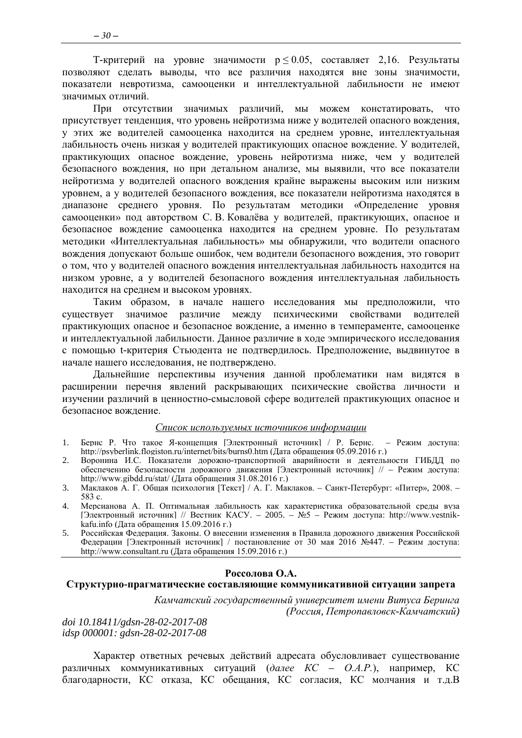Т-критерий на уровне значимости $p \leq 0.05$, составляет 2,16. Результаты позволяют сделать выводы, что все различия находятся вне зоны значимости, показатели невротизма, самооценки и интеллектуальной лабильности не имеют значимых отличий.

При отсутствии значимых различий, мы можем констатировать, что присутствует тенденция, что уровень нейротизма ниже у водителей опасного вождения, у этих же водителей самооценка находится на среднем уровне, интеллектуальная лабильность очень низкая у водителей практикующих опасное вождение. У водителей, практикующих опасное вождение, уровень нейротизма ниже, чем у водителей безопасного вождения, но при детальном анализе, мы выявили, что все показатели нейротизма у водителей опасного вождения крайне выражены высоким или низким уровнем, а у водителей безопасного вождения, все показатели нейротизма находятся в диапазоне среднего уровня. По результатам методики «Определение уровня самооценки» под авторством С. В. Ковалёва у водителей, практикующих, опасное и безопасное вождение самооценка находится на среднем уровне. По результатам методики «Интеллектуальная лабильность» мы обнаружили, что водители опасного вождения допускают больше ошибок, чем водители безопасного вождения, это говорит о том, что у водителей опасного вождения интеллектуальная лабильность находится на низком уровне, а у водителей безопасного вождения интеллектуальная лабильность находится на среднем и высоком уровнях.

Таким образом, в начале нашего исследования мы предположили, что существует значимое различие между психическими свойствами водителей практикующих опасное и безопасное вождение, а именно в темпераменте, самооценке и интеллектуальной лабильности. Данное различие в ходе эмпирического исследования с помощью t-критерия Стьюдента не подтвердилось. Предположение, выдвинутое в начале нашего исследования, не подтверждено.

Дальнейшие перспективы изучения данной проблематики нам видятся в расширении перечня явлений раскрывающих психические свойства личности и изучении различий в ценностно-смысловой сфере водителей практикующих опасное и безопасное вождение.

*Список используемых источников информации*

1. Бернс Р. Что такое Я-концепция [Электронный источник] / Р. Бернс. – Режим доступа: http://psyberlink.flogiston.ru/internet/bits/burns0.htm (Дата обращения 05.09.2016 г.)
2. Воронина И.С. Показатели дорожно-транспортной аварийности и деятельности ГИБДД по обеспечению безопасности дорожного движения [Электронный источник] // – Режим доступа: http://www.gibdd.ru/stat/ (Дата обращения 31.08.2016 г.)
3. Маклаков А. Г. Общая психология [Текст] / А. Г. Маклаков. – Санкт-Петербург: «Питер», 2008. – 583 с.
4. Мерсианова А. П. Оптимальная лабильность как характеристика образовательной среды вуза [Электронный источник] // Вестник КАСУ. – 2005. – №5 – Режим доступа: http://www.vestnik-kafu.info (Дата обращения 15.09.2016 г.)
5. Российская Федерация. Законы. О внесении изменения в Правила дорожного движения Российской Федерации [Электронный источник] / постановление от 30 мая 2016 №447. – Режим доступа: http://www.consultant.ru (Дата обращения 15.09.2016 г.)

**Россолова О.А.**

## Структурно-прагматические составляющие коммуникативной ситуации запрета

*Камчатский государственный университет имени Витуса Беринга (Россия, Петропавловск-Камчатский)*

*doi 10.18411/gdsn-28-02-2017-08*
*idsp 000001: gdsn-28-02-2017-08*

Характер ответных речевых действий адресата обусловливает существование различных коммуникативных ситуаций (*далее КС – О.А.Р.*), например, КС благодарности, КС отказа, КС обещания, КС согласия, КС молчания и т.д.В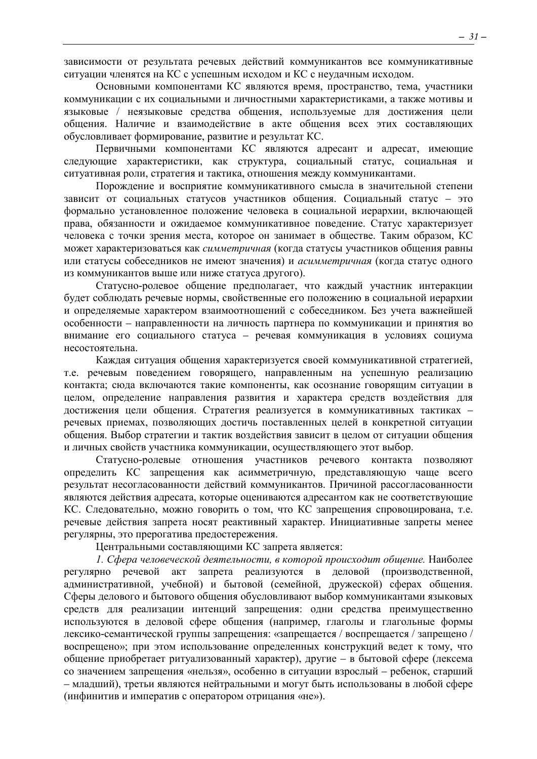зависимости от результата речевых действий коммуникантов все коммуникативные ситуации членятся на КС с успешным исходом и КС с неудачным исходом.

Основными компонентами КС являются время, пространство, тема, участники коммуникации с их социальными и личностными характеристиками, а также мотивы и языковые / неязыковые средства общения, используемые для достижения цели общения. Наличие и взаимодействие в акте общения всех этих составляющих обусловливает формирование, развитие и результат КС.

Первичными компонентами КС являются адресант и адресат, имеющие следующие характеристики, как структура, социальный статус, социальная и ситуативная роли, стратегия и тактика, отношения между коммуникантами.

Порождение и восприятие коммуникативного смысла в значительной степени зависит от социальных статусов участников общения. Социальный статус – это формально установленное положение человека в социальной иерархии, включающей права, обязанности и ожидаемое коммуникативное поведение. Статус характеризует человека с точки зрения места, которое он занимает в обществе. Таким образом, КС может характеризоваться как *симметричная* (когда статусы участников общения равны или статусы собеседников не имеют значения) и *асимметричная* (когда статус одного из коммуникантов выше или ниже статуса другого).

Статусно-ролевое общение предполагает, что каждый участник интеракции будет соблюдать речевые нормы, свойственные его положению в социальной иерархии и определяемые характером взаимоотношений с собеседником. Без учета важнейшей особенности – направленности на личность партнера по коммуникации и принятия во внимание его социального статуса – речевая коммуникация в условиях социума несостоятельна.

Каждая ситуация общения характеризуется своей коммуникативной стратегией, т.е. речевым поведением говорящего, направленным на успешную реализацию контакта; сюда включаются такие компоненты, как осознание говорящим ситуации в целом, определение направления развития и характера средств воздействия для достижения цели общения. Стратегия реализуется в коммуникативных тактиках – речевых приемах, позволяющих достичь поставленных целей в конкретной ситуации общения. Выбор стратегии и тактик воздействия зависит в целом от ситуации общения и личных свойств участника коммуникации, осуществляющего этот выбор.

Статусно-ролевые отношения участников речевого контакта позволяют определить КС запрещения как асимметричную, представляющую чаще всего результат несогласованности действий коммуникантов. Причиной рассогласованности являются действия адресата, которые оцениваются адресантом как не соответствующие КС. Следовательно, можно говорить о том, что КС запрещения спровоцирована, т.е. речевые действия запрета носят реактивный характер. Инициативные запреты менее регулярны, это прерогатива предостережения.

Центральными составляющими КС запрета является:

*1. Сфера человеческой деятельности, в которой происходит общение.* Наиболее регулярно речевой акт запрета реализуются в деловой (производственной, административной, учебной) и бытовой (семейной, дружеской) сферах общения. Сферы делового и бытового общения обусловливают выбор коммуникантами языковых средств для реализации интенций запрещения: одни средства преимущественно используются в деловой сфере общения (например, глаголы и глагольные формы лексико-семантической группы запрещения: «запрещается / воспрещается / запрещено / воспрещено»; при этом использование определенных конструкций ведет к тому, что общение приобретает ритуализованный характер), другие – в бытовой сфере (лексема со значением запрещения «нельзя», особенно в ситуации взрослый – ребенок, старший – младший), третьи являются нейтральными и могут быть использованы в любой сфере (инфинитив и императив с оператором отрицания «не»).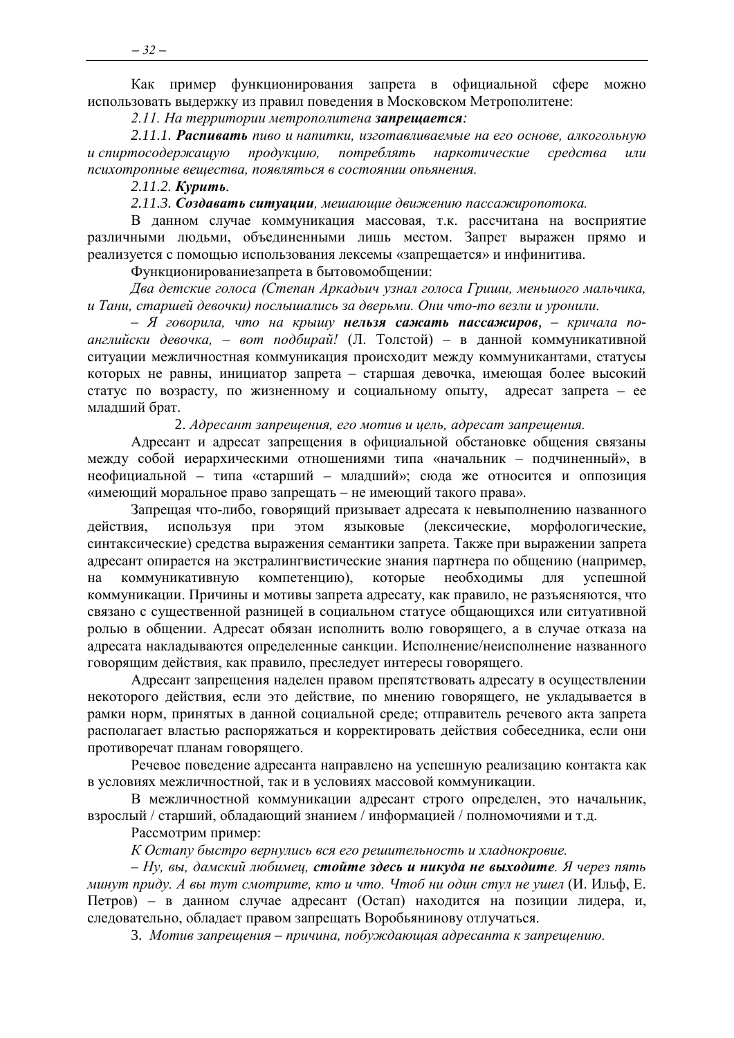Как пример функционирования запрета в официальной сфере можно использовать выдержку из правил поведения в Московском Метрополитене:

*2.11. На территории метрополитена* ***запрещается****:*

*2.11.1.* ***Распивать*** *пиво и напитки, изготавливаемые на его основе, алкогольную и спиртосодержащую продукцию, потреблять наркотические средства или психотропные вещества, появляться в состоянии опьянения.*

*2.11.2.* ***Курить****.*

*2.11.3.* ***Создавать ситуации****, мешающие движению пассажиропотока.*

В данном случае коммуникация массовая, т.к. рассчитана на восприятие различными людьми, объединенными лишь местом. Запрет выражен прямо и реализуется с помощью использования лексемы «запрещается» и инфинитива.

Функционированиезапрета в бытовомобщении:

*Два детские голоса (Степан Аркадьич узнал голоса Гриши, меньшого мальчика, и Тани, старшей девочки) послышались за дверьми. Они что-то везли и уронили.*

*– Я говорила, что на крышу* ***нельзя сажать пассажиров****, – кричала по-английски девочка, – вот подбирай!* (Л. Толстой) – в данной коммуникативной ситуации межличностная коммуникация происходит между коммуникантами, статусы которых не равны, инициатор запрета – старшая девочка, имеющая более высокий статус по возрасту, по жизненному и социальному опыту, адресат запрета – ее младший брат.

2. *Адресант запрещения, его мотив и цель, адресат запрещения.*

Адресант и адресат запрещения в официальной обстановке общения связаны между собой иерархическими отношениями типа «начальник – подчиненный», в неофициальной – типа «старший – младший»; сюда же относится и оппозиция «имеющий моральное право запрещать – не имеющий такого права».

Запрещая что-либо, говорящий призывает адресата к невыполнению названного действия, используя при этом языковые (лексические, морфологические, синтаксические) средства выражения семантики запрета. Также при выражении запрета адресант опирается на экстралингвистические знания партнера по общению (например, на коммуникативную компетенцию), которые необходимы для успешной коммуникации. Причины и мотивы запрета адресату, как правило, не разъясняются, что связано с существенной разницей в социальном статусе общающихся или ситуативной ролью в общении. Адресат обязан исполнить волю говорящего, а в случае отказа на адресата накладываются определенные санкции. Исполнение/неисполнение названного говорящим действия, как правило, преследует интересы говорящего.

Адресант запрещения наделен правом препятствовать адресату в осуществлении некоторого действия, если это действие, по мнению говорящего, не укладывается в рамки норм, принятых в данной социальной среде; отправитель речевого акта запрета располагает властью распоряжаться и корректировать действия собеседника, если они противоречат планам говорящего.

Речевое поведение адресанта направлено на успешную реализацию контакта как в условиях межличностной, так и в условиях массовой коммуникации.

В межличностной коммуникации адресант строго определен, это начальник, взрослый / старший, обладающий знанием / информацией / полномочиями и т.д.

Рассмотрим пример:

*К Остапу быстро вернулись вся его решительность и хладнокровие.*

*– Ну, вы, дамский любимец,* ***стойте здесь и никуда не выходите****. Я через пять минут приду. А вы тут смотрите, кто и что. Чтоб ни один стул не ушел* (И. Ильф, Е. Петров) – в данном случае адресант (Остап) находится на позиции лидера, и, следовательно, обладает правом запрещать Воробьянинову отлучаться.

3. *Мотив запрещения – причина, побуждающая адресанта к запрещению.*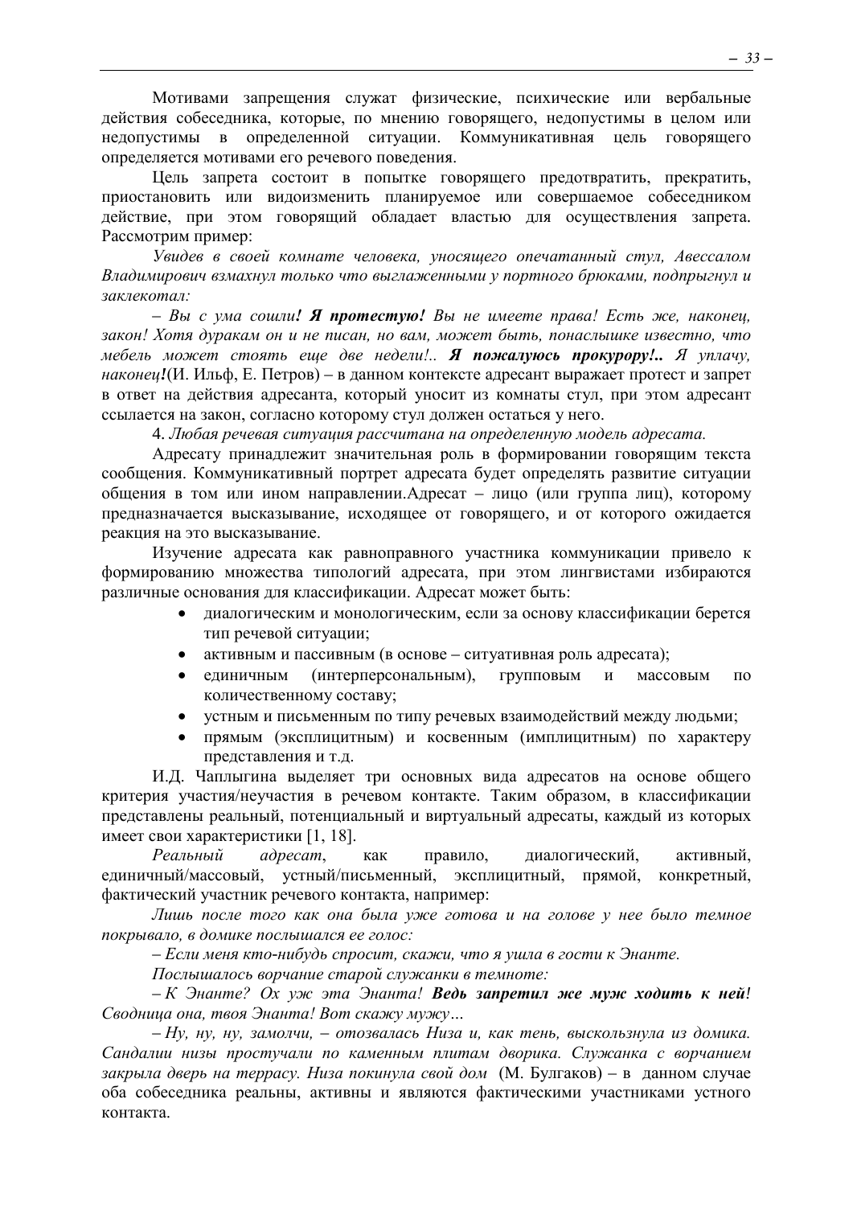Мотивами запрещения служат физические, психические или вербальные действия собеседника, которые, по мнению говорящего, недопустимы в целом или недопустимы в определенной ситуации. Коммуникативная цель говорящего определяется мотивами его речевого поведения.

Цель запрета состоит в попытке говорящего предотвратить, прекратить, приостановить или видоизменить планируемое или совершаемое собеседником действие, при этом говорящий обладает властью для осуществления запрета. Рассмотрим пример:

*Увидев в своей комнате человека, уносящего опечатанный стул, Авессалом Владимирович взмахнул только что выглаженными у портного брюками, подпрыгнул и заклекотал:*

*– Вы с ума сошли**!** **Я протестую!** Вы не имеете права! Есть же, наконец, закон! Хотя дуракам он и не писан, но вам, может быть, понаслышке известно, что мебель может стоять еще две недели!.. **Я пожалуюсь прокурору!..** Я уплачу, наконец**!***(И. Ильф, Е. Петров) – в данном контексте адресант выражает протест и запрет в ответ на действия адресанта, который уносит из комнаты стул, при этом адресант ссылается на закон, согласно которому стул должен остаться у него.

4. *Любая речевая ситуация рассчитана на определенную модель адресата.*

Адресату принадлежит значительная роль в формировании говорящим текста сообщения. Коммуникативный портрет адресата будет определять развитие ситуации общения в том или ином направлении.Адресат – лицо (или группа лиц), которому предназначается высказывание, исходящее от говорящего, и от которого ожидается реакция на это высказывание.

Изучение адресата как равноправного участника коммуникации привело к формированию множества типологий адресата, при этом лингвистами избираются различные основания для классификации. Адресат может быть:

- диалогическим и монологическим, если за основу классификации берется тип речевой ситуации;
- активным и пассивным (в основе – ситуативная роль адресата);
- единичным (интерперсональным), групповым и массовым по количественному составу;
- устным и письменным по типу речевых взаимодействий между людьми;
- прямым (эксплицитным) и косвенным (имплицитным) по характеру представления и т.д.

И.Д. Чаплыгина выделяет три основных вида адресатов на основе общего критерия участия/неучастия в речевом контакте. Таким образом, в классификации представлены реальный, потенциальный и виртуальный адресаты, каждый из которых имеет свои характеристики [1, 18].

*Реальный адресат*, как правило, диалогический, активный, единичный/массовый, устный/письменный, эксплицитный, прямой, конкретный, фактический участник речевого контакта, например:

*Лишь после того как она была уже готова и на голове у нее было темное покрывало, в домике послышался ее голос:*

*– Если меня кто-нибудь спросит, скажи, что я ушла в гости к Энанте.*

*Послышалось ворчание старой служанки в темноте:*

*– К Энанте? Ох уж эта Энанта! **Ведь запретил же муж ходить к ней**! Сводница она, твоя Энанта! Вот скажу мужу…*

*– Ну, ну, ну, замолчи, – отозвалась Низа и, как тень, выскользнула из домика. Сандалии низы простучали по каменным плитам дворика. Служанка с ворчанием закрыла дверь на террасу. Низа покинула свой дом* (М. Булгаков) – в данном случае оба собеседника реальны, активны и являются фактическими участниками устного контакта.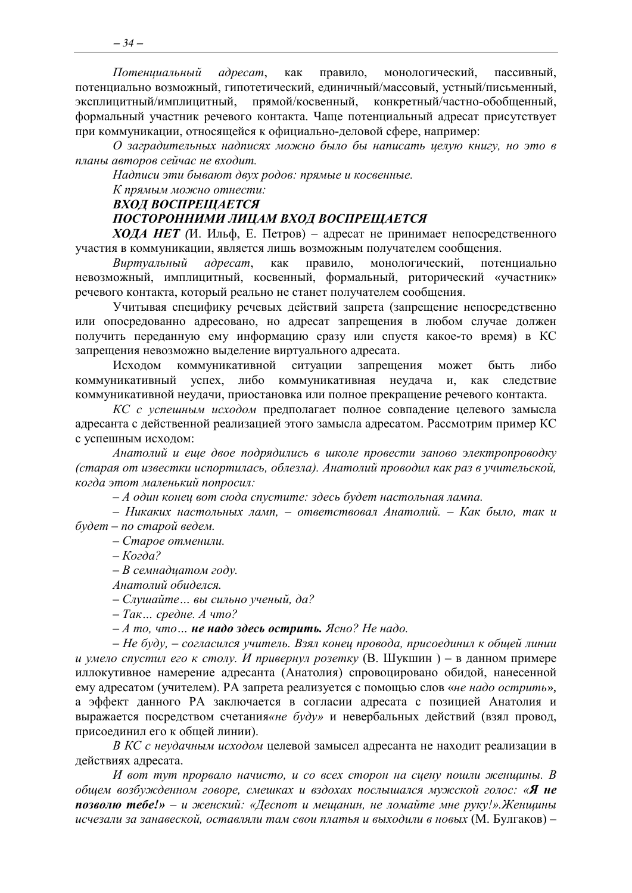*Потенциальный адресат*, как правило, монологический, пассивный, потенциально возможный, гипотетический, единичный/массовый, устный/письменный, эксплицитный/имплицитный, прямой/косвенный, конкретный/частно-обобщенный, формальный участник речевого контакта. Чаще потенциальный адресат присутствует при коммуникации, относящейся к официально-деловой сфере, например:

*О заградительных надписях можно было бы написать целую книгу, но это в планы авторов сейчас не входит.*

*Надписи эти бывают двух родов: прямые и косвенные.*

*К прямым можно отнести:*

***ВХОД ВОСПРЕЩАЕТСЯ***

***ПОСТОРОННИМИ ЛИЦАМ ВХОД ВОСПРЕЩАЕТСЯ***

***ХОДА НЕТ*** *(*И. Ильф, Е. Петров) – адресат не принимает непосредственного участия в коммуникации, является лишь возможным получателем сообщения.

*Виртуальный адресат*, как правило, монологический, потенциально невозможный, имплицитный, косвенный, формальный, риторический «участник» речевого контакта, который реально не станет получателем сообщения.

Учитывая специфику речевых действий запрета (запрещение непосредственно или опосредованно адресовано, но адресат запрещения в любом случае должен получить переданную ему информацию сразу или спустя какое-то время) в КС запрещения невозможно выделение виртуального адресата.

Исходом коммуникативной ситуации запрещения может быть либо коммуникативный успех, либо коммуникативная неудача и, как следствие коммуникативной неудачи, приостановка или полное прекращение речевого контакта.

*КС с успешным исходом* предполагает полное совпадение целевого замысла адресанта с действенной реализацией этого замысла адресатом. Рассмотрим пример КС с успешным исходом:

*Анатолий и еще двое подрядились в школе провести заново электропроводку (старая от известки испортилась, облезла). Анатолий проводил как раз в учительской, когда этот маленький попросил:*

*– А один конец вот сюда спустите: здесь будет настольная лампа.*

*– Никаких настольных ламп, – ответствовал Анатолий. – Как было, так и будет – по старой ведем.*

*– Старое отменили.*

*– Когда?*

*– В семнадцатом году.*

*Анатолий обиделся.*

*– Слушайте… вы сильно ученый, да?*

*– Так… средне. А что?*

*– А то, что…* ***не надо здесь острить.*** *Ясно? Не надо.*

*– Не буду, – согласился учитель. Взял конец провода, присоединил к общей линии и умело спустил его к столу. И привернул розетку* (В. Шукшин ) – в данном примере иллокутивное намерение адресанта (Анатолия) спровоцировано обидой, нанесенной ему адресатом (учителем). РА запрета реализуется с помощью слов «*не надо острить*», а эффект данного РА заключается в согласии адресата с позицией Анатолия и выражается посредством счетания*«не буду»* и невербальных действий (взял провод, присоединил его к общей линии).

*В КС с неудачным исходом* целевой замысел адресанта не находит реализации в действиях адресата.

*И вот тут прорвало начисто, и со всех сторон на сцену пошли женщины. В общем возбужденном говоре, смешках и вздохах послышался мужской голос: «**Я не позволю тебе!**» – и женский: «Деспот и мещанин, не ломайте мне руку!».Женщины исчезали за занавеской, оставляли там свои платья и выходили в новых* (М. Булгаков) –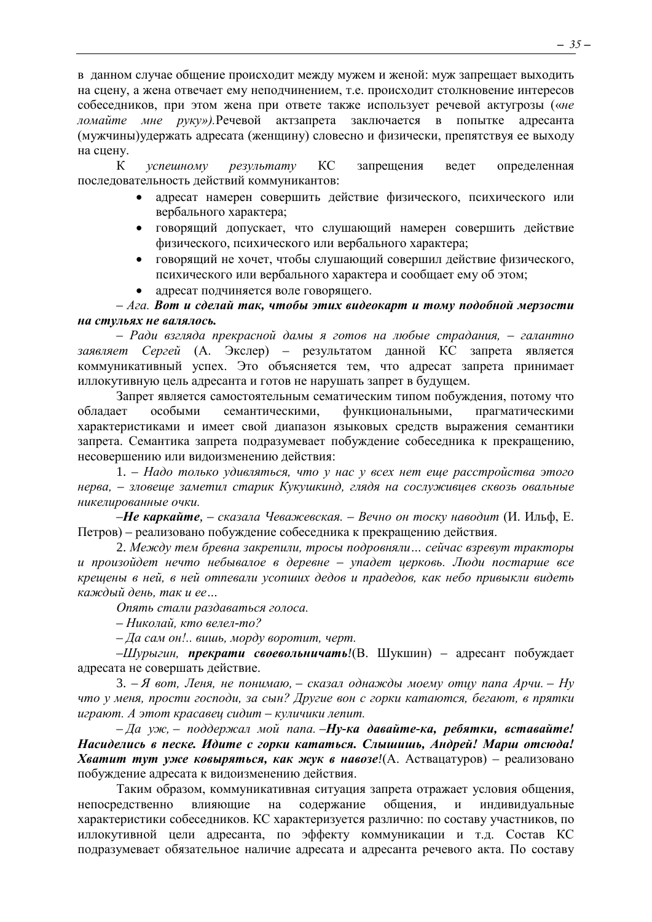в данном случае общение происходит между мужем и женой: муж запрещает выходить на сцену, а жена отвечает ему неподчинением, т.е. происходит столкновение интересов собеседников, при этом жена при ответе также использует речевой актугрозы (*«не ломайте мне руку»).*Речевой актзапрета заключается в попытке адресанта (мужчины)удержать адресата (женщину) словесно и физически, препятствуя ее выходу на сцену.

К *успешному результату* КС запрещения ведет определенная последовательность действий коммуникантов:

- адресат намерен совершить действие физического, психического или вербального характера;
- говорящий допускает, что слушающий намерен совершить действие физического, психического или вербального характера;
- говорящий не хочет, чтобы слушающий совершил действие физического, психического или вербального характера и сообщает ему об этом;
- адресат подчиняется воле говорящего.

*– Ага.* ***Вот и сделай так, чтобы этих видеокарт и тому подобной мерзости на стульях не валялось.***

*– Ради взгляда прекрасной дамы я готов на любые страдания, – галантно заявляет Сергей* (А. Экслер) – результатом данной КС запрета является коммуникативный успех. Это объясняется тем, что адресат запрета принимает иллокутивную цель адресанта и готов не нарушать запрет в будущем.

Запрет является самостоятельным сематическим типом побуждения, потому что обладает особыми семантическими, функциональными, прагматическими характеристиками и имеет свой диапазон языковых средств выражения семантики запрета. Семантика запрета подразумевает побуждение собеседника к прекращению, несовершению или видоизменению действия:

1. *– Надо только удивляться, что у нас у всех нет еще расстройства этого нерва, – зловеще заметил старик Кукушкинд, глядя на сослуживцев сквозь овальные никелированные очки.*

*–**Не каркайте**, – сказала Чеважевская. – Вечно он тоску наводит* (И. Ильф, Е. Петров) – реализовано побуждение собеседника к прекращению действия.

2. *Между тем бревна закрепили, тросы подровняли… сейчас взревут тракторы и произойдет нечто небывалое в деревне – упадет церковь. Люди постарше все крещены в ней, в ней отпевали усопших дедов и прадедов, как небо привыкли видеть каждый день, так и ее…*

*Опять стали раздаваться голоса.*

*– Николай, кто велел-то?*

*– Да сам он!.. вишь, морду воротит, черт.*

*–Шурыгин,* ***прекрати своевольничать****!*(В. Шукшин) – адресант побуждает адресата не совершать действие.

3. *– Я вот, Леня, не понимаю, – сказал однажды моему отцу папа Арчи. – Ну что у меня, прости господи, за сын? Другие вон с горки катаются, бегают, в прятки играют. А этот красавец сидит – куличики лепит.*

*– Да уж, – поддержал мой папа. –****Ну-ка давайте-ка, ребятки, вставайте! Насиделись в песке. Идите с горки кататься. Слышишь, Андрей! Марш отсюда! Хватит тут уже ковыряться, как жук в навозе!***(А. Аствацатуров) – реализовано побуждение адресата к видоизменению действия.

Таким образом, коммуникативная ситуация запрета отражает условия общения, непосредственно влияющие на содержание общения, и индивидуальные характеристики собеседников. КС характеризуется различно: по составу участников, по иллокутивной цели адресанта, по эффекту коммуникации и т.д. Состав КС подразумевает обязательное наличие адресата и адресанта речевого акта. По составу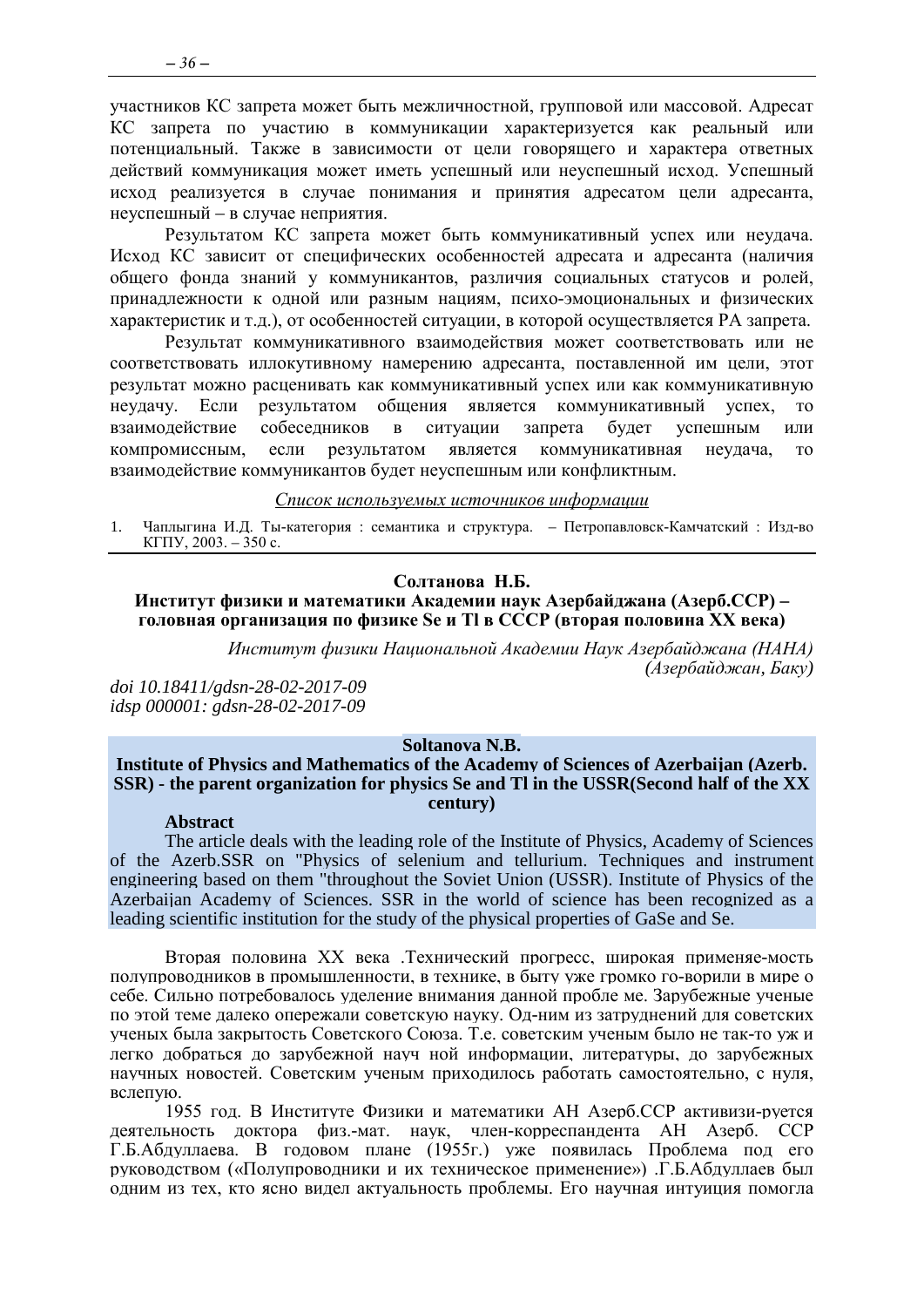участников КС запрета может быть межличностной, групповой или массовой. Адресат КС запрета по участию в коммуникации характеризуется как реальный или потенциальный. Также в зависимости от цели говорящего и характера ответных действий коммуникация может иметь успешный или неуспешный исход. Успешный исход реализуется в случае понимания и принятия адресатом цели адресанта, неуспешный – в случае неприятия.

Результатом КС запрета может быть коммуникативный успех или неудача. Исход КС зависит от специфических особенностей адресата и адресанта (наличия общего фонда знаний у коммуникантов, различия социальных статусов и ролей, принадлежности к одной или разным нациям, психо-эмоциональных и физических характеристик и т.д.), от особенностей ситуации, в которой осуществляется РА запрета.

Результат коммуникативного взаимодействия может соответствовать или не соответствовать иллокутивному намерению адресанта, поставленной им цели, этот результат можно расценивать как коммуникативный успех или как коммуникативную неудачу. Если результатом общения является коммуникативный успех, то взаимодействие собеседников в ситуации запрета будет успешным или компромиссным, если результатом является коммуникативная неудача, то взаимодействие коммуникантов будет неуспешным или конфликтным.

*Список используемых источников информации*

1. Чаплыгина И.Д. Ты-категория : семантика и структура. – Петропавловск-Камчатский : Изд-во КГПУ, 2003. – 350 с.

---

**Солтанова Н.Б.**

**Институт физики и математики Академии наук Азербайджана (Азерб.ССР) – головная организация по физике Se и Tl в СССР (вторая половина XX века)**

*Институт физики Национальной Академии Наук Азербайджана (НАНА) (Азербайджан, Баку)*

*doi 10.18411/gdsn-28-02-2017-09*
*idsp 000001: gdsn-28-02-2017-09*

**Soltanova N.B.**

**Institute of Physics and Mathematics of the Academy of Sciences of Azerbaijan (Azerb. SSR) - the parent organization for physics Se and Tl in the USSR(Second half of the XX century)**

**Abstract**

The article deals with the leading role of the Institute of Physics, Academy of Sciences of the Azerb.SSR on "Physics of selenium and tellurium. Techniques and instrument engineering based on them "throughout the Soviet Union (USSR). Institute of Physics of the Azerbaijan Academy of Sciences. SSR in the world of science has been recognized as a leading scientific institution for the study of the physical properties of GaSe and Se.

Вторая половина XX века .Технический прогресс, широкая применяе-мость полупроводников в промышленности, в технике, в быту уже громко го-ворили в мире о себе. Сильно потребовалось уделение внимания данной пробле ме. Зарубежные ученые по этой теме далеко опережали советскую науку. Од-ним из затруднений для советских ученых была закрытость Советского Союза. Т.е. советским ученым было не так-то уж и легко добраться до зарубежной науч ной информации, литературы, до зарубежных научных новостей. Советским ученым приходилось работать самостоятельно, с нуля, вслепую.

1955 год. В Институте Физики и математики АН Азерб.ССР активизи-руется деятельность доктора физ.-мат. наук, член-корреспандента АН Азерб. ССР Г.Б.Абдуллаева. В годовом плане (1955г.) уже появилась Проблема под его руководством («Полупроводники и их техническое применение») .Г.Б.Абдуллаев был одним из тех, кто ясно видел актуальность проблемы. Его научная интуиция помогла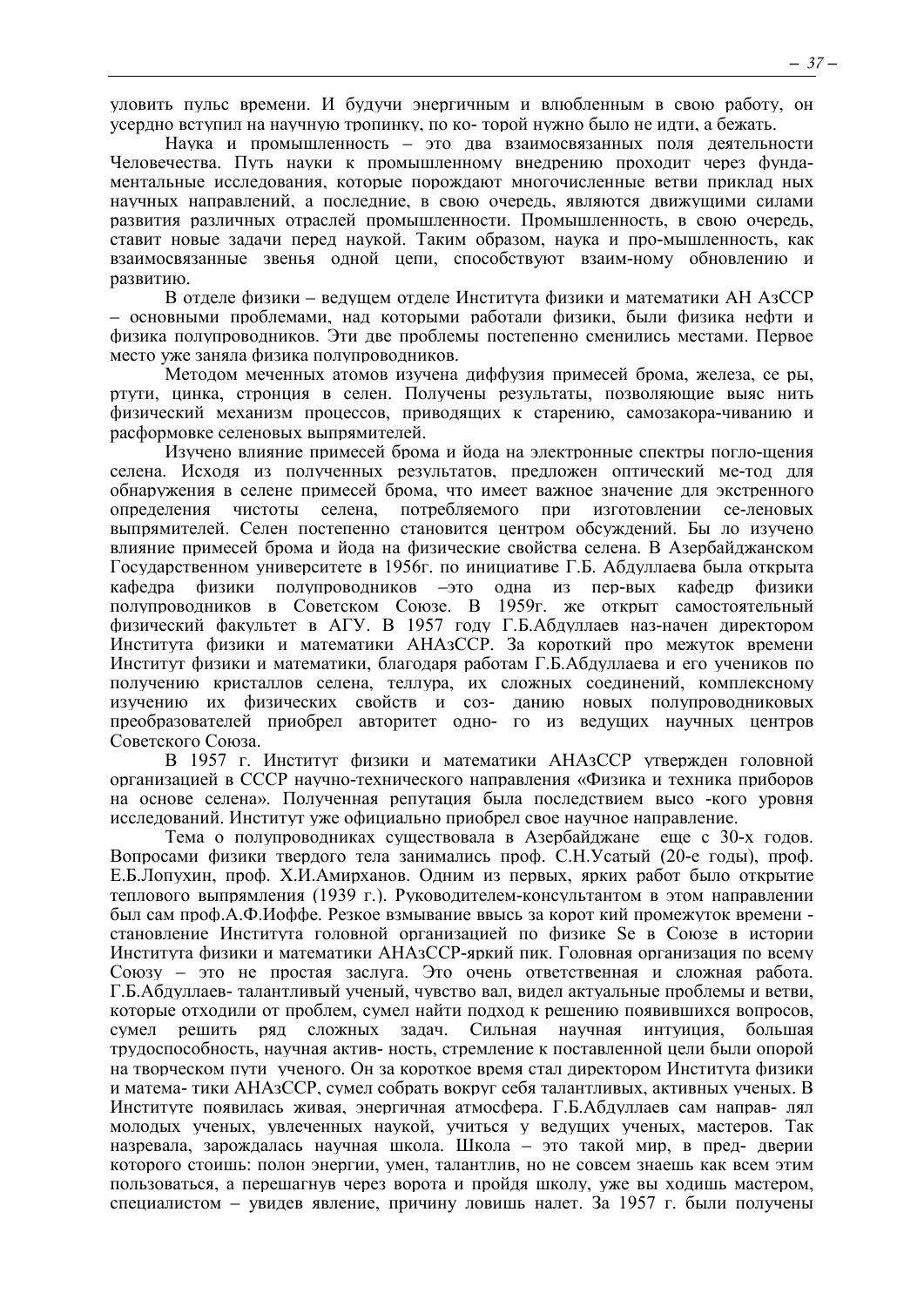уловить пульс времени. И будучи энергичным и влюбленным в свою работу, он усердно вступил на научную тропинку, по ко- торой нужно было не идти, а бежать.

Наука и промышленность – это два взаимосвязанных поля деятельности Человечества. Путь науки к промышленному внедрению проходит через фундаментальные исследования, которые порождают многочисленные ветви приклад ных научных направлений, а последние, в свою очередь, являются движущими силами развития различных отраслей промышленности. Промышленность, в свою очередь, ставит новые задачи перед наукой. Таким образом, наука и про-мышленность, как взаимосвязанные звенья одной цепи, способствуют взаим-ному обновлению и развитию.

В отделе физики – ведущем отделе Института физики и математики АН АзССР – основными проблемами, над которыми работали физики, были физика нефти и физика полупроводников. Эти две проблемы постепенно сменились местами. Первое место уже заняла физика полупроводников.

Методом меченных атомов изучена диффузия примесей брома, железа, се ры, ртути, цинка, стронция в селен. Получены результаты, позволяющие выяс нить физический механизм процессов, приводящих к старению, самозакора-чиванию и расформовке селеновых выпрямителей.

Изучено влияние примесей брома и йода на электронные спектры погло-щения селена. Исходя из полученных результатов, предложен оптический ме-тод для обнаружения в селене примесей брома, что имеет важное значение для экстренного определения чистоты селена, потребляемого при изготовлении се-леновых выпрямителей. Селен постепенно становится центром обсуждений. Бы ло изучено влияние примесей брома и йода на физические свойства селена. В Азербайджанском Государственном университете в 1956г. по инициативе Г.Б. Абдуллаева была открыта кафедра физики полупроводников –это одна из пер-вых кафедр физики полупроводников в Советском Союзе. В 1959г. же открыт самостоятельный физический факультет в АГУ. В 1957 году Г.Б.Абдуллаев наз-начен директором Института физики и математики АНАзССР. За короткий про межуток времени Институт физики и математики, благодаря работам Г.Б.Абдуллаева и его учеников по получению кристаллов селена, теллура, их сложных соединений, комплексному изучению их физических свойств и соз- данию новых полупроводниковых преобразователей приобрел авторитет одно- го из ведущих научных центров Советского Союза.

В 1957 г. Институт физики и математики АНАзССР утвержден головной организацией в СССР научно-технического направления «Физика и техника приборов на основе селена». Полученная репутация была последствием высо -кого уровня исследований. Институт уже официально приобрел свое научное направление.

Тема о полупроводниках существовала в Азербайджане еще с 30-х годов. Вопросами физики твердого тела занимались проф. С.Н.Усатый (20-е годы), проф. Е.Б.Лопухин, проф. Х.И.Амирханов. Одним из первых, ярких работ было открытие теплового выпрямления (1939 г.). Руководителем-консультантом в этом направлении был сам проф.А.Ф.Иоффе. Резкое взмывание ввысь за корот кий промежуток времени - становление Института головной организацией по физике Se в Союзе в истории Института физики и математики АНАзССР-яркий пик. Головная организация по всему Союзу – это не простая заслуга. Это очень ответственная и сложная работа. Г.Б.Абдуллаев- талантливый ученый, чувство вал, видел актуальные проблемы и ветви, которые отходили от проблем, сумел найти подход к решению появившихся вопросов, сумел решить ряд сложных задач. Сильная научная интуиция, большая трудоспособность, научная актив- ность, стремление к поставленной цели были опорой на творческом пути ученого. Он за короткое время стал директором Института физики и матема- тики АНАзССР, сумел собрать вокруг себя талантливых, активных ученых. В Институте появилась живая, энергичная атмосфера. Г.Б.Абдуллаев сам направ- лял молодых ученых, увлеченных наукой, учиться у ведущих ученых, мастеров. Так назревала, зарождалась научная школа. Школа – это такой мир, в пред- дверии которого стоишь: полон энергии, умен, талантлив, но не совсем знаешь как всем этим пользоваться, а перешагнув через ворота и пройдя школу, уже вы ходишь мастером, специалистом – увидев явление, причину ловишь налет. За 1957 г. были получены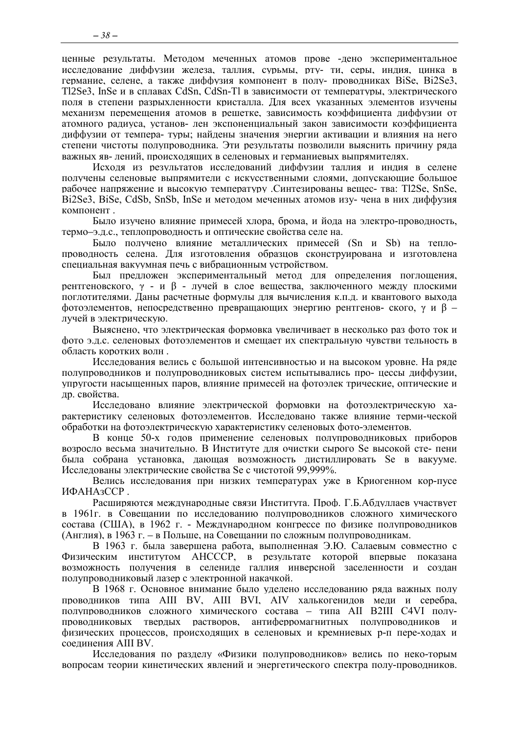ценные результаты. Методом меченных атомов прове -дено экспериментальное исследование диффузии железа, таллия, сурьмы, рту- ти, серы, индия, цинка в германие, селене, а также диффузия компонент в полу- проводниках BiSe, $Bi_2Se_3$, $Tl_2Se_3$, InSe и в сплавах CdSn, CdSn-Tl в зависимости от температуры, электрического поля в степени разрыхленности кристалла. Для всех указанных элементов изучены механизм перемещения атомов в решетке, зависимость коэффициента диффузии от атомного радиуса, установ- лен экспоненциальный закон зависимости коэффициента диффузии от темпера- туры; найдены значения энергии активации и влияния на него степени чистоты полупроводника. Эти результаты позволили выяснить причину ряда важных яв- лений, происходящих в селеновых и германиевых выпрямителях.

Исходя из результатов исследований диффузии таллия и индия в селене получены селеновые выпрямители с искусственными слоями, допускающие большое рабочее напряжение и высокую температуру .Синтезированы вещес- тва: $Tl_2Se$, SnSe, $Bi_2Se_3$, BiSe, CdSb, SnSb, InSe и методом меченных атомов изу- чена в них диффузия компонент .

Было изучено влияние примесей хлора, брома, и йода на электро-проводность, термо–э.д.с., теплопроводность и оптические свойства селе на.

Было получено влияние металлических примесей (Sn и Sb) на тепло- проводность селена. Для изготовления образцов сконструирована и изготовлена специальная вакуумная печь с вибрационным устройством.

Был предложен экспериментальный метод для определения поглощения, рентгеновского, γ - и β - лучей в слое вещества, заключенного между плоскими поглотителями. Даны расчетные формулы для вычисления к.п.д. и квантового выхода фотоэлементов, непосредственно превращающих энергию рентгенов- ского, γ и β – лучей в электрическую.

Выяснено, что электрическая формовка увеличивает в несколько раз фото ток и фото э.д.с. селеновых фотоэлементов и смещает их спектральную чувстви тельность в область коротких волн .

Исследования велись с большой интенсивностью и на высоком уровне. На ряде полупроводников и полупроводниковых систем испытывались про- цессы диффузии, упругости насыщенных паров, влияние примесей на фотоэлек трические, оптические и др. свойства.

Исследовано влияние электрической формовки на фотоэлектрическую ха- рактеристику селеновых фотоэлементов. Исследовано также влияние терми-ческой обработки на фотоэлектрическую характеристику селеновых фото-элементов.

В конце 50-х годов применение селеновых полупроводниковых приборов возросло весьма значительно. В Институте для очистки сырого Se высокой сте- пени была собрана установка, дающая возможность дистиллировать Se в вакууме. Исследованы электрические свойства Se с чистотой 99,999%.

Велись исследования при низких температурах уже в Криогенном кор-пусе ИФАНАзССР .

Расширяются международные связи Института. Проф. Г.Б.Абдуллаев участвует в 1961г. в Совещании по исследованию полупроводников сложного химического состава (США), в 1962 г. - Международном конгрессе по физике полупроводников (Англия), в 1963 г. – в Польше, на Совещании по сложным полупроводникам.

В 1963 г. была завершена работа, выполненная Э.Ю. Салаевым совместно с Физическим институтом АНСССР, в результате которой впервые показана возможность получения в селениде галлия инверсной заселенности и создан полупроводниковый лазер с электронной накачкой.

В 1968 г. Основное внимание было уделено исследованию ряда важных полу проводников типа AIII BV, AIII BVI, AIV халькогенидов меди и серебра, полупроводников сложного химического состава – типа AII B2III C4VI полу- проводниковых твердых растворов, антиферромагнитных полупроводников и физических процессов, происходящих в селеновых и кремниевых р-п пере-ходах и соединения AIII BV.

Исследования по разделу «Физики полупроводников» велись по неко-торым вопросам теории кинетических явлений и энергетического спектра полу-проводников.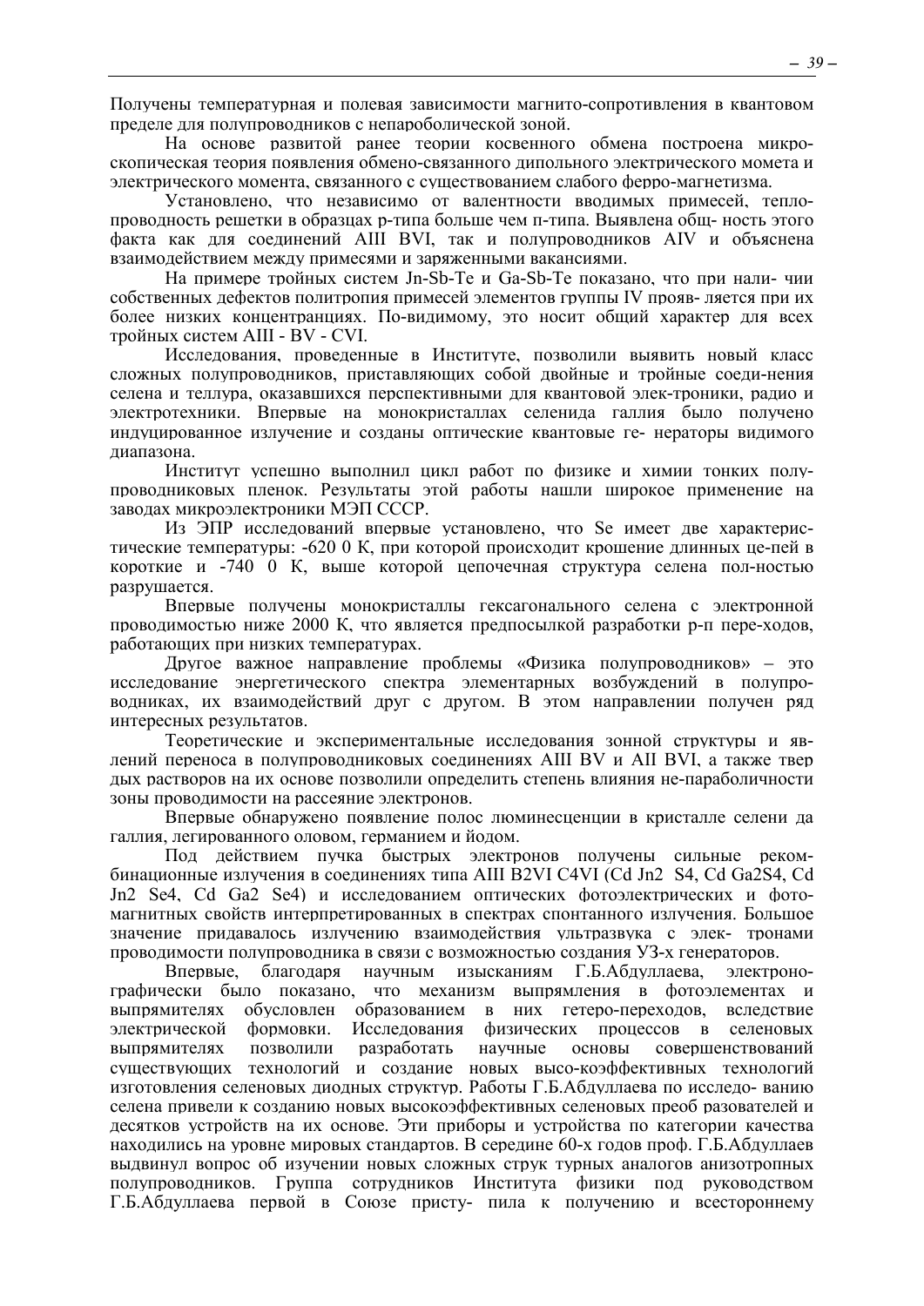Получены температурная и полевая зависимости магнито-сопротивления в квантовом пределе для полупроводников с непароболической зоной.

На основе развитой ранее теории косвенного обмена построена микро-скопическая теория появления обмено-связанного дипольного электрического момета и электрического момента, связанного с существованием слабого ферро-магнетизма.

Установлено, что независимо от валентности вводимых примесей, тепло-проводность решетки в образцах p-типа больше чем n-типа. Выявлена общ- ность этого факта как для соединений AIII BVI, так и полупроводников AIV и объяснена взаимодействием между примесями и заряженными вакансиями.

На примере тройных систем Jn-Sb-Te и Ga-Sb-Te показано, что при нали- чии собственных дефектов политропия примесей элементов группы IV прояв- ляется при их более низких концентранциях. По-видимому, это носит общий характер для всех тройных систем AIII - BV - CVI.

Исследования, проведенные в Институте, позволили выявить новый класс сложных полупроводников, приставляющих собой двойные и тройные соеди-нения селена и теллура, оказавшихся перспективными для квантовой элек-троники, радио и электротехники. Впервые на монокристаллах селенида галлия было получено индуцированное излучение и созданы оптические квантовые ге- нераторы видимого диапазона.

Институт успешно выполнил цикл работ по физике и химии тонких полу-проводниковых пленок. Результаты этой работы нашли широкое применение на заводах микроэлектроники МЭП СССР.

Из ЭПР исследований впервые установлено, что Se имеет две характерис-тические температуры: -620 0 K, при которой происходит крошение длинных це-пей в короткие и -740 0 K, выше которой цепочечная структура селена пол-ностью разрушается.

Впервые получены монокристаллы гексагонального селена с электронной проводимостью ниже 2000 K, что является предпосылкой разработки p-n пере-ходов, работающих при низких температурах.

Другое важное направление проблемы «Физика полупроводников» – это исследование энергетического спектра элементарных возбуждений в полупро-водниках, их взаимодействий друг с другом. В этом направлении получен ряд интересных результатов.

Теоретические и экспериментальные исследования зонной структуры и яв-лений переноса в полупроводниковых соединениях AIII BV и AII BVI, а также твер дых растворов на их основе позволили определить степень влияния не-параболичности зоны проводимости на рассеяние электронов.

Впервые обнаружено появление полос люминесценции в кристалле селени да галлия, легированного оловом, германием и йодом.

Под действием пучка быстрых электронов получены сильные реком-бинационные излучения в соединениях типа AIII B2VI C4VI (Cd Jn2 S4, Cd Ga2S4, Cd Jn2 Se4, Cd Ga2 Se4) и исследованием оптических фотоэлектрических и фото-магнитных свойств интерпретированных в спектрах спонтанного излучения. Большое значение придавалось излучению взаимодействия ультразвука с элек- тронами проводимости полупроводника в связи с возможностью создания УЗ-х генераторов.

Впервые, благодаря научным изысканиям Г.Б.Абдуллаева, электроно-графически было показано, что механизм выпрямления в фотоэлементах и выпрямителях обусловлен образованием в них гетеро-переходов, вследствие электрической формовки. Исследования физических процессов в селеновых выпрямителях позволили разработать научные основы совершенствований существующих технологий и создание новых высо-коэффективных технологий изготовления селеновых диодных структур. Работы Г.Б.Абдуллаева по исследо- ванию селена привели к созданию новых высокоэффективных селеновых преоб разователей и десятков устройств на их основе. Эти приборы и устройства по категории качества находились на уровне мировых стандартов. В середине 60-х годов проф. Г.Б.Абдуллаев выдвинул вопрос об изучении новых сложных струк турных аналогов анизотропных полупроводников. Группа сотрудников Института физики под руководством Г.Б.Абдуллаева первой в Союзе присту- пила к получению и всестороннему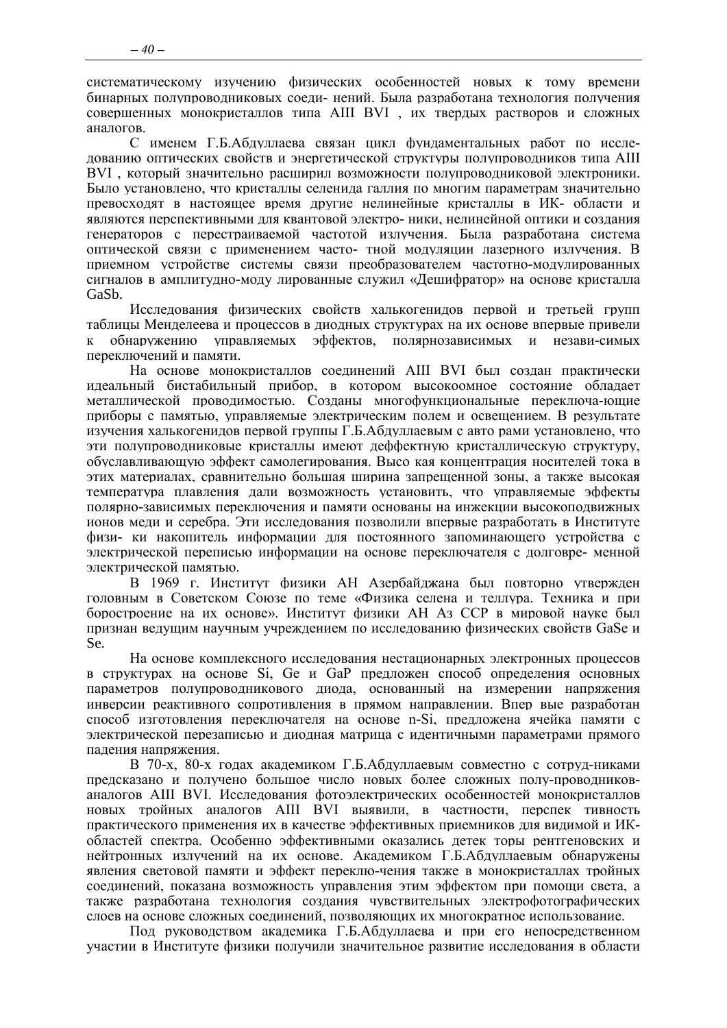систематическому изучению физических особенностей новых к тому времени бинарных полупроводниковых соеди- нений. Была разработана технология получения совершенных монокристаллов типа AIII BVI , их твердых растворов и сложных аналогов.

С именем Г.Б.Абдуллаева связан цикл фундаментальных работ по иссле- дованию оптических свойств и энергетической структуры полупроводников типа AIII BVI , который значительно расширил возможности полупроводниковой электроники. Было установлено, что кристаллы селенида галлия по многим параметрам значительно превосходят в настоящее время другие нелинейные кристаллы в ИК- области и являются перспективными для квантовой электро- ники, нелинейной оптики и создания генераторов с перестраиваемой частотой излучения. Была разработана система оптической связи с применением часто- тной модуляции лазерного излучения. В приемном устройстве системы связи преобразователем частотно-модулированных сигналов в амплитудно-моду лированные служил «Дешифратор» на основе кристалла GaSb.

Исследования физических свойств халькогенидов первой и третьей групп таблицы Менделеева и процессов в диодных структурах на их основе впервые привели к обнаружению управляемых эффектов, полярнозависимых и незави-симых переключений и памяти.

На основе монокристаллов соединений AIII BVI был создан практически идеальный бистабильный прибор, в котором высокоомное состояние обладает металлической проводимостью. Созданы многофункциональные переключа-ющие приборы с памятью, управляемые электрическим полем и освещением. В результате изучения халькогенидов первой группы Г.Б.Абдуллаевым с авто рами установлено, что эти полупроводниковые кристаллы имеют деффектную кристаллическую структуру, обуславливающую эффект самолегирования. Высо кая концентрация носителей тока в этих материалах, сравнительно большая ширина запрещенной зоны, а также высокая температура плавления дали возможность установить, что управляемые эффекты полярно-зависимых переключения и памяти основаны на инжекции высокоподвижных ионов меди и серебра. Эти исследования позволили впервые разработать в Институте физи- ки накопитель информации для постоянного запоминающего устройства с электрической переписью информации на основе переключателя с долговре- менной электрической памятью.

В 1969 г. Институт физики АН Азербайджана был повторно утвержден головным в Советском Союзе по теме «Физика селена и теллура. Техника и при боростроение на их основе». Институт физики АН Аз ССР в мировой науке был признан ведущим научным учреждением по исследованию физических свойств GaSe и Se.

На основе комплексного исследования нестационарных электронных процессов в структурах на основе Si, Ge и GaP предложен способ определения основных параметров полупроводникового диода, основанный на измерении напряжения инверсии реактивного сопротивления в прямом направлении. Впер вые разработан способ изготовления переключателя на основе n-Si, предложена ячейка памяти с электрической перезаписью и диодная матрица с идентичными параметрами прямого падения напряжения.

В 70-х, 80-х годах академиком Г.Б.Абдуллаевым совместно с сотруд-никами предсказано и получено большое число новых более сложных полу-проводников-аналогов AIII BVI. Исследования фотоэлектрических особенностей монокристаллов новых тройных аналогов AIII BVI выявили, в частности, перспек тивность практического применения их в качестве эффективных приемников для видимой и ИК-областей спектра. Особенно эффективными оказались детек торы рентгеновских и нейтронных излучений на их основе. Академиком Г.Б.Абдуллаевым обнаружены явления световой памяти и эффект переклю-чения также в монокристаллах тройных соединений, показана возможность управления этим эффектом при помощи света, а также разработана технология создания чувствительных электрофотографических слоев на основе сложных соединений, позволяющих их многократное использование.

Под руководством академика Г.Б.Абдуллаева и при его непосредственном участии в Институте физики получили значительное развитие исследования в области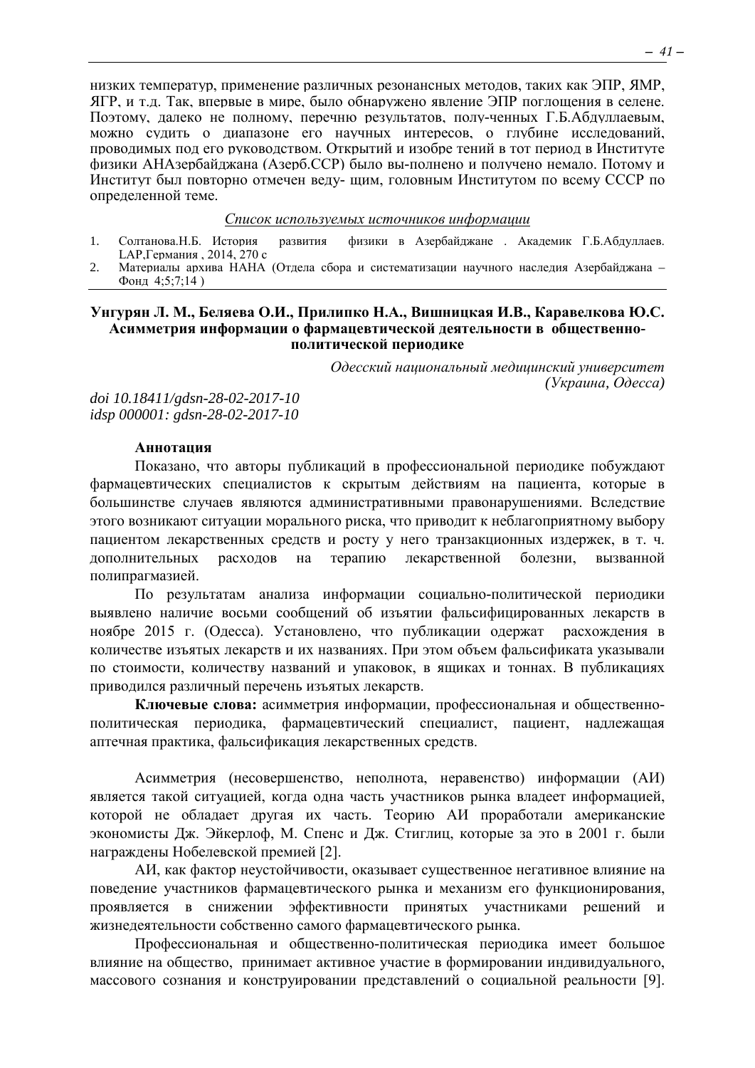низких температур, применение различных резонансных методов, таких как ЭПР, ЯМР, ЯГР, и т.д. Так, впервые в мире, было обнаружено явление ЭПР поглощения в селене. Поэтому, далеко не полному, перечню результатов, полу-ченных Г.Б.Абдуллаевым, можно судить о диапазоне его научных интересов, о глубине исследований, проводимых под его руководством. Открытий и изобре тений в тот период в Институте физики АНАзербайджана (Азерб.ССР) было вы-полнено и получено немало. Потому и Институт был повторно отмечен веду- щим, головным Институтом по всему СССР по определенной теме.

*Список используемых источников информации*

1. Солтанова.Н.Б. История развития физики в Азербайджане . Академик Г.Б.Абдуллаев. LAP,Германия , 2014, 270 с
2. Материалы архива НАНА (Отдела сбора и систематизации научного наследия Азербайджана – Фонд 4;5;7;14 )

## Унгурян Л. М., Беляева О.И., Прилипко Н.А., Вишницкая И.В., Каравелкова Ю.С. Асимметрия информации о фармацевтической деятельности в общественно-политической периодике

*Одесский национальный медицинский университет (Украина, Одесса)*

*doi 10.18411/gdsn-28-02-2017-10*
*idsp 000001: gdsn-28-02-2017-10*

**Аннотация**

Показано, что авторы публикаций в профессиональной периодике побуждают фармацевтических специалистов к скрытым действиям на пациента, которые в большинстве случаев являются административными правонарушениями. Вследствие этого возникают ситуации морального риска, что приводит к неблагоприятному выбору пациентом лекарственных средств и росту у него транзакционных издержек, в т. ч. дополнительных расходов на терапию лекарственной болезни, вызванной полипрагмазией.

По результатам анализа информации социально-политической периодики выявлено наличие восьми сообщений об изъятии фальсифицированных лекарств в ноябре 2015 г. (Одесса). Установлено, что публикации одержат расхождения в количестве изъятых лекарств и их названиях. При этом объем фальсификата указывали по стоимости, количеству названий и упаковок, в ящиках и тоннах. В публикациях приводился различный перечень изъятых лекарств.

**Ключевые слова:** асимметрия информации, профессиональная и общественно-политическая периодика, фармацевтический специалист, пациент, надлежащая аптечная практика, фальсификация лекарственных средств.

Асимметрия (несовершенство, неполнота, неравенство) информации (АИ) является такой ситуацией, когда одна часть участников рынка владеет информацией, которой не обладает другая их часть. Теорию АИ проработали американские экономисты Дж. Эйкерлоф, М. Спенс и Дж. Стиглиц, которые за это в 2001 г. были награждены Нобелевской премией [2].

АИ, как фактор неустойчивости, оказывает существенное негативное влияние на поведение участников фармацевтического рынка и механизм его функционирования, проявляется в снижении эффективности принятых участниками решений и жизнедеятельности собственно самого фармацевтического рынка.

Профессиональная и общественно-политическая периодика имеет большое влияние на общество, принимает активное участие в формировании индивидуального, массового сознания и конструировании представлений о социальной реальности [9].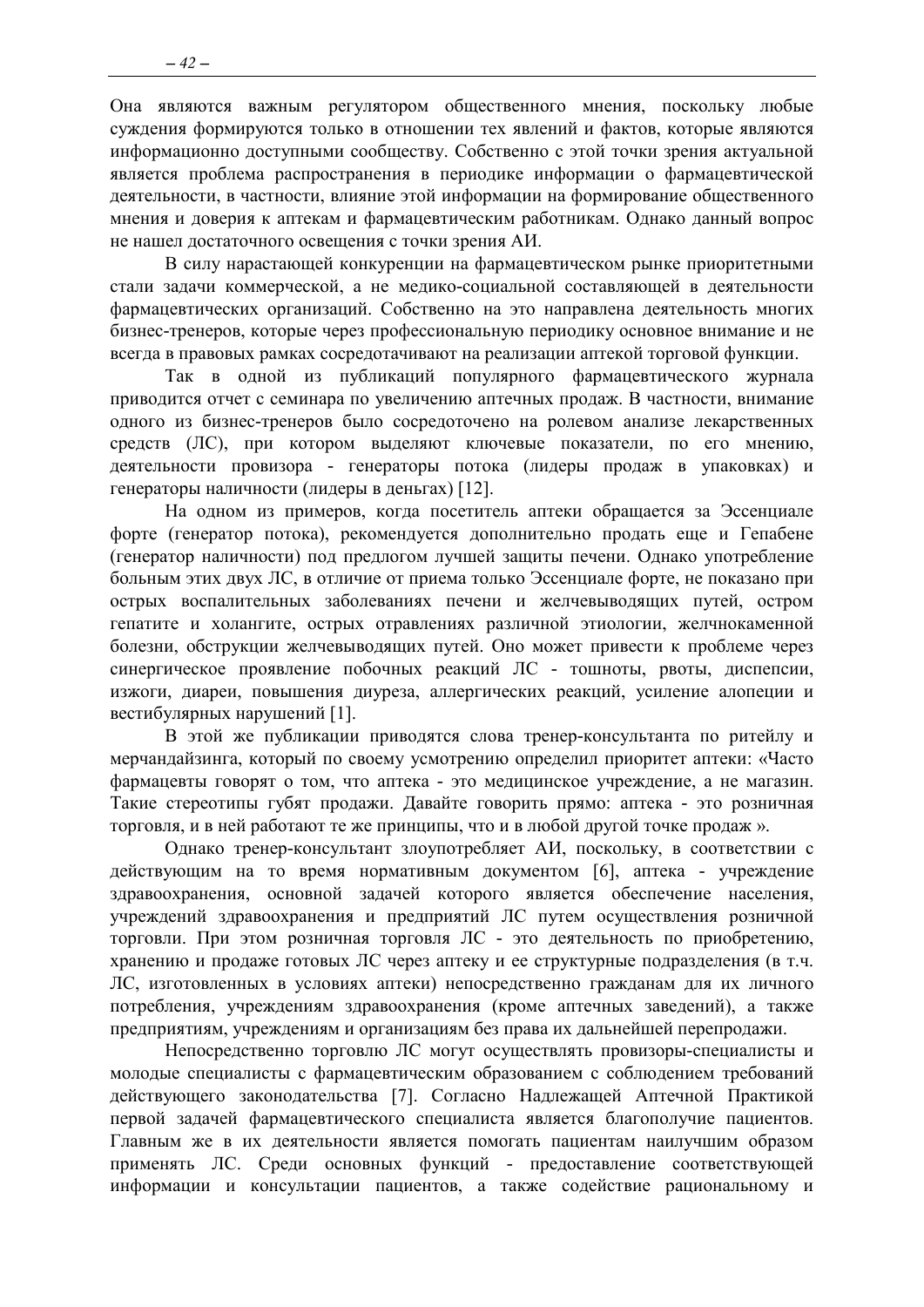Она являются важным регулятором общественного мнения, поскольку любые суждения формируются только в отношении тех явлений и фактов, которые являются информационно доступными сообществу. Собственно с этой точки зрения актуальной является проблема распространения в периодике информации о фармацевтической деятельности, в частности, влияние этой информации на формирование общественного мнения и доверия к аптекам и фармацевтическим работникам. Однако данный вопрос не нашел достаточного освещения с точки зрения АИ.

В силу нарастающей конкуренции на фармацевтическом рынке приоритетными стали задачи коммерческой, а не медико-социальной составляющей в деятельности фармацевтических организаций. Собственно на это направлена деятельность многих бизнес-тренеров, которые через профессиональную периодику основное внимание и не всегда в правовых рамках сосредотачивают на реализации аптекой торговой функции.

Так в одной из публикаций популярного фармацевтического журнала приводится отчет с семинара по увеличению аптечных продаж. В частности, внимание одного из бизнес-тренеров было сосредоточено на ролевом анализе лекарственных средств (ЛС), при котором выделяют ключевые показатели, по его мнению, деятельности провизора - генераторы потока (лидеры продаж в упаковках) и генераторы наличности (лидеры в деньгах) [12].

На одном из примеров, когда посетитель аптеки обращается за Эссенциале форте (генератор потока), рекомендуется дополнительно продать еще и Гепабене (генератор наличности) под предлогом лучшей защиты печени. Однако употребление больным этих двух ЛС, в отличие от приема только Эссенциале форте, не показано при острых воспалительных заболеваниях печени и желчевыводящих путей, остром гепатите и холангите, острых отравлениях различной этиологии, желчнокаменной болезни, обструкции желчевыводящих путей. Оно может привести к проблеме через синергическое проявление побочных реакций ЛС - тошноты, рвоты, диспепсии, изжоги, диареи, повышения диуреза, аллергических реакций, усиление алопеции и вестибулярных нарушений [1].

В этой же публикации приводятся слова тренер-консультанта по ритейлу и мерчандайзинга, который по своему усмотрению определил приоритет аптеки: «Часто фармацевты говорят о том, что аптека - это медицинское учреждение, а не магазин. Такие стереотипы губят продажи. Давайте говорить прямо: аптека - это розничная торговля, и в ней работают те же принципы, что и в любой другой точке продаж ».

Однако тренер-консультант злоупотребляет АИ, поскольку, в соответствии с действующим на то время нормативным документом [6], аптека - учреждение здравоохранения, основной задачей которого является обеспечение населения, учреждений здравоохранения и предприятий ЛС путем осуществления розничной торговли. При этом розничная торговля ЛС - это деятельность по приобретению, хранению и продаже готовых ЛС через аптеку и ее структурные подразделения (в т.ч. ЛС, изготовленных в условиях аптеки) непосредственно гражданам для их личного потребления, учреждениям здравоохранения (кроме аптечных заведений), а также предприятиям, учреждениям и организациям без права их дальнейшей перепродажи.

Непосредственно торговлю ЛС могут осуществлять провизоры-специалисты и молодые специалисты с фармацевтическим образованием с соблюдением требований действующего законодательства [7]. Согласно Надлежащей Аптечной Практикой первой задачей фармацевтического специалиста является благополучие пациентов. Главным же в их деятельности является помогать пациентам наилучшим образом применять ЛС. Среди основных функций - предоставление соответствующей информации и консультации пациентов, а также содействие рациональному и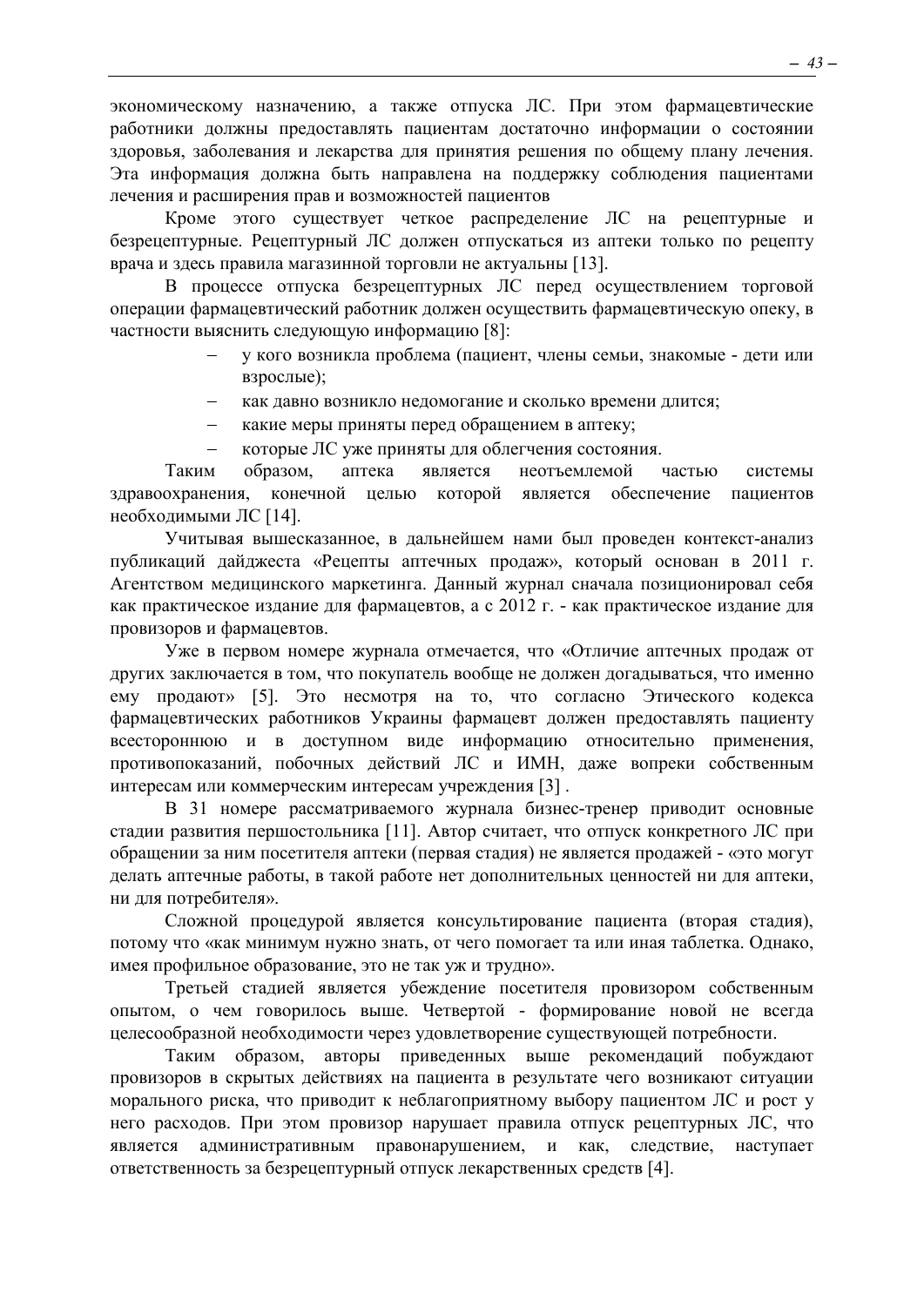экономическому назначению, а также отпуска ЛС. При этом фармацевтические работники должны предоставлять пациентам достаточно информации о состоянии здоровья, заболевания и лекарства для принятия решения по общему плану лечения. Эта информация должна быть направлена на поддержку соблюдения пациентами лечения и расширения прав и возможностей пациентов

Кроме этого существует четкое распределение ЛС на рецептурные и безрецептурные. Рецептурный ЛС должен отпускаться из аптеки только по рецепту врача и здесь правила магазинной торговли не актуальны [13].

В процессе отпуска безрецептурных ЛС перед осуществлением торговой операции фармацевтический работник должен осуществить фармацевтическую опеку, в частности выяснить следующую информацию [8]:

- у кого возникла проблема (пациент, члены семьи, знакомые - дети или взрослые);
- как давно возникло недомогание и сколько времени длится;
- какие меры приняты перед обращением в аптеку;
- которые ЛС уже приняты для облегчения состояния.

Таким образом, аптека является неотъемлемой частью системы здравоохранения, конечной целью которой является обеспечение пациентов необходимыми ЛС [14].

Учитывая вышесказанное, в дальнейшем нами был проведен контекст-анализ публикаций дайджеста «Рецепты аптечных продаж», который основан в 2011 г. Агентством медицинского маркетинга. Данный журнал сначала позиционировал себя как практическое издание для фармацевтов, а с 2012 г. - как практическое издание для провизоров и фармацевтов.

Уже в первом номере журнала отмечается, что «Отличие аптечных продаж от других заключается в том, что покупатель вообще не должен догадываться, что именно ему продают» [5]. Это несмотря на то, что согласно Этического кодекса фармацевтических работников Украины фармацевт должен предоставлять пациенту всестороннюю и в доступном виде информацию относительно применения, противопоказаний, побочных действий ЛС и ИМН, даже вопреки собственным интересам или коммерческим интересам учреждения [3] .

В 31 номере рассматриваемого журнала бизнес-тренер приводит основные стадии развития першостольника [11]. Автор считает, что отпуск конкретного ЛС при обращении за ним посетителя аптеки (первая стадия) не является продажей - «это могут делать аптечные работы, в такой работе нет дополнительных ценностей ни для аптеки, ни для потребителя».

Сложной процедурой является консультирование пациента (вторая стадия), потому что «как минимум нужно знать, от чего помогает та или иная таблетка. Однако, имея профильное образование, это не так уж и трудно».

Третьей стадией является убеждение посетителя провизором собственным опытом, о чем говорилось выше. Четвертой - формирование новой не всегда целесообразной необходимости через удовлетворение существующей потребности.

Таким образом, авторы приведенных выше рекомендаций побуждают провизоров в скрытых действиях на пациента в результате чего возникают ситуации морального риска, что приводит к неблагоприятному выбору пациентом ЛС и рост у него расходов. При этом провизор нарушает правила отпуск рецептурных ЛС, что является административным правонарушением, и как, следствие, наступает ответственность за безрецептурный отпуск лекарственных средств [4].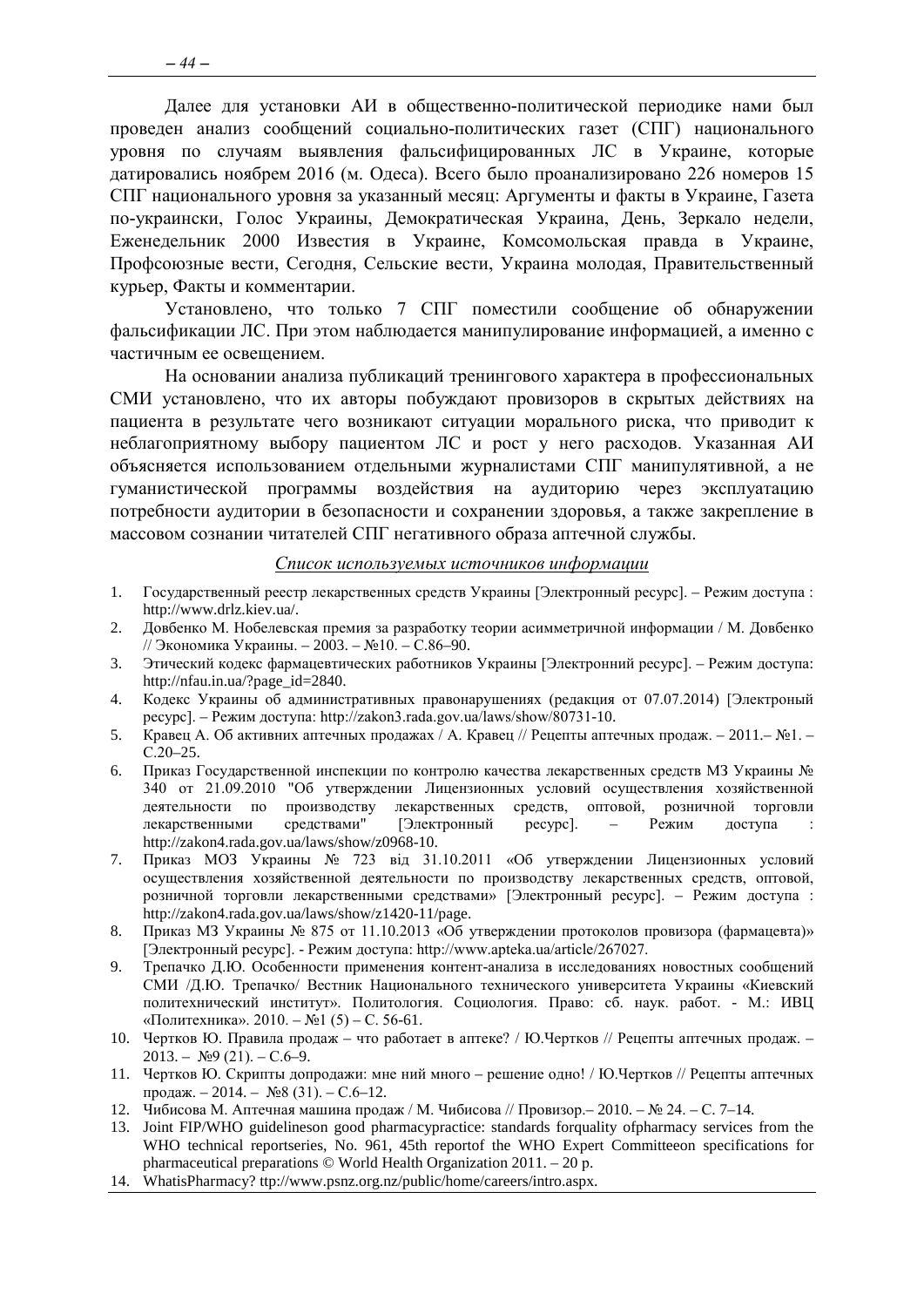Далее для установки АИ в общественно-политической периодике нами был проведен анализ сообщений социально-политических газет (СПГ) национального уровня по случаям выявления фальсифицированных ЛС в Украине, которые датировались ноябрем 2016 (м. Одеса). Всего было проанализировано 226 номеров 15 СПГ национального уровня за указанный месяц: Аргументы и факты в Украине, Газета по-украински, Голос Украины, Демократическая Украина, День, Зеркало недели, Еженедельник 2000 Известия в Украине, Комсомольская правда в Украине, Профсоюзные вести, Сегодня, Сельские вести, Украина молодая, Правительственный курьер, Факты и комментарии.

Установлено, что только 7 СПГ поместили сообщение об обнаружении фальсификации ЛС. При этом наблюдается манипулирование информацией, а именно с частичным ее освещением.

На основании анализа публикаций тренингового характера в профессиональных СМИ установлено, что их авторы побуждают провизоров в скрытых действиях на пациента в результате чего возникают ситуации морального риска, что приводит к неблагоприятному выбору пациентом ЛС и рост у него расходов. Указанная АИ объясняется использованием отдельными журналистами СПГ манипулятивной, а не гуманистической программы воздействия на аудиторию через эксплуатацию потребности аудитории в безопасности и сохранении здоровья, а также закрепление в массовом сознании читателей СПГ негативного образа аптечной службы.

*Список используемых источников информации*

1. Государственный реестр лекарственных средств Украины [Электронный ресурс]. – Режим доступа : http://www.drlz.kiev.ua/.
2. Довбенко М. Нобелевская премия за разработку теории асимметричной информации / М. Довбенко // Экономика Украины. – 2003. – №10. – С.86–90.
3. Этический кодекс фармацевтических работников Украины [Электронний ресурс]. – Режим доступа: http://nfau.in.ua/?page_id=2840.
4. Кодекс Украины об административных правонарушениях (редакция от 07.07.2014) [Электроный ресурс]. – Режим доступа: http://zakon3.rada.gov.ua/laws/show/80731-10.
5. Кравец А. Об активних аптечных продажах / А. Кравец // Рецепты аптечных продаж. – 2011.– №1. – С.20–25.
6. Приказ Государственной инспекции по контролю качества лекарственных средств МЗ Украины № 340 от 21.09.2010 "Об утверждении Лицензионных условий осуществления хозяйственной деятельности по производству лекарственных средств, оптовой, розничной торговли лекарственными средствами" [Электронный ресурс]. – Режим доступа : http://zakon4.rada.gov.ua/laws/show/z0968-10.
7. Приказ МОЗ Украины № 723 від 31.10.2011 «Об утверждении Лицензионных условий осуществления хозяйственной деятельности по производству лекарственных средств, оптовой, розничной торговли лекарственными средствами» [Электронный ресурс]. – Режим доступа : http://zakon4.rada.gov.ua/laws/show/z1420-11/page.
8. Приказ МЗ Украины № 875 от 11.10.2013 «Об утверждении протоколов провизора (фармацевта)» [Электронный ресурс]. - Режим доступа: http://www.apteka.ua/article/267027.
9. Трепачко Д.Ю. Особенности применения контент-анализа в исследованиях новостных сообщений СМИ /Д.Ю. Трепачко/ Вестник Национального технического университета Украины «Киевский политехнический институт». Политология. Социология. Право: сб. наук. работ. - М.: ИВЦ «Политехника». 2010. – №1 (5) – С. 56-61.
10. Чертков Ю. Правила продаж – что работает в аптеке? / Ю.Чертков // Рецепты аптечных продаж. – 2013. – №9 (21). – С.6–9.
11. Чертков Ю. Скрипты допродажи: мне ний много – решение одно! / Ю.Чертков // Рецепты аптечных продаж. – 2014. – №8 (31). – С.6–12.
12. Чибисова М. Аптечная машина продаж / М. Чибисова // Провизор.– 2010. – № 24. – С. 7–14.
13. Joint FIP/WHO guidelineson good pharmacypractice: standards forquality ofpharmacy services from the WHO technical reportseries, No. 961, 45th reportof the WHO Expert Committeeon specifications for pharmaceutical preparations © World Health Organization 2011. – 20 p.
14. WhatisPharmacy? ttp://www.psnz.org.nz/public/home/careers/intro.aspx.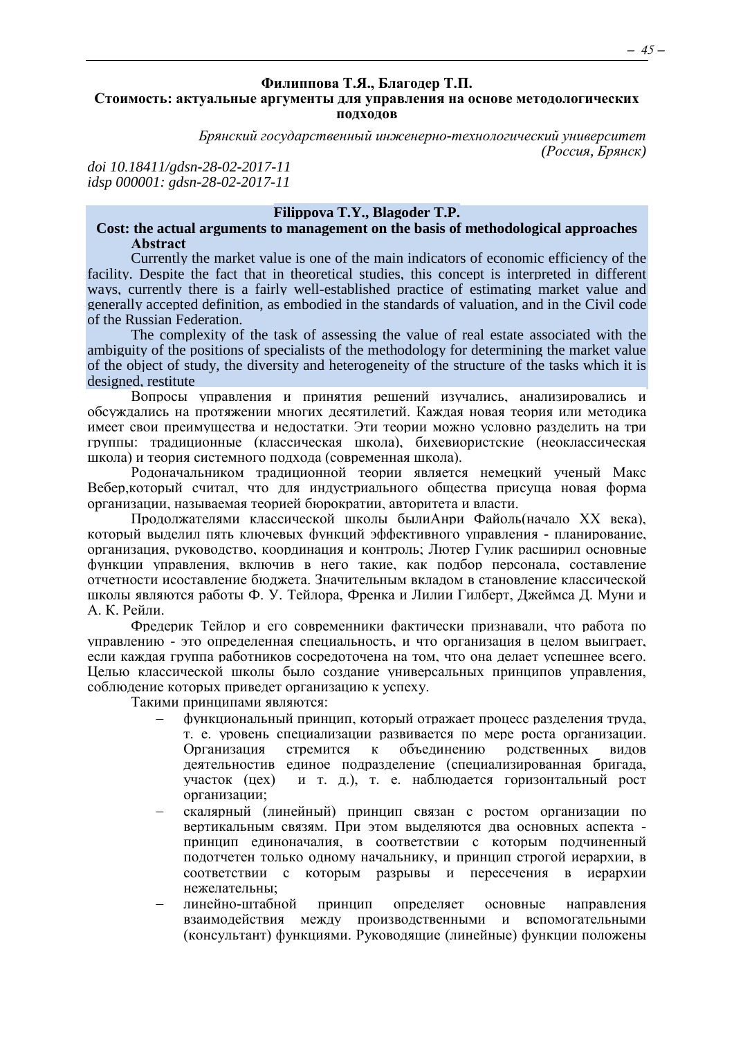**Филиппова Т.Я., Благодер Т.П.**

**Стоимость: актуальные аргументы для управления на основе методологических подходов**

*Брянский государственный инженерно-технологический университет (Россия, Брянск)*

*doi 10.18411/gdsn-28-02-2017-11*
*idsp 000001: gdsn-28-02-2017-11*

**Filippova T.Y., Blagoder T.P.**

**Cost: the actual arguments to management on the basis of methodological approaches**

**Abstract**

Currently the market value is one of the main indicators of economic efficiency of the facility. Despite the fact that in theoretical studies, this concept is interpreted in different ways, currently there is a fairly well-established practice of estimating market value and generally accepted definition, as embodied in the standards of valuation, and in the Civil code of the Russian Federation.

The complexity of the task of assessing the value of real estate associated with the ambiguity of the positions of specialists of the methodology for determining the market value of the object of study, the diversity and heterogeneity of the structure of the tasks which it is designed, restitute

Вопросы управления и принятия решений изучались, анализировались и обсуждались на протяжении многих десятилетий. Каждая новая теория или методика имеет свои преимущества и недостатки. Эти теории можно условно разделить на три группы: традиционные (классическая школа), бихевиористские (неоклассическая школа) и теория системного подхода (современная школа).

Родоначальником традиционной теории является немецкий ученый Макс Вебер,который считал, что для индустриального общества присуща новая форма организации, называемая теорией бюрократии, авторитета и власти.

Продолжателями классической школы былиАнри Файоль(начало XX века), который выделил пять ключевых функций эффективного управления - планирование, организация, руководство, координация и контроль; Лютер Гулик расширил основные функции управления, включив в него такие, как подбор персонала, составление отчетности исоставление бюджета. Значительным вкладом в становление классической школы являются работы Ф. У. Тейлора, Френка и Лилии Гилберт, Джеймса Д. Муни и А. К. Рейли.

Фредерик Тейлор и его современники фактически признавали, что работа по управлению - это определенная специальность, и что организация в целом выиграет, если каждая группа работников сосредоточена на том, что она делает успешнее всего. Целью классической школы было создание универсальных принципов управления, соблюдение которых приведет организацию к успеху.

Такими принципами являются:

- функциональный принцип, который отражает процесс разделения труда, т. е. уровень специализации развивается по мере роста организации. Организация стремится к объединению родственных видов деятельностив единое подразделение (специализированная бригада, участок (цех) и т. д.), т. е. наблюдается горизонтальный рост организации;
- скалярный (линейный) принцип связан с ростом организации по вертикальным связям. При этом выделяются два основных аспекта - принцип единоначалия, в соответствии с которым подчиненный подотчетен только одному начальнику, и принцип строгой иерархии, в соответствии с которым разрывы и пересечения в иерархии нежелательны;
- линейно-штабной принцип определяет основные направления взаимодействия между производственными и вспомогательными (консультант) функциями. Руководящие (линейные) функции положены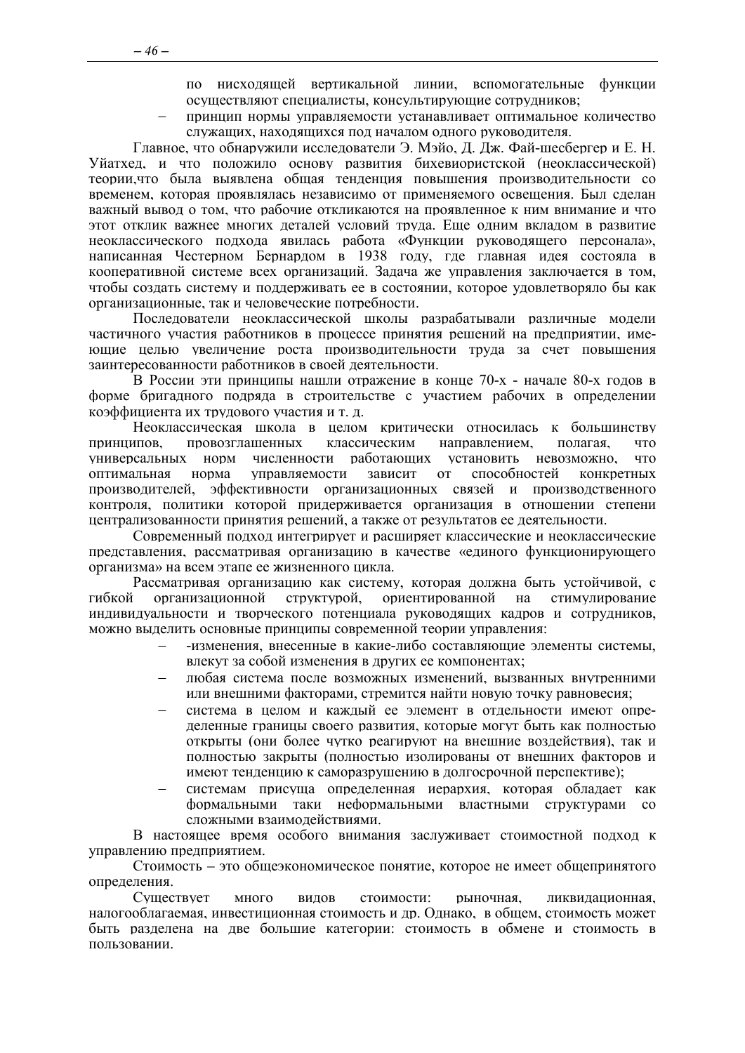по нисходящей вертикальной линии, вспомогательные функции осуществляют специалисты, консультирующие сотрудников;

- принцип нормы управляемости устанавливает оптимальное количество служащих, находящихся под началом одного руководителя.

Главное, что обнаружили исследователи Э. Мэйо, Д. Дж. Фай-шесбергер и Е. Н. Уйатхед, и что положило основу развития бихевиористской (неоклассической) теории,что была выявлена общая тенденция повышения производительности со временем, которая проявлялась независимо от применяемого освещения. Был сделан важный вывод о том, что рабочие откликаются на проявленное к ним внимание и что этот отклик важнее многих деталей условий труда. Еще одним вкладом в развитие неоклассического подхода явилась работа «Функции руководящего персонала», написанная Честерном Бернардом в 1938 году, где главная идея состояла в кооперативной системе всех организаций. Задача же управления заключается в том, чтобы создать систему и поддерживать ее в состоянии, которое удовлетворяло бы как организационные, так и человеческие потребности.

Последователи неоклассической школы разрабатывали различные модели частичного участия работников в процессе принятия решений на предприятии, имеющие целью увеличение роста производительности труда за счет повышения заинтересованности работников в своей деятельности.

В России эти принципы нашли отражение в конце 70-х - начале 80-х годов в форме бригадного подряда в строительстве с участием рабочих в определении коэффициента их трудового участия и т. д.

Неоклассическая школа в целом критически относилась к большинству принципов, провозглашенных классическим направлением, полагая, что универсальных норм численности работающих установить невозможно, что оптимальная норма управляемости зависит от способностей конкретных производителей, эффективности организационных связей и производственного контроля, политики которой придерживается организация в отношении степени централизованности принятия решений, а также от результатов ее деятельности.

Современный подход интегрирует и расширяет классические и неоклассические представления, рассматривая организацию в качестве «единого функционирующего организма» на всем этапе ее жизненного цикла.

Рассматривая организацию как систему, которая должна быть устойчивой, с гибкой организационной структурой, ориентированной на стимулирование индивидуальности и творческого потенциала руководящих кадров и сотрудников, можно выделить основные принципы современной теории управления:

- -изменения, внесенные в какие-либо составляющие элементы системы, влекут за собой изменения в других ее компонентах;
- любая система после возможных изменений, вызванных внутренними или внешними факторами, стремится найти новую точку равновесия;
- система в целом и каждый ее элемент в отдельности имеют определенные границы своего развития, которые могут быть как полностью открыты (они более чутко реагируют на внешние воздействия), так и полностью закрыты (полностью изолированы от внешних факторов и имеют тенденцию к саморазрушению в долгосрочной перспективе);
- системам присуща определенная иерархия, которая обладает как формальными таки неформальными властными структурами со сложными взаимодействиями.

В настоящее время особого внимания заслуживает стоимостной подход к управлению предприятием.

Стоимость – это общеэкономическое понятие, которое не имеет общепринятого определения.

Существует много видов стоимости: рыночная, ликвидационная, налогооблагаемая, инвестиционная стоимость и др. Однако, в общем, стоимость может быть разделена на две большие категории: стоимость в обмене и стоимость в пользовании.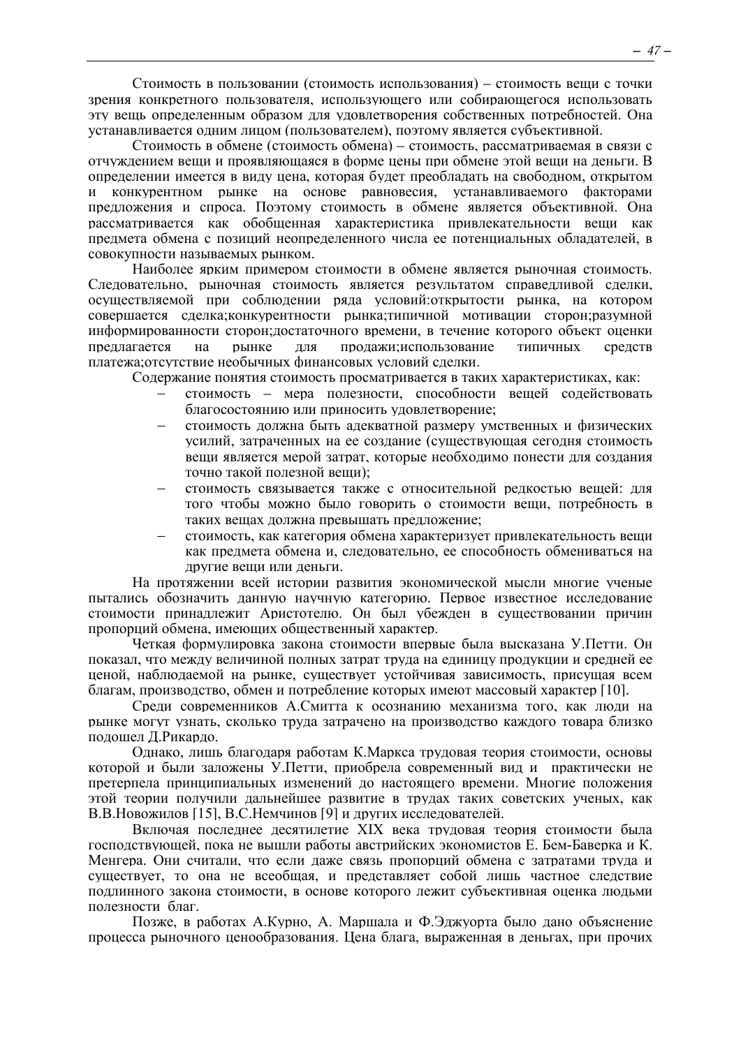Стоимость в пользовании (стоимость использования) – стоимость вещи с точки зрения конкретного пользователя, использующего или собирающегося использовать эту вещь определенным образом для удовлетворения собственных потребностей. Она устанавливается одним лицом (пользователем), поэтому является субъективной.

Стоимость в обмене (стоимость обмена) – стоимость, рассматриваемая в связи с отчуждением вещи и проявляющаяся в форме цены при обмене этой вещи на деньги. В определении имеется в виду цена, которая будет преобладать на свободном, открытом и конкурентном рынке на основе равновесия, устанавливаемого факторами предложения и спроса. Поэтому стоимость в обмене является объективной. Она рассматривается как обобщенная характеристика привлекательности вещи как предмета обмена с позиций неопределенного числа ее потенциальных обладателей, в совокупности называемых рынком.

Наиболее ярким примером стоимости в обмене является рыночная стоимость. Следовательно, рыночная стоимость является результатом справедливой сделки, осуществляемой при соблюдении ряда условий:открытости рынка, на котором совершается сделка;конкурентности рынка;типичной мотивации сторон;разумной информированности сторон;достаточного времени, в течение которого объект оценки предлагается на рынке для продажи;использование типичных средств платежа;отсутствие необычных финансовых условий сделки.

Содержание понятия стоимость просматривается в таких характеристиках, как:

- стоимость – мера полезности, способности вещей содействовать благосостоянию или приносить удовлетворение;
- стоимость должна быть адекватной размеру умственных и физических усилий, затраченных на ее создание (существующая сегодня стоимость вещи является мерой затрат, которые необходимо понести для создания точно такой полезной вещи);
- стоимость связывается также с относительной редкостью вещей: для того чтобы можно было говорить о стоимости вещи, потребность в таких вещах должна превышать предложение;
- стоимость, как категория обмена характеризует привлекательность вещи как предмета обмена и, следовательно, ее способность обмениваться на другие вещи или деньги.

На протяжении всей истории развития экономической мысли многие ученые пытались обозначить данную научную категорию. Первое известное исследование стоимости принадлежит Аристотелю. Он был убежден в существовании причин пропорций обмена, имеющих общественный характер.

Четкая формулировка закона стоимости впервые была высказана У.Петти. Он показал, что между величиной полных затрат труда на единицу продукции и средней ее ценой, наблюдаемой на рынке, существует устойчивая зависимость, присущая всем благам, производство, обмен и потребление которых имеют массовый характер [10].

Среди современников А.Смитта к осознанию механизма того, как люди на рынке могут узнать, сколько труда затрачено на производство каждого товара близко подошел Д.Рикардо.

Однако, лишь благодаря работам К.Маркса трудовая теория стоимости, основы которой и были заложены У.Петти, приобрела современный вид и практически не претерпела принципиальных изменений до настоящего времени. Многие положения этой теории получили дальнейшее развитие в трудах таких советских ученых, как В.В.Новожилов [15], В.С.Немчинов [9] и других исследователей.

Включая последнее десятилетие XIX века трудовая теория стоимости была господствующей, пока не вышли работы австрийских экономистов Е. Бем-Баверка и К. Менгера. Они считали, что если даже связь пропорций обмена с затратами труда и существует, то она не всеобщая, и представляет собой лишь частное следствие подлинного закона стоимости, в основе которого лежит субъективная оценка людьми полезности благ.

Позже, в работах А.Курно, А. Маршала и Ф.Эджуорта было дано объяснение процесса рыночного ценообразования. Цена блага, выраженная в деньгах, при прочих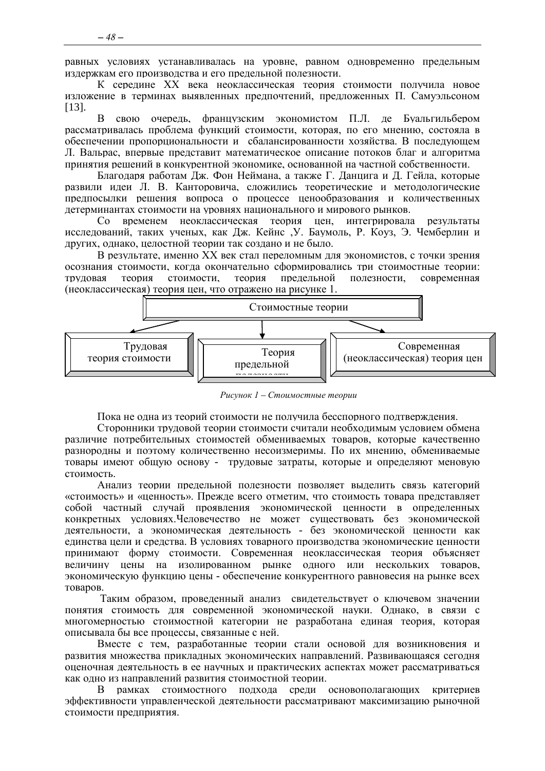равных условиях устанавливалась на уровне, равном одновременно предельным издержкам его производства и его предельной полезности.

К середине XX века неоклассическая теория стоимости получила новое изложение в терминах выявленных предпочтений, предложенных П. Самуэльсоном [13].

В свою очередь, французским экономистом П.Л. де Буальгильбером рассматривалась проблема функций стоимости, которая, по его мнению, состояла в обеспечении пропорциональности и сбалансированности хозяйства. В последующем Л. Вальрас, впервые представит математическое описание потоков благ и алгоритма принятия решений в конкурентной экономике, основанной на частной собственности.

Благодаря работам Дж. Фон Неймана, а также Г. Данцига и Д. Гейла, которые развили идеи Л. В. Канторовича, сложились теоретические и методологические предпосылки решения вопроса о процессе ценообразования и количественных детерминантах стоимости на уровнях национального и мирового рынков.

Со временем неоклассическая теория цен, интегрировала результаты исследований, таких ученых, как Дж. Кейнс ,У. Баумоль, Р. Коуз, Э. Чемберлин и других, однако, целостной теории так создано и не было.

В результате, именно XX век стал переломным для экономистов, с точки зрения осознания стоимости, когда окончательно сформировались три стоимостные теории: трудовая теория стоимости, теория предельной полезности, современная (неоклассическая) теория цен, что отражено на рисунке 1.

Стоимостные теории
- Трудовая теория стоимости
- Теория предельной полезности
- Современная (неоклассическая) теория цен

*Рисунок 1 – Стоимостные теории*

Пока не одна из теорий стоимости не получила бесспорного подтверждения.

Сторонники трудовой теории стоимости считали необходимым условием обмена различие потребительных стоимостей обмениваемых товаров, которые качественно разнородны и поэтому количественно несоизмеримы. По их мнению, обмениваемые товары имеют общую основу - трудовые затраты, которые и определяют меновую стоимость.

Анализ теории предельной полезности позволяет выделить связь категорий «стоимость» и «ценность». Прежде всего отметим, что стоимость товара представляет собой частный случай проявления экономической ценности в определенных конкретных условиях.Человечество не может существовать без экономической деятельности, а экономическая деятельность - без экономической ценности как единства цели и средства. В условиях товарного производства экономические ценности принимают форму стоимости. Современная неоклассическая теория объясняет величину цены на изолированном рынке одного или нескольких товаров, экономическую функцию цены - обеспечение конкурентного равновесия на рынке всех товаров.

Таким образом, проведенный анализ свидетельствует о ключевом значении понятия стоимость для современной экономической науки. Однако, в связи с многомерностью стоимостной категории не разработана единая теория, которая описывала бы все процессы, связанные с ней.

Вместе с тем, разработанные теории стали основой для возникновения и развития множества прикладных экономических направлений. Развивающаяся сегодня оценочная деятельность в ее научных и практических аспектах может рассматриваться как одно из направлений развития стоимостной теории.

В рамках стоимостного подхода среди основополагающих критериев эффективности управленческой деятельности рассматривают максимизацию рыночной стоимости предприятия.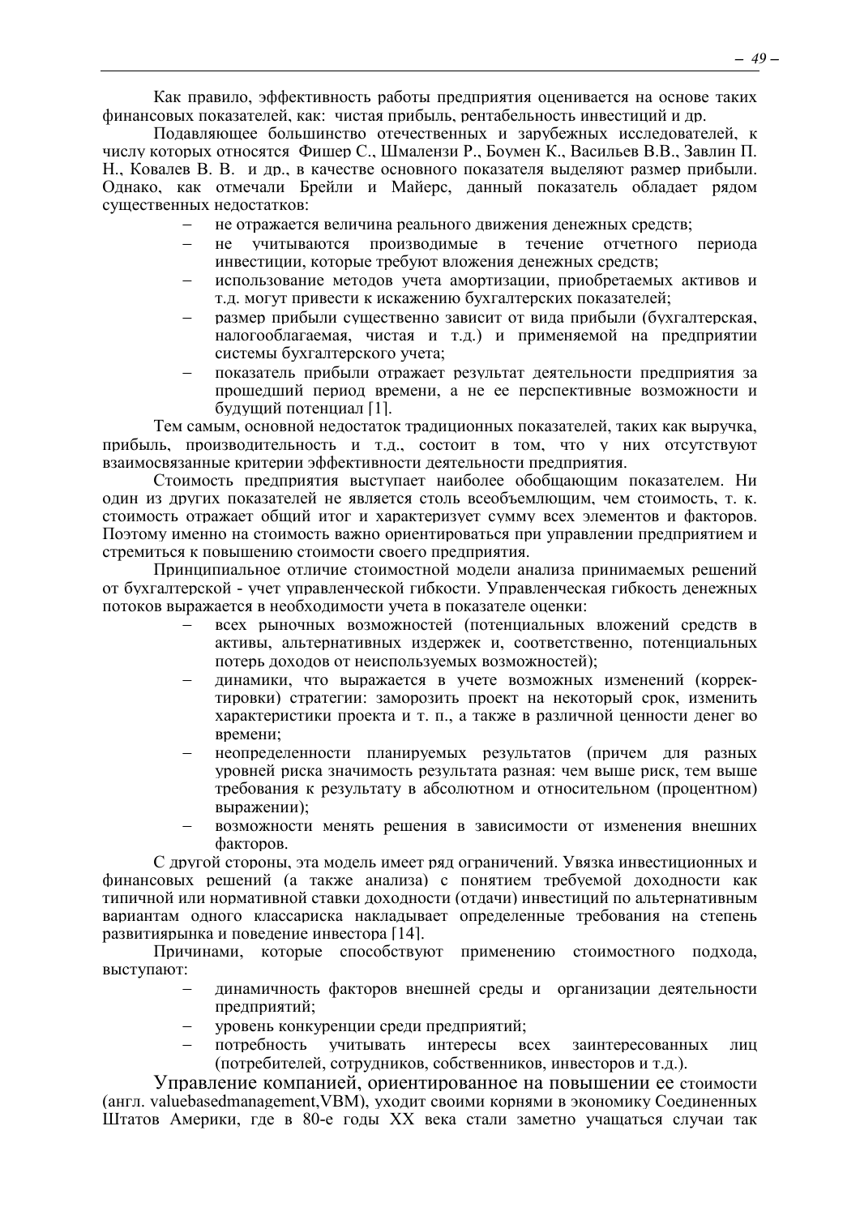Как правило, эффективность работы предприятия оценивается на основе таких финансовых показателей, как: чистая прибыль, рентабельность инвестиций и др.

Подавляющее большинство отечественных и зарубежных исследователей, к числу которых относятся Фишер С., Шмалензи Р., Боумен К., Васильев В.В., Завлин П. Н., Ковалев В. В. и др., в качестве основного показателя выделяют размер прибыли. Однако, как отмечали Брейли и Майерс, данный показатель обладает рядом существенных недостатков:

- не отражается величина реального движения денежных средств;
- не учитываются производимые в течение отчетного периода инвестиции, которые требуют вложения денежных средств;
- использование методов учета амортизации, приобретаемых активов и т.д. могут привести к искажению бухгалтерских показателей;
- размер прибыли существенно зависит от вида прибыли (бухгалтерская, налогооблагаемая, чистая и т.д.) и применяемой на предприятии системы бухгалтерского учета;
- показатель прибыли отражает результат деятельности предприятия за прошедший период времени, а не ее перспективные возможности и будущий потенциал [1].

Тем самым, основной недостаток традиционных показателей, таких как выручка, прибыль, производительность и т.д., состоит в том, что у них отсутствуют взаимосвязанные критерии эффективности деятельности предприятия.

Стоимость предприятия выступает наиболее обобщающим показателем. Ни один из других показателей не является столь всеобъемлющим, чем стоимость, т. к. стоимость отражает общий итог и характеризует сумму всех элементов и факторов. Поэтому именно на стоимость важно ориентироваться при управлении предприятием и стремиться к повышению стоимости своего предприятия.

Принципиальное отличие стоимостной модели анализа принимаемых решений от бухгалтерской - учет управленческой гибкости. Управленческая гибкость денежных потоков выражается в необходимости учета в показателе оценки:

- всех рыночных возможностей (потенциальных вложений средств в активы, альтернативных издержек и, соответственно, потенциальных потерь доходов от неиспользуемых возможностей);
- динамики, что выражается в учете возможных изменений (корректировки) стратегии: заморозить проект на некоторый срок, изменить характеристики проекта и т. п., а также в различной ценности денег во времени;
- неопределенности планируемых результатов (причем для разных уровней риска значимость результата разная: чем выше риск, тем выше требования к результату в абсолютном и относительном (процентном) выражении);
- возможности менять решения в зависимости от изменения внешних факторов.

С другой стороны, эта модель имеет ряд ограничений. Увязка инвестиционных и финансовых решений (а также анализа) с понятием требуемой доходности как типичной или нормативной ставки доходности (отдачи) инвестиций по альтернативным вариантам одного классариска накладывает определенные требования на степень развитиярынка и поведение инвестора [14].

Причинами, которые способствуют применению стоимостного подхода, выступают:

- динамичность факторов внешней среды и организации деятельности предприятий;
- уровень конкуренции среди предприятий;
- потребность учитывать интересы всех заинтересованных лиц (потребителей, сотрудников, собственников, инвесторов и т.д.).

Управление компанией, ориентированное на повышении ее стоимости (англ. valuebasedmanagement,VBM), уходит своими корнями в экономику Соединенных Штатов Америки, где в 80-е годы XX века стали заметно учащаться случаи так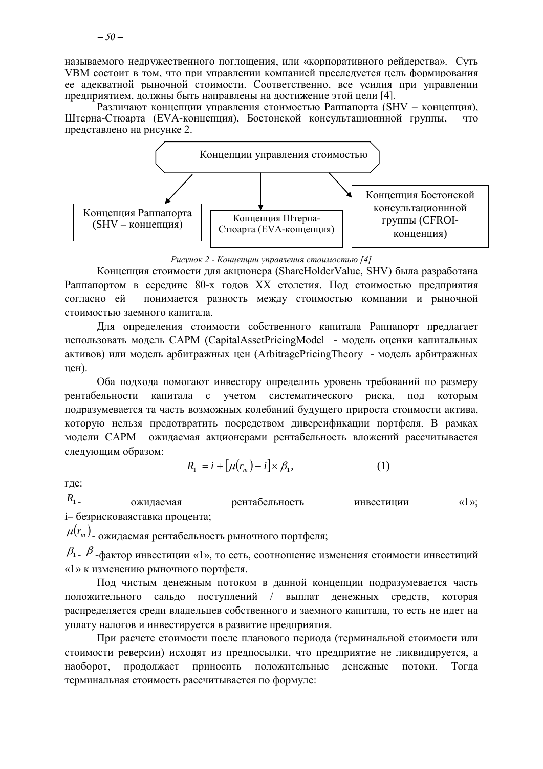называемого недружественного поглощения, или «корпоративного рейдерства». Суть VBM состоит в том, что при управлении компанией преследуется цель формирования ее адекватной рыночной стоимости. Соответственно, все усилия при управлении предприятием, должны быть направлены на достижение этой цели [4].

Различают концепции управления стоимостью Раппапорта (SHV – концепция), Штерна-Стюарта (EVA-концепция), Бостонской консультационнной группы, что представлено на рисунке 2.

Концепции управления стоимостью

- Концепция Раппапорта (SHV – концепция)
- Концепция Штерна-Стюарта (EVA-концепция)
- Концепция Бостонской консультационнной группы (CFROI-концепция)

*Рисунок 2 - Концепции управления стоимостью [4]*

Концепция стоимости для акционера (ShareHolderValue, SHV) была разработана Раппапортом в середине 80-х годов XX столетия. Под стоимостью предприятия согласно ей понимается разность между стоимостью компании и рыночной стоимостью заемного капитала.

Для определения стоимости собственного капитала Раппапорт предлагает использовать модель CAPM (CapitalAssetPricingModel - модель оценки капитальных активов) или модель арбитражных цен (ArbitragePricingTheory - модель арбитражных цен).

Оба подхода помогают инвестору определить уровень требований по размеру рентабельности капитала с учетом систематического риска, под которым подразумевается та часть возможных колебаний будущего прироста стоимости актива, которую нельзя предотвратить посредством диверсификации портфеля. В рамках модели CAPM ожидаемая акционерами рентабельность вложений рассчитывается следующим образом:

$$R_1 = i + \left[\mu(r_m) - i\right] \times \beta_1, \qquad (1)$$

где:

$R_1$ - ожидаемая рентабельность инвестиции «1»;

i– безрисковаяставка процента;

$\mu(r_m)$ - ожидаемая рентабельность рыночного портфеля;

$\beta_1$ - $\beta$-фактор инвестиции «1», то есть, соотношение изменения стоимости инвестиций «1» к изменению рыночного портфеля.

Под чистым денежным потоком в данной концепции подразумевается часть положительного сальдо поступлений / выплат денежных средств, которая распределяется среди владельцев собственного и заемного капитала, то есть не идет на уплату налогов и инвестируется в развитие предприятия.

При расчете стоимости после планового периода (терминальной стоимости или стоимости реверсии) исходят из предпосылки, что предприятие не ликвидируется, а наоборот, продолжает приносить положительные денежные потоки. Тогда терминальная стоимость рассчитывается по формуле: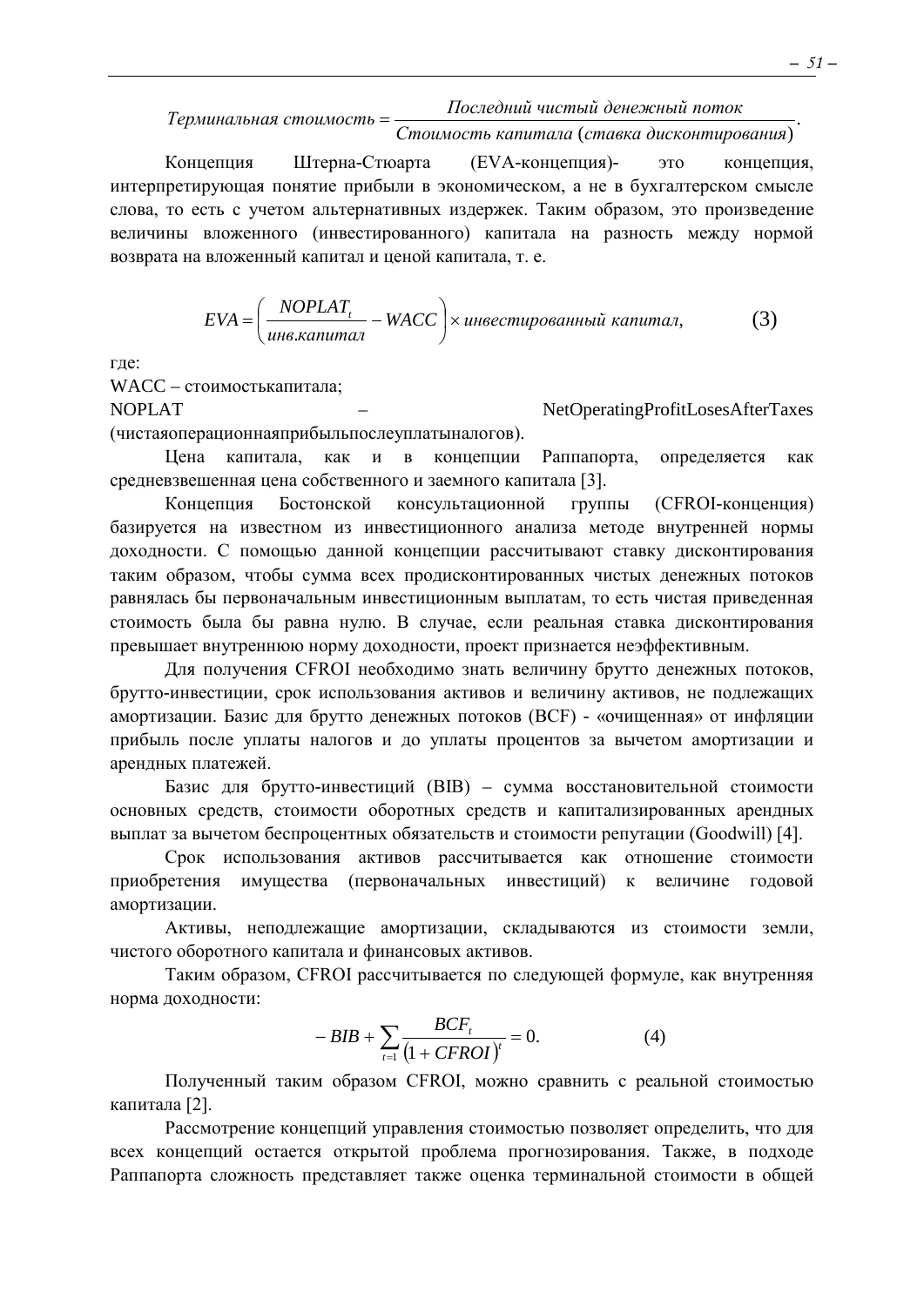$$Терминальная\ стоимость = \frac{Последний\ чистый\ денежный\ поток}{Стоимость\ капитала\ (ставка\ дисконтирования)}.$$

Концепция Штерна-Стюарта (EVA-концепция)- это концепция, интерпретирующая понятие прибыли в экономическом, а не в бухгалтерском смысле слова, то есть с учетом альтернативных издержек. Таким образом, это произведение величины вложенного (инвестированного) капитала на разность между нормой возврата на вложенный капитал и ценой капитала, т. е.

$$EVA = \left( \frac{NOPLAT_t}{инв.капитал} - WACC \right) \times инвестированный\ капитал, \qquad (3)$$

где:

WACC – стоимостькапитала;

NOPLAT – NetOperatingProfitLosesAfterTaxes (чистаяоперационнаяприбыльпослеуплатыналогов).

Цена капитала, как и в концепции Раппапорта, определяется как средневзвешенная цена собственного и заемного капитала [3].

Концепция Бостонской консультационной группы (CFROI-конценция) базируется на известном из инвестиционного анализа методе внутренней нормы доходности. С помощью данной концепции рассчитывают ставку дисконтирования таким образом, чтобы сумма всех продисконтированных чистых денежных потоков равнялась бы первоначальным инвестиционным выплатам, то есть чистая приведенная стоимость была бы равна нулю. В случае, если реальная ставка дисконтирования превышает внутреннюю норму доходности, проект признается неэффективным.

Для получения CFROI необходимо знать величину брутто денежных потоков, брутто-инвестиции, срок использования активов и величину активов, не подлежащих амортизации. Базис для брутто денежных потоков (BCF) - «очищенная» от инфляции прибыль после уплаты налогов и до уплаты процентов за вычетом амортизации и арендных платежей.

Базис для брутто-инвестиций (BIB) – сумма восстановительной стоимости основных средств, стоимости оборотных средств и капитализированных арендных выплат за вычетом беспроцентных обязательств и стоимости репутации (Goodwill) [4].

Срок использования активов рассчитывается как отношение стоимости приобретения имущества (первоначальных инвестиций) к величине годовой амортизации.

Активы, неподлежащие амортизации, складываются из стоимости земли, чистого оборотного капитала и финансовых активов.

Таким образом, CFROI рассчитывается по следующей формуле, как внутренняя норма доходности:

$$-BIB + \sum_{t=1} \frac{BCF_t}{(1 + CFROI)^t} = 0. \qquad (4)$$

Полученный таким образом CFROI, можно сравнить с реальной стоимостью капитала [2].

Рассмотрение концепций управления стоимостью позволяет определить, что для всех концепций остается открытой проблема прогнозирования. Также, в подходе Раппапорта сложность представляет также оценка терминальной стоимости в общей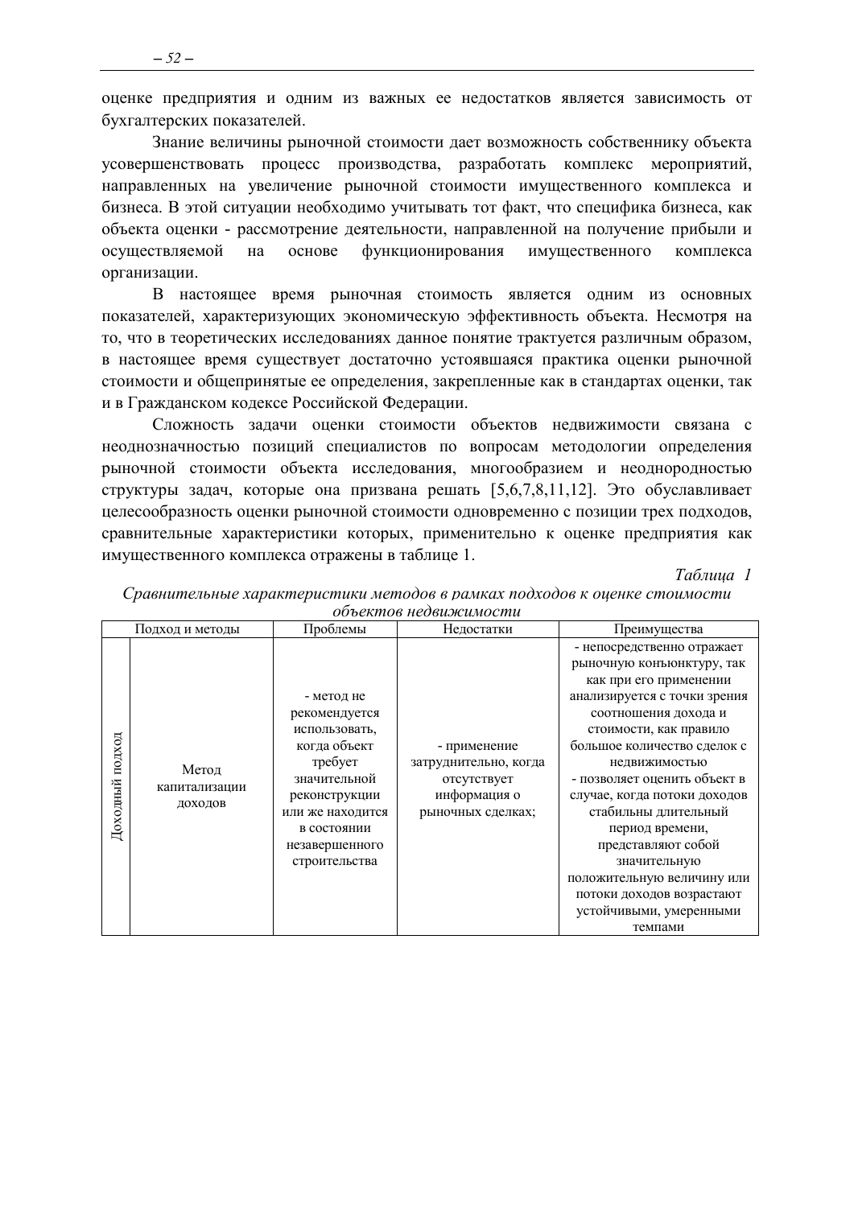оценке предприятия и одним из важных ее недостатков является зависимость от бухгалтерских показателей.

Знание величины рыночной стоимости дает возможность собственнику объекта усовершенствовать процесс производства, разработать комплекс мероприятий, направленных на увеличение рыночной стоимости имущественного комплекса и бизнеса. В этой ситуации необходимо учитывать тот факт, что специфика бизнеса, как объекта оценки - рассмотрение деятельности, направленной на получение прибыли и осуществляемой на основе функционирования имущественного комплекса организации.

В настоящее время рыночная стоимость является одним из основных показателей, характеризующих экономическую эффективность объекта. Несмотря на то, что в теоретических исследованиях данное понятие трактуется различным образом, в настоящее время существует достаточно устоявшаяся практика оценки рыночной стоимости и общепринятые ее определения, закрепленные как в стандартах оценки, так и в Гражданском кодексе Российской Федерации.

Сложность задачи оценки стоимости объектов недвижимости связана с неоднозначностью позиций специалистов по вопросам методологии определения рыночной стоимости объекта исследования, многообразием и неоднородностью структуры задач, которые она призвана решать [5,6,7,8,11,12]. Это обуславливает целесообразность оценки рыночной стоимости одновременно с позиции трех подходов, сравнительные характеристики которых, применительно к оценке предприятия как имущественного комплекса отражены в таблице 1.

*Таблица 1*

*Сравнительные характеристики методов в рамках подходов к оценке стоимости объектов недвижимости*

| Подход и методы | | Проблемы | Недостатки | Преимущества |
|---|---|---|---|---|
| Доходный подход | Метод капитализации доходов | - метод не рекомендуется использовать, когда объект требует значительной реконструкции или же находится в состоянии незавершенного строительства | - применение затруднительно, когда отсутствует информация о рыночных сделках; | - непосредственно отражает рыночную конъюнктуру, так как при его применении анализируется с точки зрения соотношения дохода и стоимости, как правило большое количество сделок с недвижимостью<br>- позволяет оценить объект в случае, когда потоки доходов стабильны длительный период времени, представляют собой значительную положительную величину или потоки доходов возрастают устойчивыми, умеренными темпами |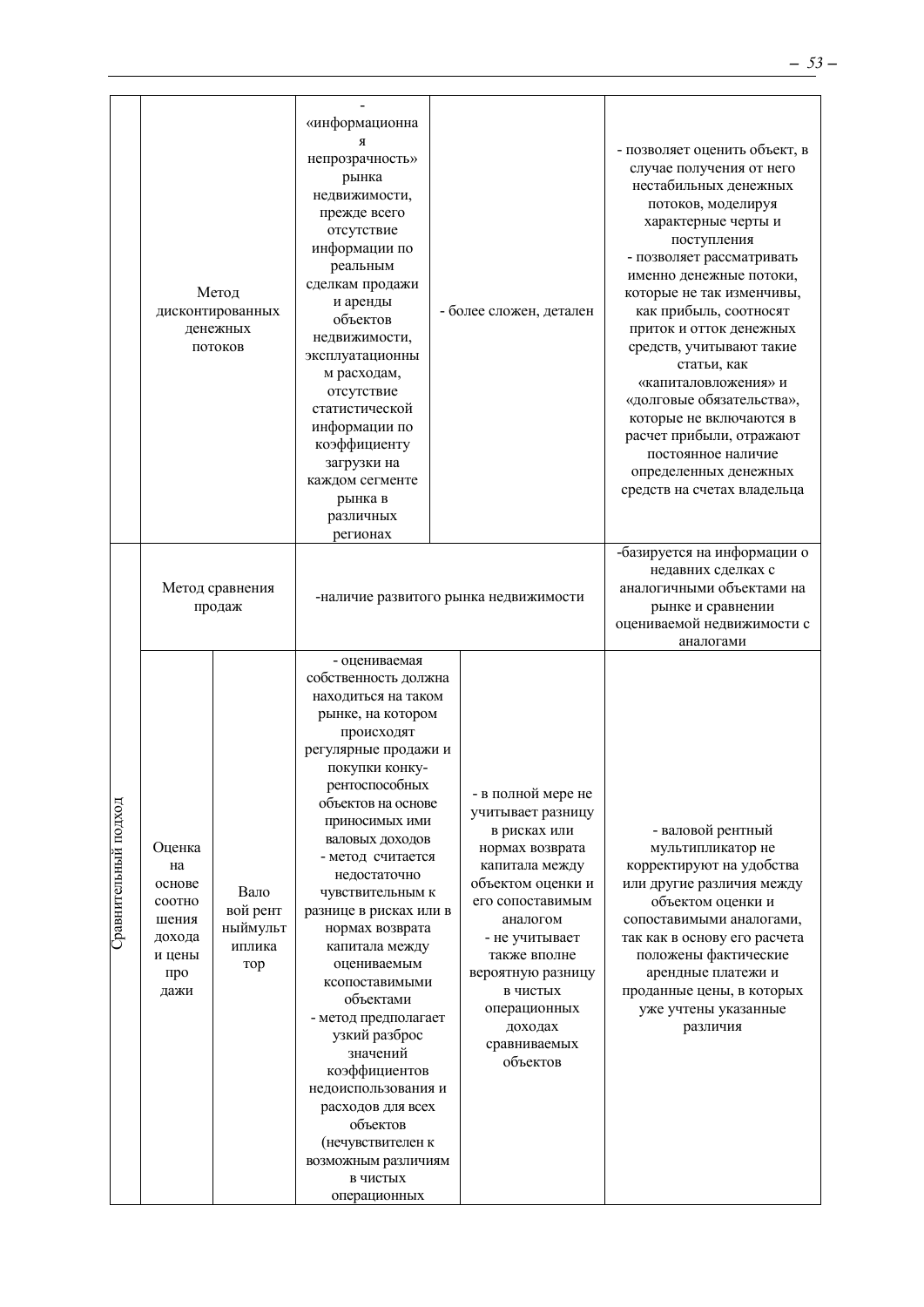| | | | | |
|---|---|---|---|---|
| | Метод дисконтированных денежных потоков | | - «информационная непрозрачность» рынка недвижимости, прежде всего отсутствие информации по реальным сделкам продажи и аренды объектов недвижимости, эксплуатационным расходам, отсутствие статистической информации по коэффициенту загрузки на каждом сегменте рынка в различных регионах | - более сложен, детален | - позволяет оценить объект, в случае получения от него нестабильных денежных потоков, моделируя характерные черты и поступления<br>- позволяет рассматривать именно денежные потоки, которые не так изменчивы, как прибыль, соотносят приток и отток денежных средств, учитывают такие статьи, как «капиталовложения» и «долговые обязательства», которые не включаются в расчет прибыли, отражают постоянное наличие определенных денежных средств на счетах владельца |
| Сравнительный подход | Метод сравнения продаж | | -наличие развитого рынка недвижимости | | -базируется на информации о недавних сделках с аналогичными объектами на рынке и сравнении оцениваемой недвижимости с аналогами |
| | Оценка на основе соотношения дохода и цены продажи | Валовой рентный мультипликатор | - оцениваемая собственность должна находиться на таком рынке, на котором происходят регулярные продажи и покупки конкурентоспособных объектов на основе приносимых ими валовых доходов<br>- метод считается недостаточно чувствительным к разнице в рисках или в нормах возврата капитала между оцениваемым ксопоставимыми объектами<br>- метод предполагает узкий разброс значений коэффициентов недоиспользования и расходов для всех объектов (нечувствителен к возможным различиям в чистых операционных | - в полной мере не учитывает разницу в рисках или нормах возврата капитала между объектом оценки и его сопоставимым аналогом<br>- не учитывает также вполне вероятную разницу в чистых операционных доходах сравниваемых объектов | - валовой рентный мультипликатор не корректируют на удобства или другие различия между объектом оценки и сопоставимыми аналогами, так как в основу его расчета положены фактические арендные платежи и проданные цены, в которых уже учтены указанные различия |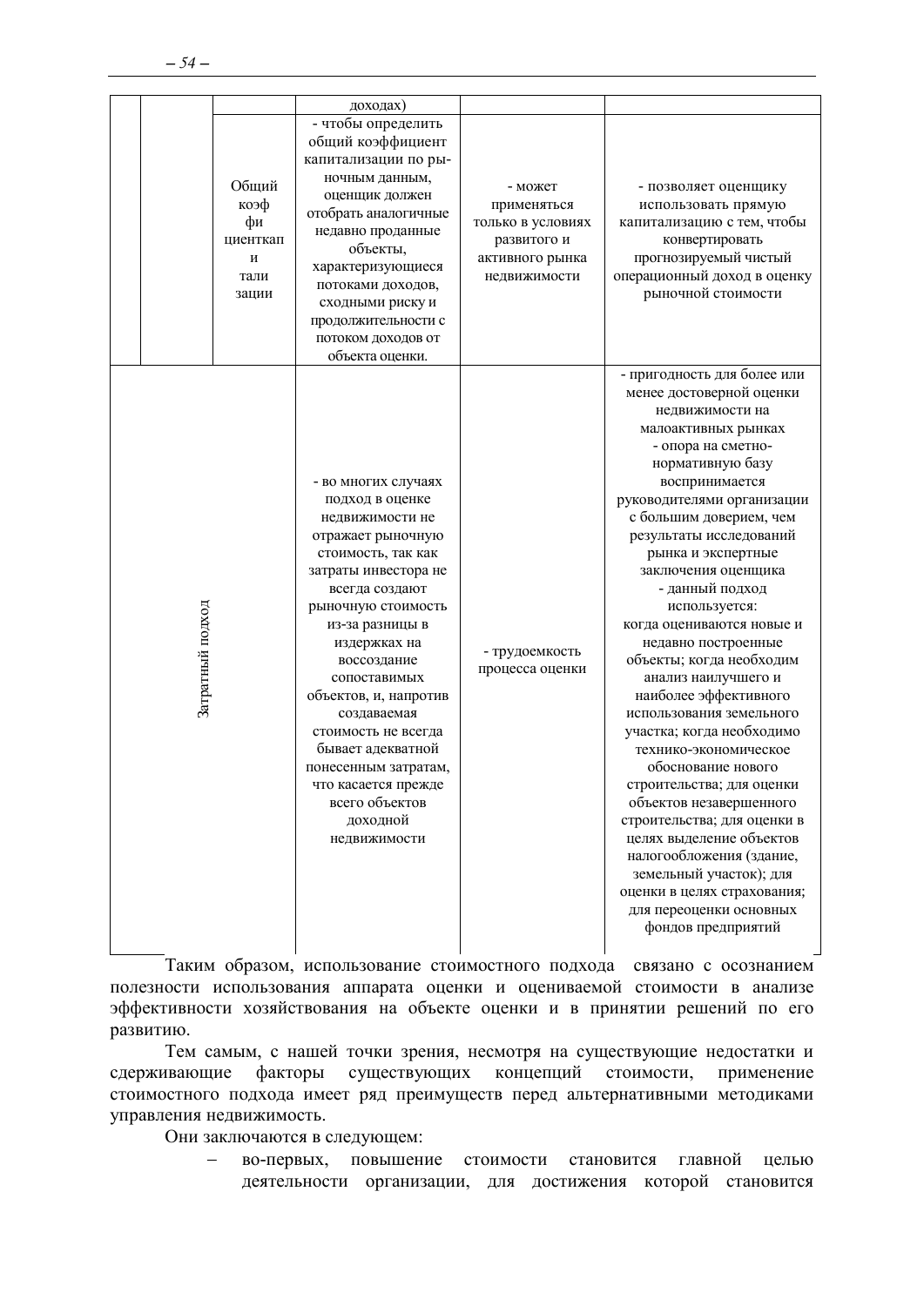| | | | | | |
|---|---|---|---|---|---|
| | | | доходах) | | |
| | | Общий коэффициент капитализации | - чтобы определить общий коэффициент капитализации по рыночным данным, оценщик должен отобрать аналогичные недавно проданные объекты, характеризующиеся потоками доходов, сходными риску и продолжительности с потоком доходов от объекта оценки. | - может применяться только в условиях развитого и активного рынка недвижимости | - позволяет оценщику использовать прямую капитализацию с тем, чтобы конвертировать прогнозируемый чистый операционный доход в оценку рыночной стоимости |
| Затратный подход | | | - во многих случаях подход в оценке недвижимости не отражает рыночную стоимость, так как затраты инвестора не всегда создают рыночную стоимость из-за разницы в издержках на воссоздание сопоставимых объектов, и, напротив создаваемая стоимость не всегда бывает адекватной понесенным затратам, что касается прежде всего объектов доходной недвижимости | - трудоемкость процесса оценки | - пригодность для более или менее достоверной оценки недвижимости на малоактивных рынках<br>- опора на сметно-нормативную базу воспринимается руководителями организации с большим доверием, чем результаты исследований рынка и экспертные заключения оценщика<br>- данный подход используется: когда оцениваются новые и недавно построенные объекты; когда необходим анализ наилучшего и наиболее эффективного использования земельного участка; когда необходимо технико-экономическое обоснование нового строительства; для оценки объектов незавершенного строительства; для оценки в целях выделение объектов налогообложения (здание, земельный участок); для оценки в целях страхования; для переоценки основных фондов предприятий |

Таким образом, использование стоимостного подхода связано с осознанием полезности использования аппарата оценки и оцениваемой стоимости в анализе эффективности хозяйствования на объекте оценки и в принятии решений по его развитию.

Тем самым, с нашей точки зрения, несмотря на существующие недостатки и сдерживающие факторы существующих концепций стоимости, применение стоимостного подхода имеет ряд преимуществ перед альтернативными методиками управления недвижимость.

Они заключаются в следующем:

– во-первых, повышение стоимости становится главной целью деятельности организации, для достижения которой становится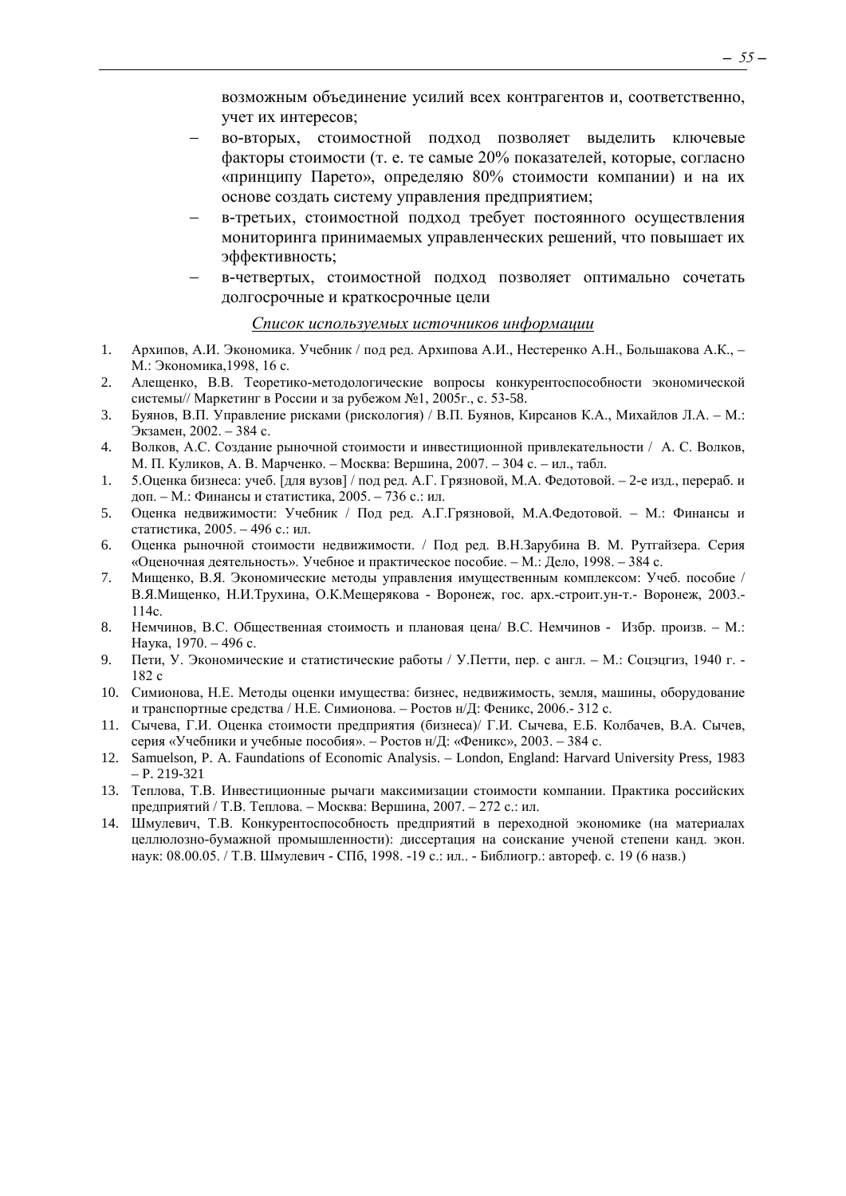возможным объединение усилий всех контрагентов и, соответственно, учет их интересов;

- во-вторых, стоимостной подход позволяет выделить ключевые факторы стоимости (т. е. те самые 20% показателей, которые, согласно «принципу Парето», определяю 80% стоимости компании) и на их основе создать систему управления предприятием;
- в-третьих, стоимостной подход требует постоянного осуществления мониторинга принимаемых управленческих решений, что повышает их эффективность;
- в-четвертых, стоимостной подход позволяет оптимально сочетать долгосрочные и краткосрочные цели

*Список используемых источников информации*

1. Архипов, А.И. Экономика. Учебник / под ред. Архипова А.И., Нестеренко А.Н., Большакова А.К., – М.: Экономика,1998, 16 с.
2. Алещенко, В.В. Теоретико-методологические вопросы конкурентоспособности экономической системы// Маркетинг в России и за рубежом №1, 2005г., с. 53-58.
3. Буянов, В.П. Управление рисками (рискология) / В.П. Буянов, Кирсанов К.А., Михайлов Л.А. – М.: Экзамен, 2002. – 384 с.
4. Волков, А.С. Создание рыночной стоимости и инвестиционной привлекательности / А. С. Волков, М. П. Куликов, А. В. Марченко. – Москва: Вершина, 2007. – 304 с. – ил., табл.
1. 5.Оценка бизнеса: учеб. [для вузов] / под ред. А.Г. Грязновой, М.А. Федотовой. – 2-е изд., перераб. и доп. – М.: Финансы и статистика, 2005. – 736 с.: ил.
5. Оценка недвижимости: Учебник / Под ред. А.Г.Грязновой, М.А.Федотовой. – М.: Финансы и статистика, 2005. – 496 с.: ил.
6. Оценка рыночной стоимости недвижимости. / Под ред. В.Н.Зарубина В. М. Рутгайзера. Серия «Оценочная деятельность». Учебное и практическое пособие. – М.: Дело, 1998. – 384 с.
7. Мищенко, В.Я. Экономические методы управления имущественным комплексом: Учеб. пособие / В.Я.Мищенко, Н.И.Трухина, О.К.Мещерякова - Воронеж, гос. арх.-строит.ун-т.- Воронеж, 2003.- 114с.
8. Немчинов, В.С. Общественная стоимость и плановая цена/ В.С. Немчинов - Избр. произв. – М.: Наука, 1970. – 496 с.
9. Пети, У. Экономические и статистические работы / У.Петти, пер. с англ. – М.: Соцэцгиз, 1940 г. - 182 с
10. Симионова, Н.Е. Методы оценки имущества: бизнес, недвижимость, земля, машины, оборудование и транспортные средства / Н.Е. Симионова. – Ростов н/Д: Феникс, 2006.- 312 с.
11. Сычева, Г.И. Оценка стоимости предприятия (бизнеса)/ Г.И. Сычева, Е.Б. Колбачев, В.А. Сычев, серия «Учебники и учебные пособия». – Ростов н/Д: «Феникс», 2003. – 384 с.
12. Samuelson, P. A. Faundations of Economic Analysis. – London, England: Harvard University Press, 1983 – P. 219-321
13. Теплова, Т.В. Инвестиционные рычаги максимизации стоимости компании. Практика российских предприятий / Т.В. Теплова. – Москва: Вершина, 2007. – 272 с.: ил.
14. Шмулевич, Т.В. Конкурентоспособность предприятий в переходной экономике (на материалах целлюлозно-бумажной промышленности): диссертация на соискание ученой степени канд. экон. наук: 08.00.05. / Т.В. Шмулевич - СПб, 1998. -19 с.: ил.. - Библиогр.: автореф. с. 19 (6 назв.)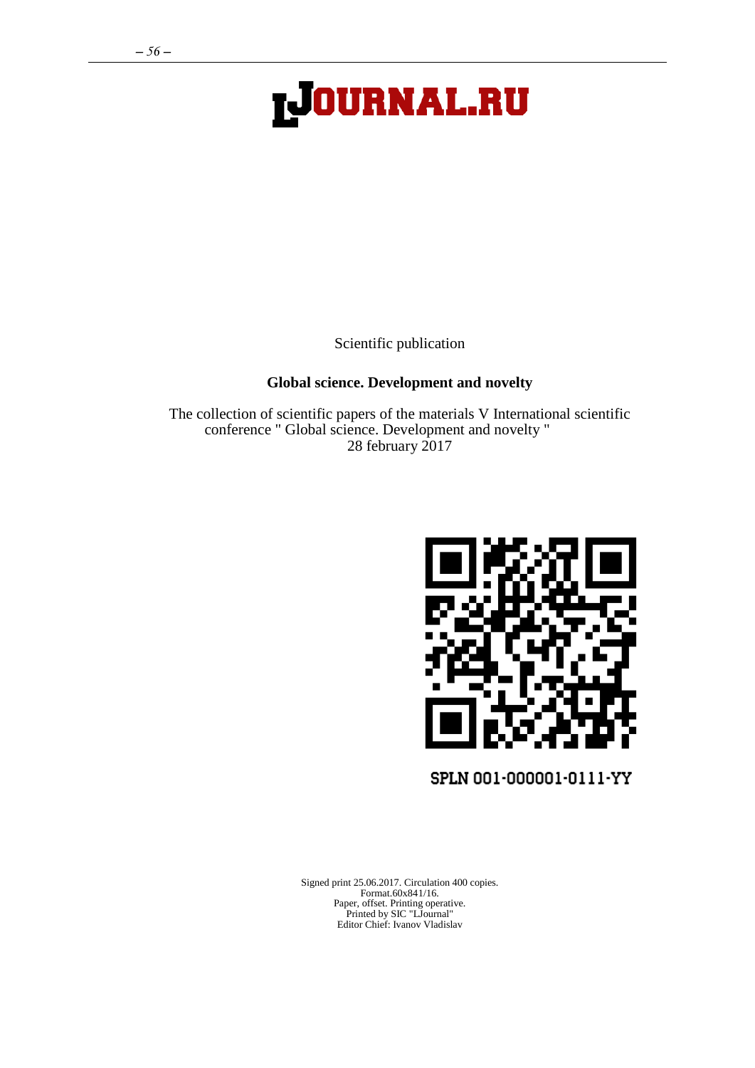# LJOURNAL.RU

Scientific publication

**Global science. Development and novelty**

The collection of scientific papers of the materials V International scientific conference " Global science. Development and novelty "
28 february 2017

SPLN 001-000001-0111-YY

Signed print 25.06.2017. Circulation 400 copies.
Format.60x841/16.
Paper, offset. Printing operative.
Printed by SIC "LJournal"
Editor Chief: Ivanov Vladislav